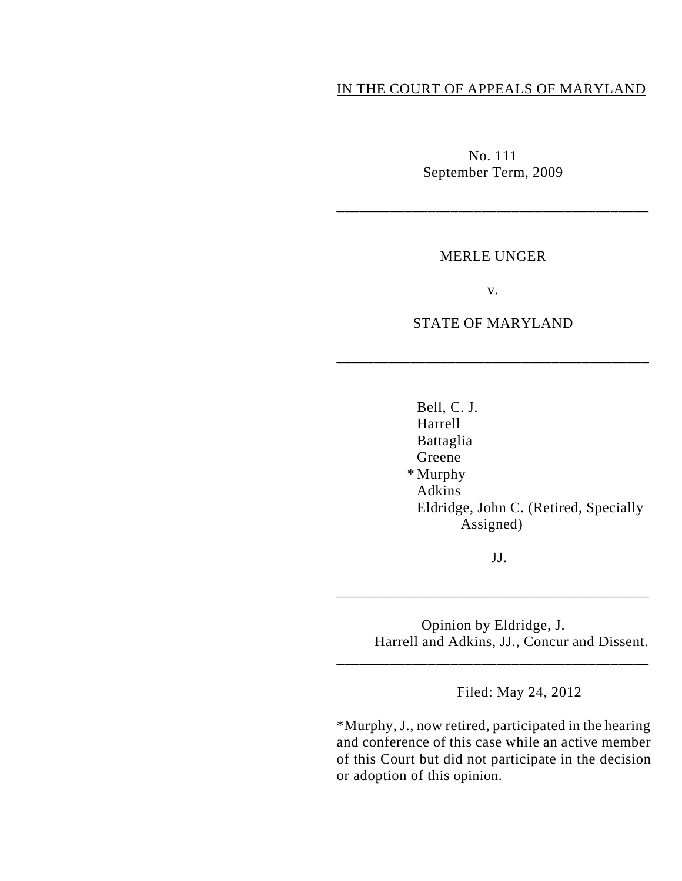IN THE COURT OF APPEALS OF MARYLAND

No. 111
September Term, 2009

---

MERLE UNGER

v.

STATE OF MARYLAND

---

Bell, C. J.
Harrell
Battaglia
Greene
*Murphy
Adkins
Eldridge, John C. (Retired, Specially Assigned)

JJ.

---

Opinion by Eldridge, J.
Harrell and Adkins, JJ., Concur and Dissent.

---

Filed: May 24, 2012

*Murphy, J., now retired, participated in the hearing and conference of this case while an active member of this Court but did not participate in the decision or adoption of this opinion.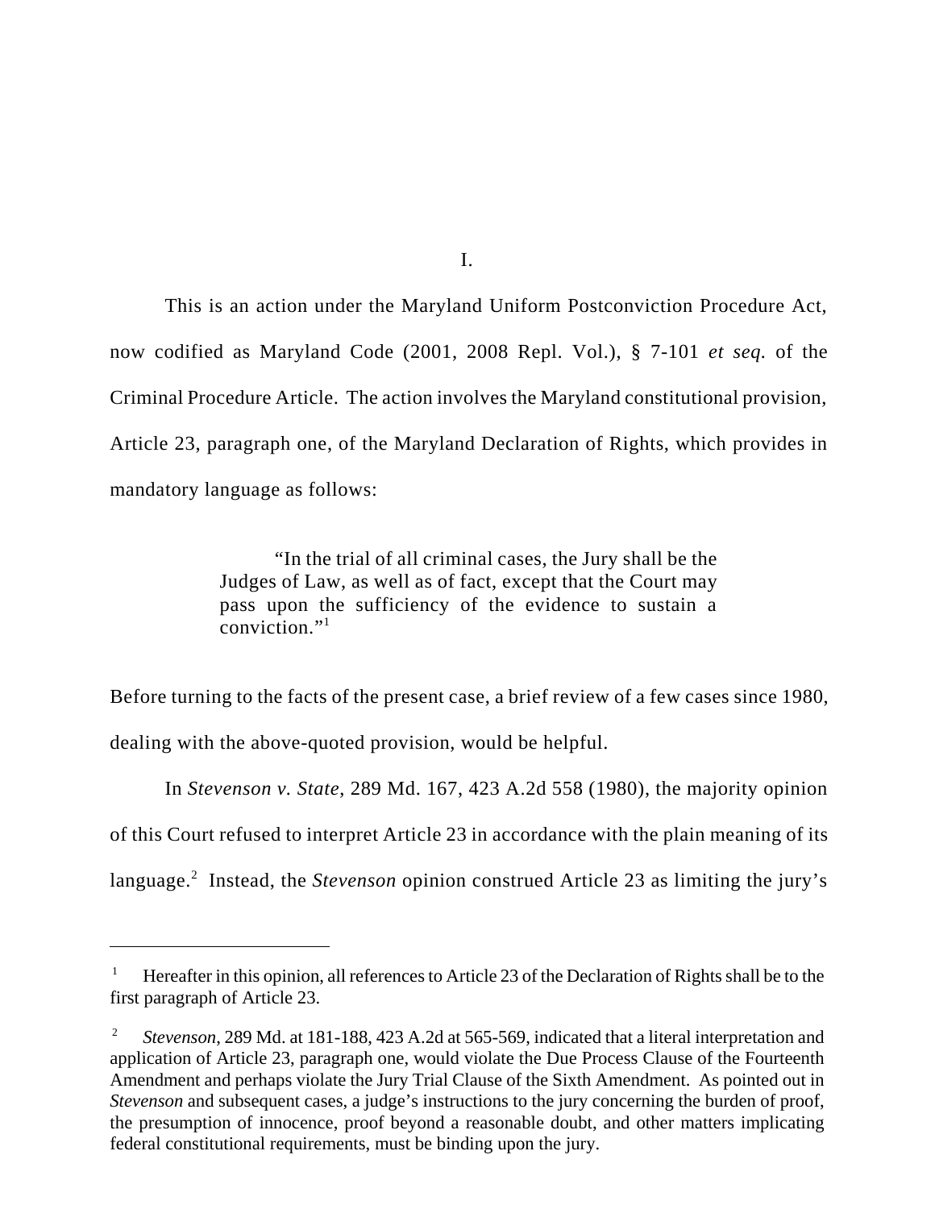I.

This is an action under the Maryland Uniform Postconviction Procedure Act, now codified as Maryland Code (2001, 2008 Repl. Vol.), § 7-101 *et seq.* of the Criminal Procedure Article. The action involves the Maryland constitutional provision, Article 23, paragraph one, of the Maryland Declaration of Rights, which provides in mandatory language as follows:

> "In the trial of all criminal cases, the Jury shall be the Judges of Law, as well as of fact, except that the Court may pass upon the sufficiency of the evidence to sustain a conviction."[1]

Before turning to the facts of the present case, a brief review of a few cases since 1980, dealing with the above-quoted provision, would be helpful.

In *Stevenson v. State*, 289 Md. 167, 423 A.2d 558 (1980), the majority opinion of this Court refused to interpret Article 23 in accordance with the plain meaning of its language.[2] Instead, the *Stevenson* opinion construed Article 23 as limiting the jury's

---

[1] Hereafter in this opinion, all references to Article 23 of the Declaration of Rights shall be to the first paragraph of Article 23.

[2] *Stevenson*, 289 Md. at 181-188, 423 A.2d at 565-569, indicated that a literal interpretation and application of Article 23, paragraph one, would violate the Due Process Clause of the Fourteenth Amendment and perhaps violate the Jury Trial Clause of the Sixth Amendment. As pointed out in *Stevenson* and subsequent cases, a judge's instructions to the jury concerning the burden of proof, the presumption of innocence, proof beyond a reasonable doubt, and other matters implicating federal constitutional requirements, must be binding upon the jury.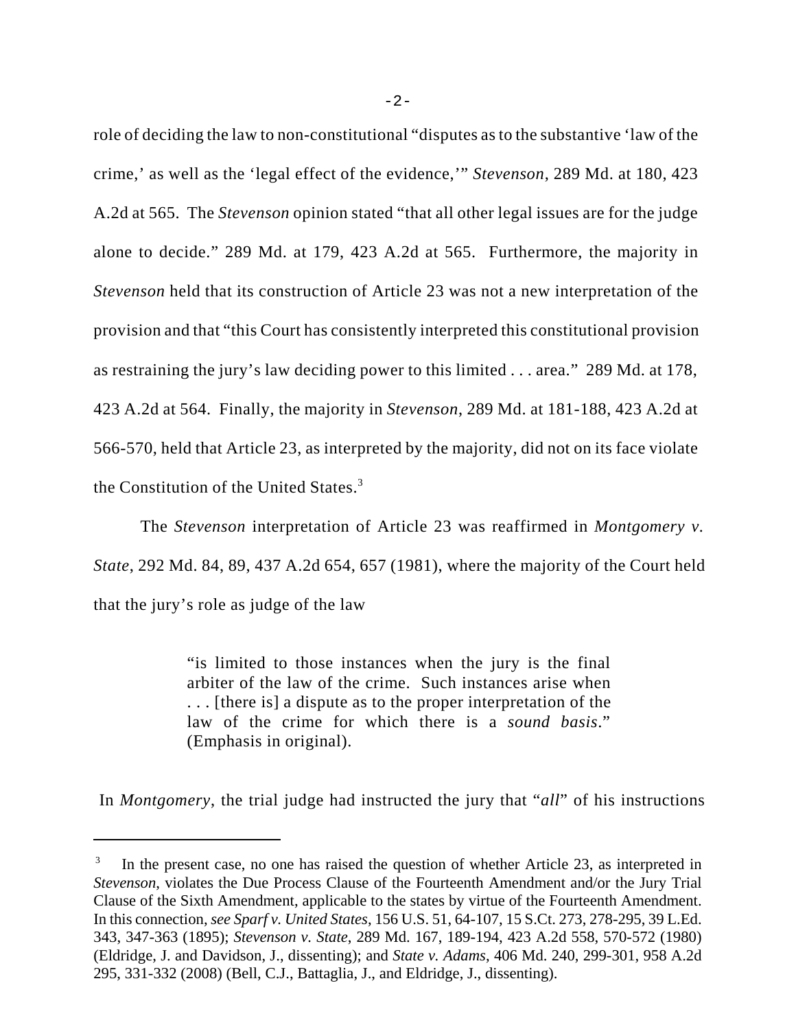role of deciding the law to non-constitutional "disputes as to the substantive 'law of the crime,' as well as the 'legal effect of the evidence,'" *Stevenson*, 289 Md. at 180, 423 A.2d at 565. The *Stevenson* opinion stated "that all other legal issues are for the judge alone to decide." 289 Md. at 179, 423 A.2d at 565. Furthermore, the majority in *Stevenson* held that its construction of Article 23 was not a new interpretation of the provision and that "this Court has consistently interpreted this constitutional provision as restraining the jury's law deciding power to this limited . . . area." 289 Md. at 178, 423 A.2d at 564. Finally, the majority in *Stevenson*, 289 Md. at 181-188, 423 A.2d at 566-570, held that Article 23, as interpreted by the majority, did not on its face violate the Constitution of the United States.[3]

The *Stevenson* interpretation of Article 23 was reaffirmed in *Montgomery v. State*, 292 Md. 84, 89, 437 A.2d 654, 657 (1981), where the majority of the Court held that the jury's role as judge of the law

> "is limited to those instances when the jury is the final arbiter of the law of the crime. Such instances arise when . . . [there is] a dispute as to the proper interpretation of the law of the crime for which there is a *sound basis*." (Emphasis in original).

In *Montgomery*, the trial judge had instructed the jury that "*all*" of his instructions

---

[3] In the present case, no one has raised the question of whether Article 23, as interpreted in *Stevenson*, violates the Due Process Clause of the Fourteenth Amendment and/or the Jury Trial Clause of the Sixth Amendment, applicable to the states by virtue of the Fourteenth Amendment. In this connection, *see Sparf v. United States*, 156 U.S. 51, 64-107, 15 S.Ct. 273, 278-295, 39 L.Ed. 343, 347-363 (1895); *Stevenson v. State*, 289 Md. 167, 189-194, 423 A.2d 558, 570-572 (1980) (Eldridge, J. and Davidson, J., dissenting); and *State v. Adams*, 406 Md. 240, 299-301, 958 A.2d 295, 331-332 (2008) (Bell, C.J., Battaglia, J., and Eldridge, J., dissenting).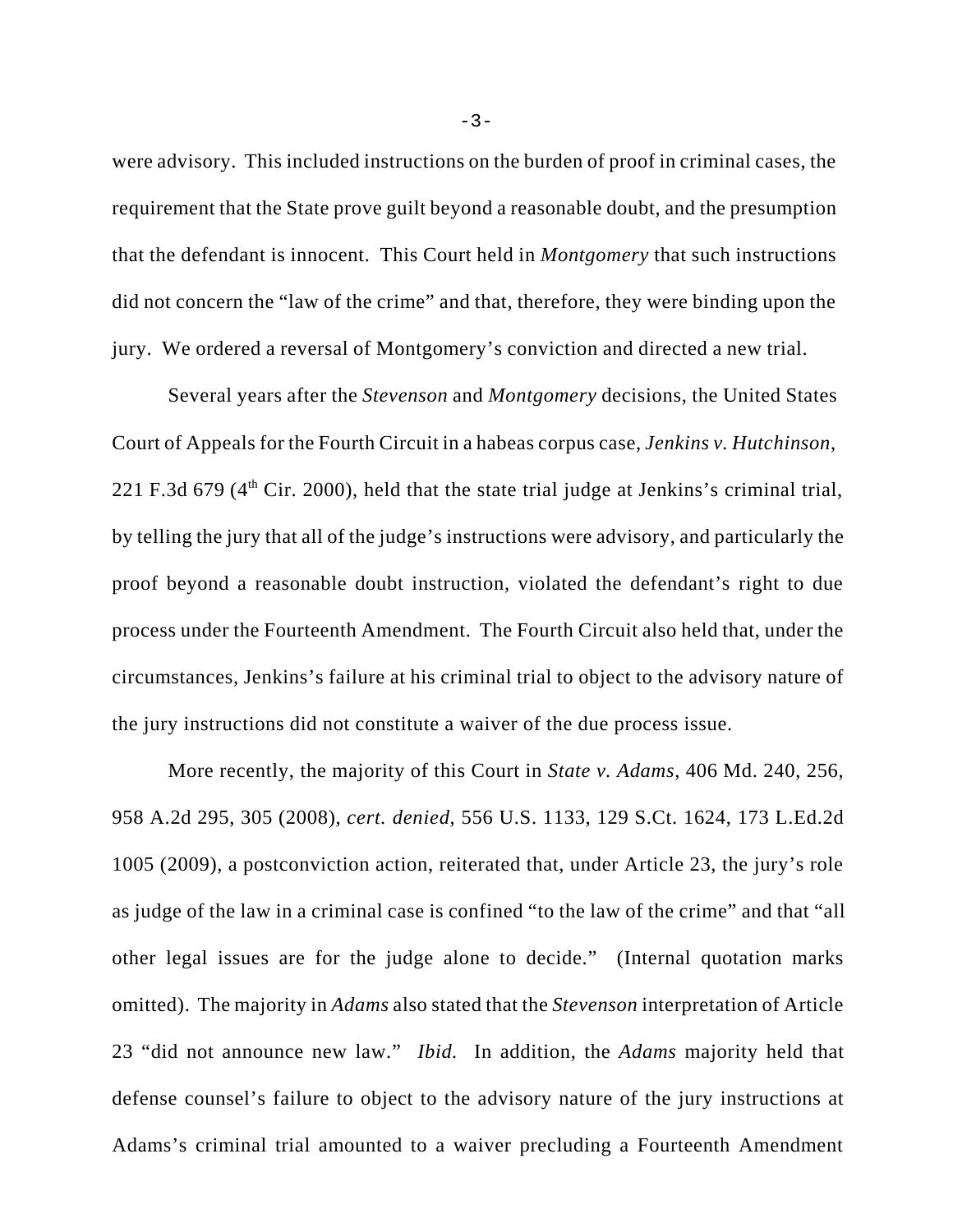were advisory. This included instructions on the burden of proof in criminal cases, the requirement that the State prove guilt beyond a reasonable doubt, and the presumption that the defendant is innocent. This Court held in *Montgomery* that such instructions did not concern the "law of the crime" and that, therefore, they were binding upon the jury. We ordered a reversal of Montgomery's conviction and directed a new trial.

Several years after the *Stevenson* and *Montgomery* decisions, the United States Court of Appeals for the Fourth Circuit in a habeas corpus case, *Jenkins v. Hutchinson*, 221 F.3d 679 (4th Cir. 2000), held that the state trial judge at Jenkins's criminal trial, by telling the jury that all of the judge's instructions were advisory, and particularly the proof beyond a reasonable doubt instruction, violated the defendant's right to due process under the Fourteenth Amendment. The Fourth Circuit also held that, under the circumstances, Jenkins's failure at his criminal trial to object to the advisory nature of the jury instructions did not constitute a waiver of the due process issue.

More recently, the majority of this Court in *State v. Adams*, 406 Md. 240, 256, 958 A.2d 295, 305 (2008), *cert. denied*, 556 U.S. 1133, 129 S.Ct. 1624, 173 L.Ed.2d 1005 (2009), a postconviction action, reiterated that, under Article 23, the jury's role as judge of the law in a criminal case is confined "to the law of the crime" and that "all other legal issues are for the judge alone to decide." (Internal quotation marks omitted). The majority in *Adams* also stated that the *Stevenson* interpretation of Article 23 "did not announce new law." *Ibid.* In addition, the *Adams* majority held that defense counsel's failure to object to the advisory nature of the jury instructions at Adams's criminal trial amounted to a waiver precluding a Fourteenth Amendment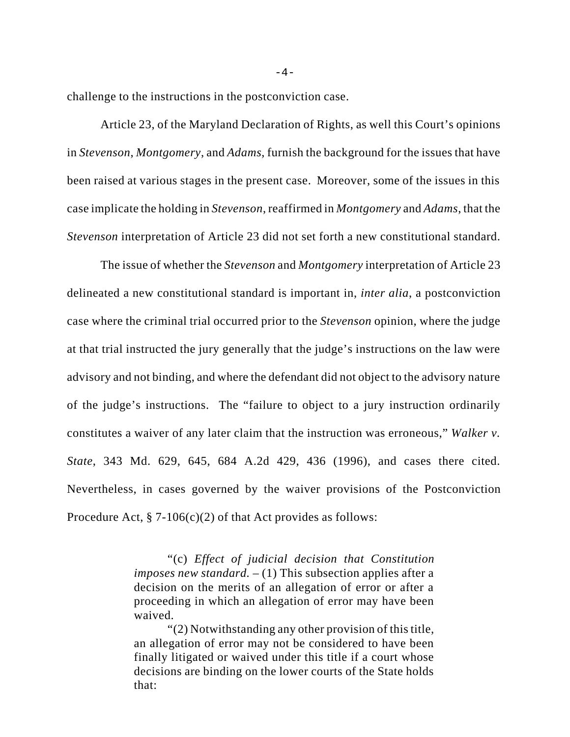challenge to the instructions in the postconviction case.

Article 23, of the Maryland Declaration of Rights, as well this Court's opinions in *Stevenson*, *Montgomery*, and *Adams*, furnish the background for the issues that have been raised at various stages in the present case. Moreover, some of the issues in this case implicate the holding in *Stevenson*, reaffirmed in *Montgomery* and *Adams*, that the *Stevenson* interpretation of Article 23 did not set forth a new constitutional standard.

The issue of whether the *Stevenson* and *Montgomery* interpretation of Article 23 delineated a new constitutional standard is important in, *inter alia*, a postconviction case where the criminal trial occurred prior to the *Stevenson* opinion, where the judge at that trial instructed the jury generally that the judge's instructions on the law were advisory and not binding, and where the defendant did not object to the advisory nature of the judge's instructions. The "failure to object to a jury instruction ordinarily constitutes a waiver of any later claim that the instruction was erroneous," *Walker v. State*, 343 Md. 629, 645, 684 A.2d 429, 436 (1996), and cases there cited. Nevertheless, in cases governed by the waiver provisions of the Postconviction Procedure Act, § 7-106(c)(2) of that Act provides as follows:

> "(c) *Effect of judicial decision that Constitution imposes new standard.* – (1) This subsection applies after a decision on the merits of an allegation of error or after a proceeding in which an allegation of error may have been waived.
>
> "(2) Notwithstanding any other provision of this title, an allegation of error may not be considered to have been finally litigated or waived under this title if a court whose decisions are binding on the lower courts of the State holds that: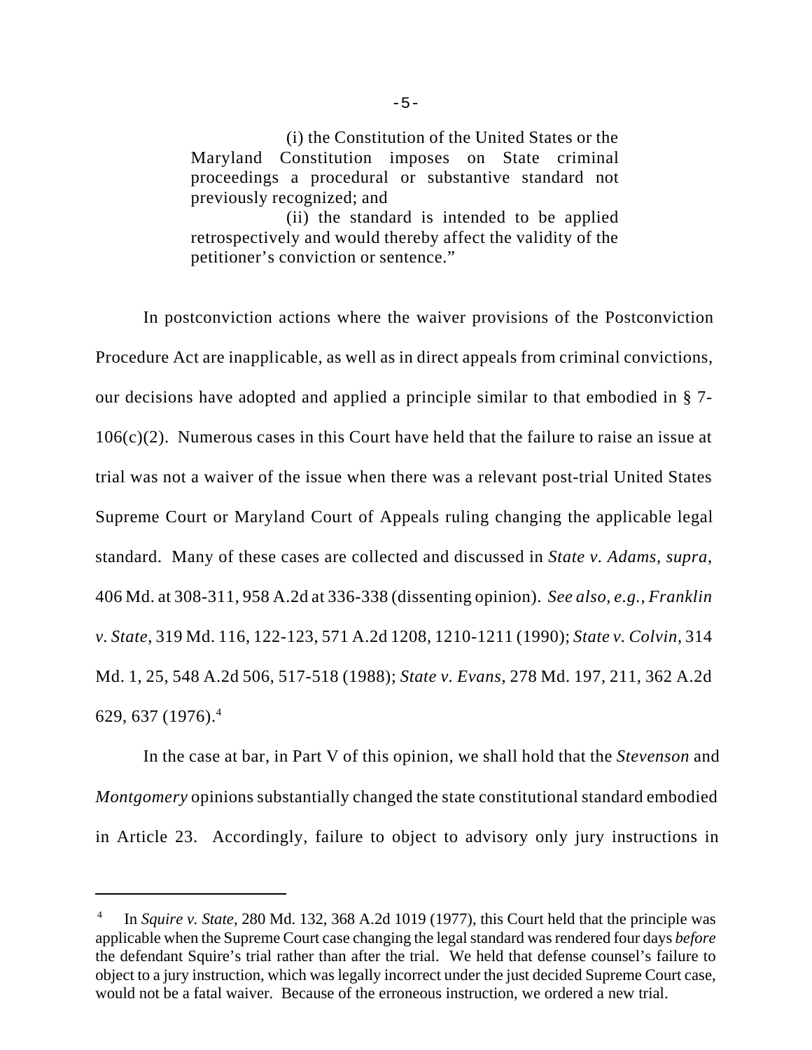> (i) the Constitution of the United States or the Maryland Constitution imposes on State criminal proceedings a procedural or substantive standard not previously recognized; and
>
> (ii) the standard is intended to be applied retrospectively and would thereby affect the validity of the petitioner's conviction or sentence."

In postconviction actions where the waiver provisions of the Postconviction Procedure Act are inapplicable, as well as in direct appeals from criminal convictions, our decisions have adopted and applied a principle similar to that embodied in § 7-106(c)(2). Numerous cases in this Court have held that the failure to raise an issue at trial was not a waiver of the issue when there was a relevant post-trial United States Supreme Court or Maryland Court of Appeals ruling changing the applicable legal standard. Many of these cases are collected and discussed in *State v. Adams*, *supra*, 406 Md. at 308-311, 958 A.2d at 336-338 (dissenting opinion). *See also, e.g., Franklin v. State*, 319 Md. 116, 122-123, 571 A.2d 1208, 1210-1211 (1990); *State v. Colvin*, 314 Md. 1, 25, 548 A.2d 506, 517-518 (1988); *State v. Evans*, 278 Md. 197, 211, 362 A.2d 629, 637 (1976).[4]

In the case at bar, in Part V of this opinion, we shall hold that the *Stevenson* and *Montgomery* opinions substantially changed the state constitutional standard embodied in Article 23. Accordingly, failure to object to advisory only jury instructions in

---

[4] In *Squire v. State*, 280 Md. 132, 368 A.2d 1019 (1977), this Court held that the principle was applicable when the Supreme Court case changing the legal standard was rendered four days *before* the defendant Squire's trial rather than after the trial. We held that defense counsel's failure to object to a jury instruction, which was legally incorrect under the just decided Supreme Court case, would not be a fatal waiver. Because of the erroneous instruction, we ordered a new trial.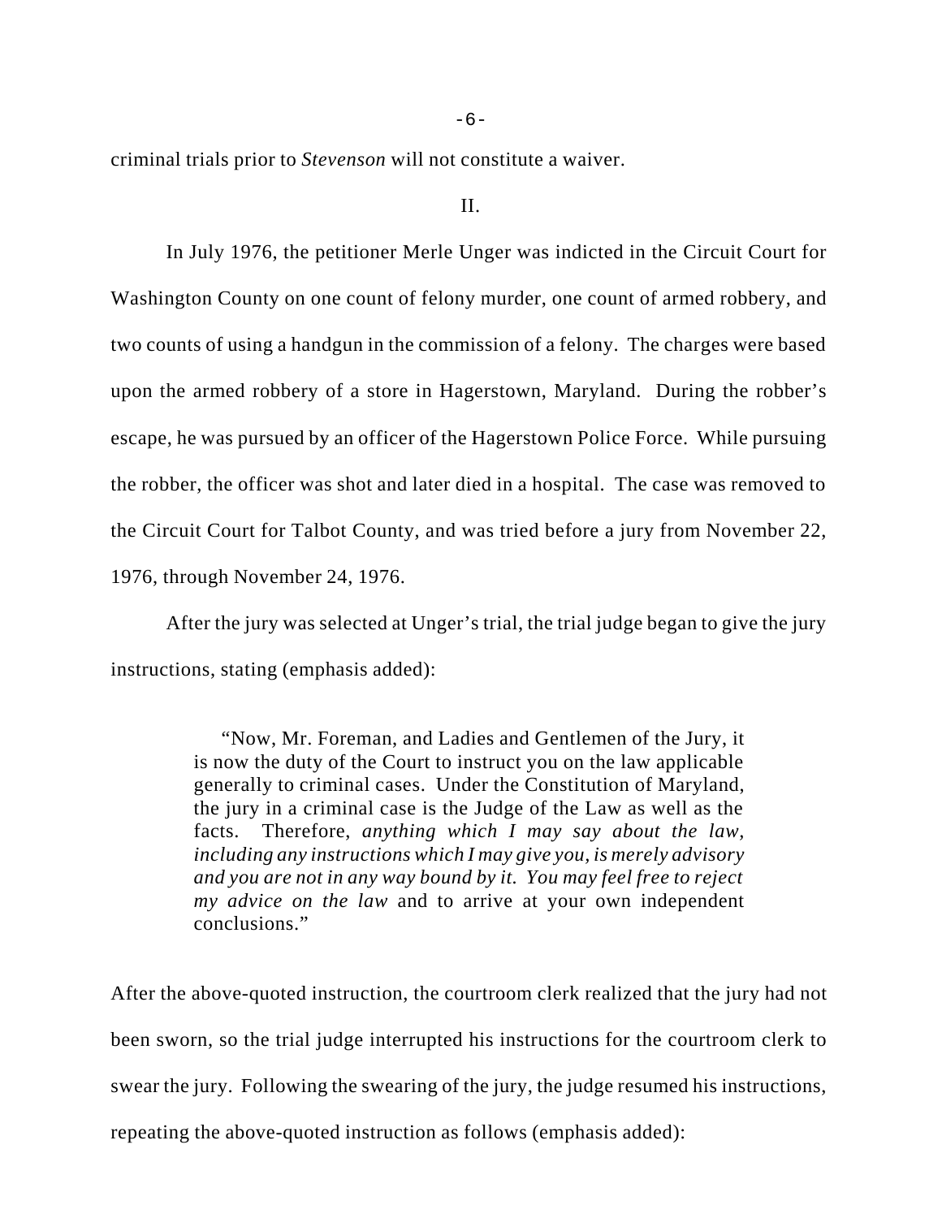criminal trials prior to *Stevenson* will not constitute a waiver.

II.

In July 1976, the petitioner Merle Unger was indicted in the Circuit Court for Washington County on one count of felony murder, one count of armed robbery, and two counts of using a handgun in the commission of a felony. The charges were based upon the armed robbery of a store in Hagerstown, Maryland. During the robber's escape, he was pursued by an officer of the Hagerstown Police Force. While pursuing the robber, the officer was shot and later died in a hospital. The case was removed to the Circuit Court for Talbot County, and was tried before a jury from November 22, 1976, through November 24, 1976.

After the jury was selected at Unger's trial, the trial judge began to give the jury instructions, stating (emphasis added):

> "Now, Mr. Foreman, and Ladies and Gentlemen of the Jury, it is now the duty of the Court to instruct you on the law applicable generally to criminal cases. Under the Constitution of Maryland, the jury in a criminal case is the Judge of the Law as well as the facts. Therefore, *anything which I may say about the law, including any instructions which I may give you, is merely advisory and you are not in any way bound by it. You may feel free to reject my advice on the law* and to arrive at your own independent conclusions."

After the above-quoted instruction, the courtroom clerk realized that the jury had not been sworn, so the trial judge interrupted his instructions for the courtroom clerk to swear the jury. Following the swearing of the jury, the judge resumed his instructions, repeating the above-quoted instruction as follows (emphasis added):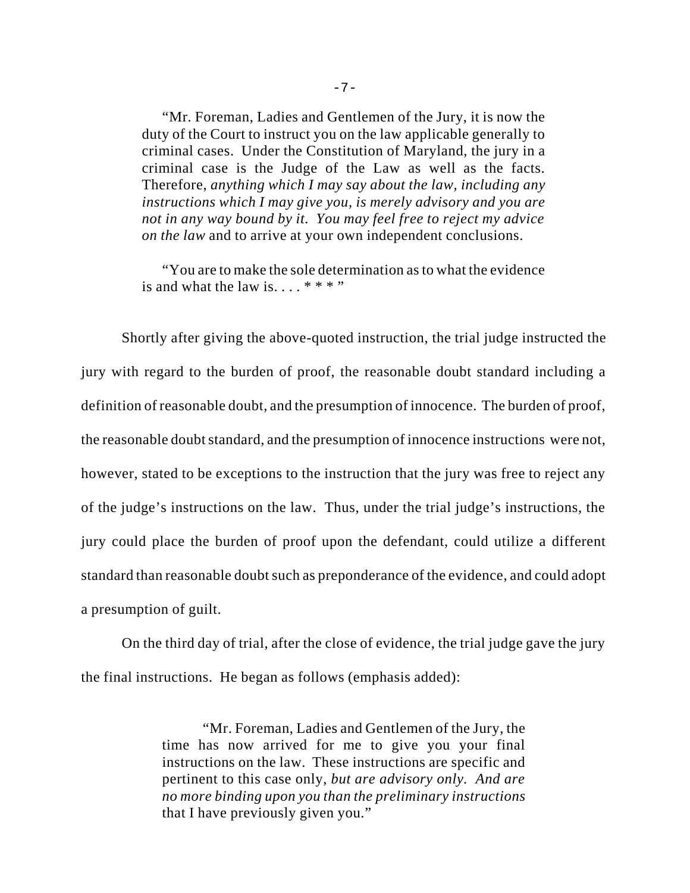> "Mr. Foreman, Ladies and Gentlemen of the Jury, it is now the duty of the Court to instruct you on the law applicable generally to criminal cases. Under the Constitution of Maryland, the jury in a criminal case is the Judge of the Law as well as the facts. Therefore, *anything which I may say about the law, including any instructions which I may give you, is merely advisory and you are not in any way bound by it. You may feel free to reject my advice on the law* and to arrive at your own independent conclusions.
>
> "You are to make the sole determination as to what the evidence is and what the law is. . . . * * * "

Shortly after giving the above-quoted instruction, the trial judge instructed the jury with regard to the burden of proof, the reasonable doubt standard including a definition of reasonable doubt, and the presumption of innocence. The burden of proof, the reasonable doubt standard, and the presumption of innocence instructions were not, however, stated to be exceptions to the instruction that the jury was free to reject any of the judge's instructions on the law. Thus, under the trial judge's instructions, the jury could place the burden of proof upon the defendant, could utilize a different standard than reasonable doubt such as preponderance of the evidence, and could adopt a presumption of guilt.

On the third day of trial, after the close of evidence, the trial judge gave the jury the final instructions. He began as follows (emphasis added):

> "Mr. Foreman, Ladies and Gentlemen of the Jury, the time has now arrived for me to give you your final instructions on the law. These instructions are specific and pertinent to this case only, *but are advisory only. And are no more binding upon you than the preliminary instructions* that I have previously given you."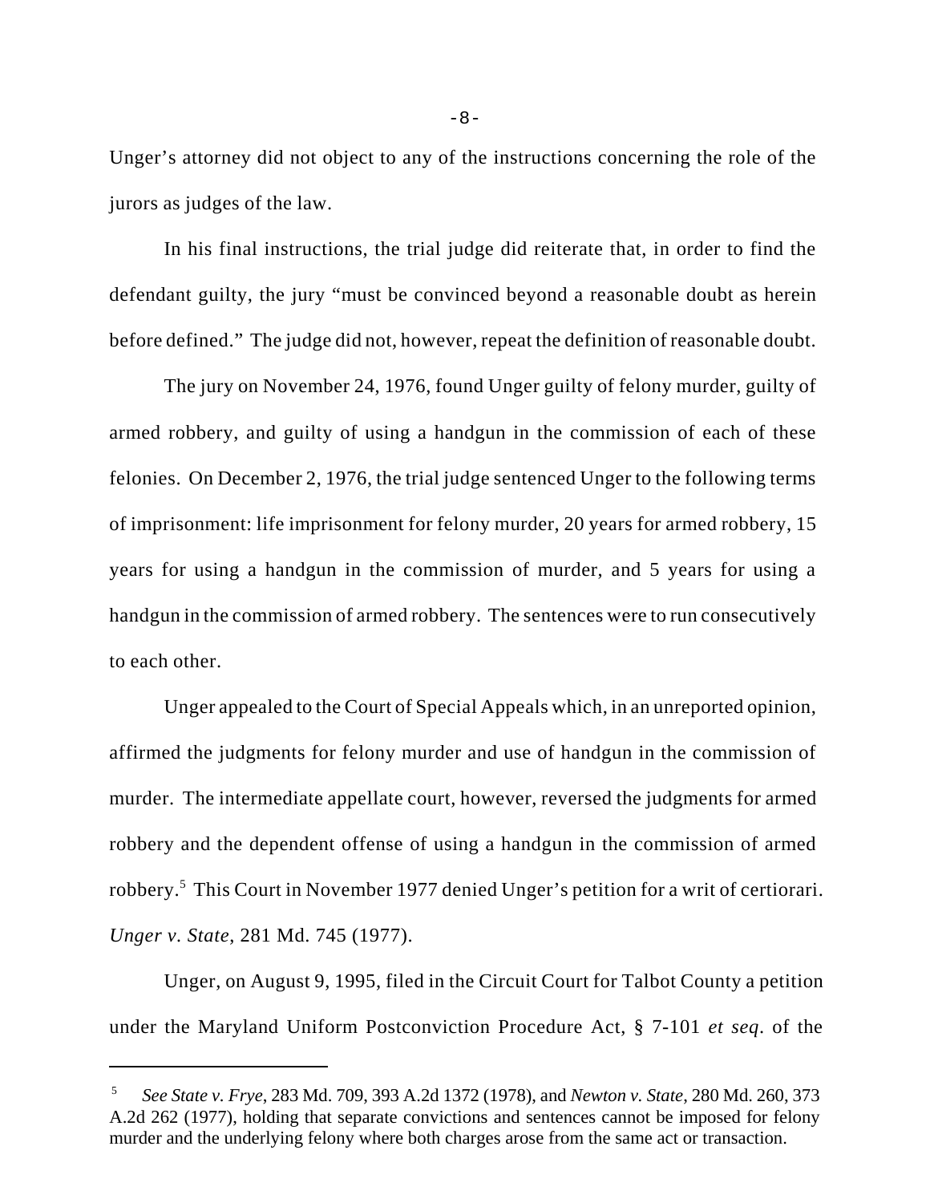Unger's attorney did not object to any of the instructions concerning the role of the jurors as judges of the law.

In his final instructions, the trial judge did reiterate that, in order to find the defendant guilty, the jury "must be convinced beyond a reasonable doubt as herein before defined." The judge did not, however, repeat the definition of reasonable doubt.

The jury on November 24, 1976, found Unger guilty of felony murder, guilty of armed robbery, and guilty of using a handgun in the commission of each of these felonies. On December 2, 1976, the trial judge sentenced Unger to the following terms of imprisonment: life imprisonment for felony murder, 20 years for armed robbery, 15 years for using a handgun in the commission of murder, and 5 years for using a handgun in the commission of armed robbery. The sentences were to run consecutively to each other.

Unger appealed to the Court of Special Appeals which, in an unreported opinion, affirmed the judgments for felony murder and use of handgun in the commission of murder. The intermediate appellate court, however, reversed the judgments for armed robbery and the dependent offense of using a handgun in the commission of armed robbery.[5] This Court in November 1977 denied Unger's petition for a writ of certiorari. *Unger v. State*, 281 Md. 745 (1977).

Unger, on August 9, 1995, filed in the Circuit Court for Talbot County a petition under the Maryland Uniform Postconviction Procedure Act, § 7-101 *et seq*. of the

---

[5] *See State v. Frye*, 283 Md. 709, 393 A.2d 1372 (1978), and *Newton v. State*, 280 Md. 260, 373 A.2d 262 (1977), holding that separate convictions and sentences cannot be imposed for felony murder and the underlying felony where both charges arose from the same act or transaction.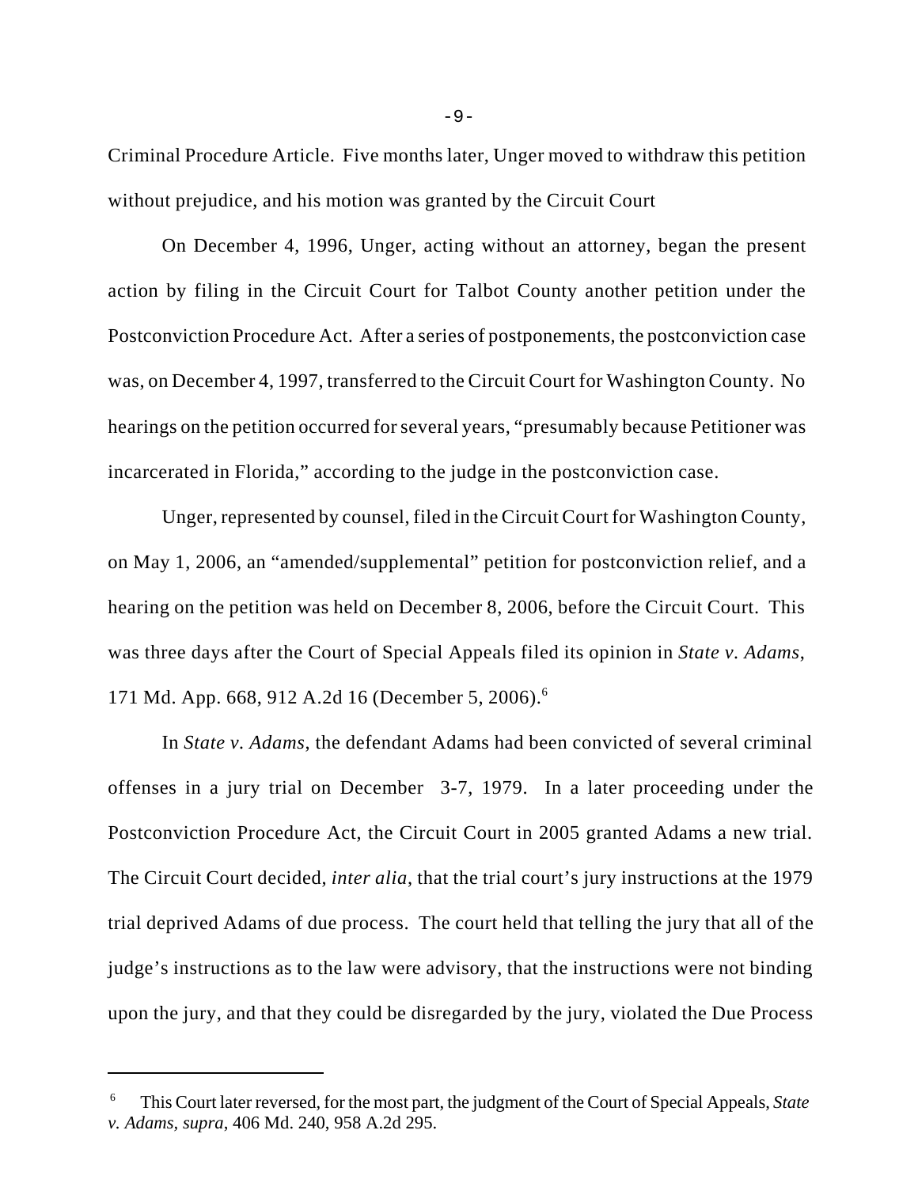Criminal Procedure Article. Five months later, Unger moved to withdraw this petition without prejudice, and his motion was granted by the Circuit Court

On December 4, 1996, Unger, acting without an attorney, began the present action by filing in the Circuit Court for Talbot County another petition under the Postconviction Procedure Act. After a series of postponements, the postconviction case was, on December 4, 1997, transferred to the Circuit Court for Washington County. No hearings on the petition occurred for several years, "presumably because Petitioner was incarcerated in Florida," according to the judge in the postconviction case.

Unger, represented by counsel, filed in the Circuit Court for Washington County, on May 1, 2006, an "amended/supplemental" petition for postconviction relief, and a hearing on the petition was held on December 8, 2006, before the Circuit Court. This was three days after the Court of Special Appeals filed its opinion in *State v. Adams*, 171 Md. App. 668, 912 A.2d 16 (December 5, 2006).[6]

In *State v. Adams*, the defendant Adams had been convicted of several criminal offenses in a jury trial on December 3-7, 1979. In a later proceeding under the Postconviction Procedure Act, the Circuit Court in 2005 granted Adams a new trial. The Circuit Court decided, *inter alia*, that the trial court's jury instructions at the 1979 trial deprived Adams of due process. The court held that telling the jury that all of the judge's instructions as to the law were advisory, that the instructions were not binding upon the jury, and that they could be disregarded by the jury, violated the Due Process

---

[6] This Court later reversed, for the most part, the judgment of the Court of Special Appeals, *State v. Adams*, *supra*, 406 Md. 240, 958 A.2d 295.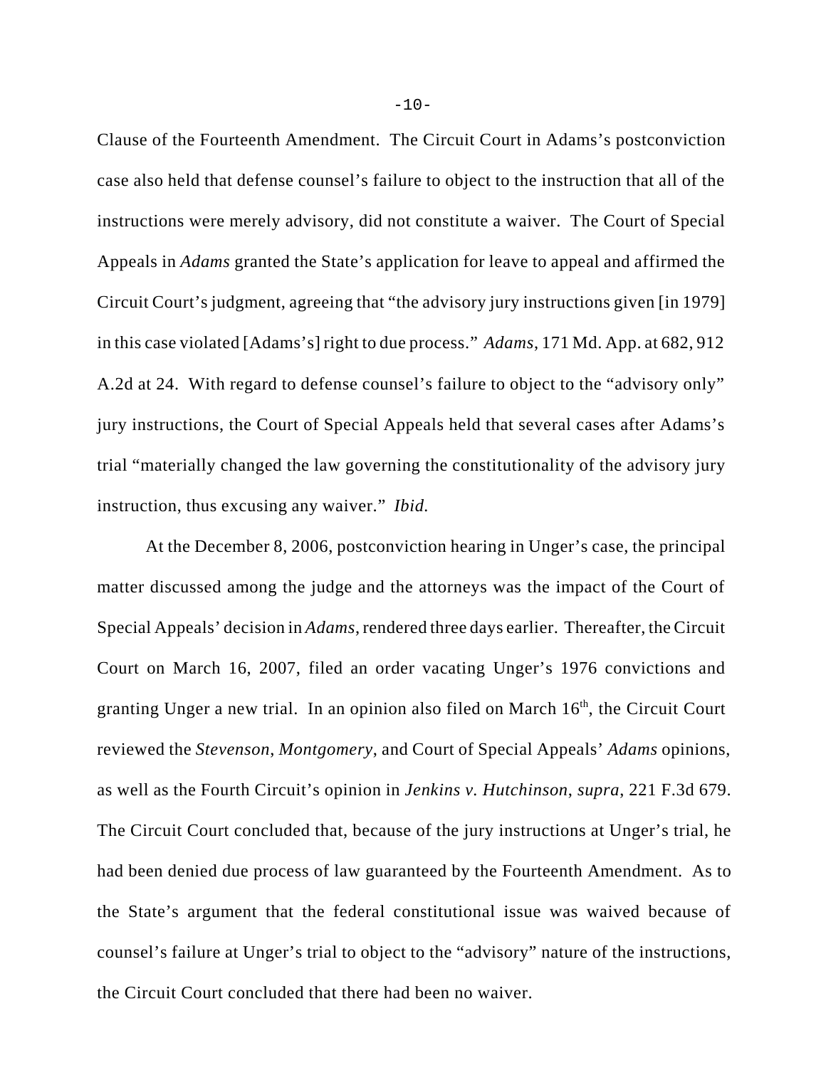Clause of the Fourteenth Amendment. The Circuit Court in Adams's postconviction case also held that defense counsel's failure to object to the instruction that all of the instructions were merely advisory, did not constitute a waiver. The Court of Special Appeals in *Adams* granted the State's application for leave to appeal and affirmed the Circuit Court's judgment, agreeing that "the advisory jury instructions given [in 1979] in this case violated [Adams's] right to due process." *Adams*, 171 Md. App. at 682, 912 A.2d at 24. With regard to defense counsel's failure to object to the "advisory only" jury instructions, the Court of Special Appeals held that several cases after Adams's trial "materially changed the law governing the constitutionality of the advisory jury instruction, thus excusing any waiver." *Ibid.*

At the December 8, 2006, postconviction hearing in Unger's case, the principal matter discussed among the judge and the attorneys was the impact of the Court of Special Appeals' decision in *Adams*, rendered three days earlier. Thereafter, the Circuit Court on March 16, 2007, filed an order vacating Unger's 1976 convictions and granting Unger a new trial. In an opinion also filed on March 16th, the Circuit Court reviewed the *Stevenson*, *Montgomery*, and Court of Special Appeals' *Adams* opinions, as well as the Fourth Circuit's opinion in *Jenkins v. Hutchinson*, *supra*, 221 F.3d 679. The Circuit Court concluded that, because of the jury instructions at Unger's trial, he had been denied due process of law guaranteed by the Fourteenth Amendment. As to the State's argument that the federal constitutional issue was waived because of counsel's failure at Unger's trial to object to the "advisory" nature of the instructions, the Circuit Court concluded that there had been no waiver.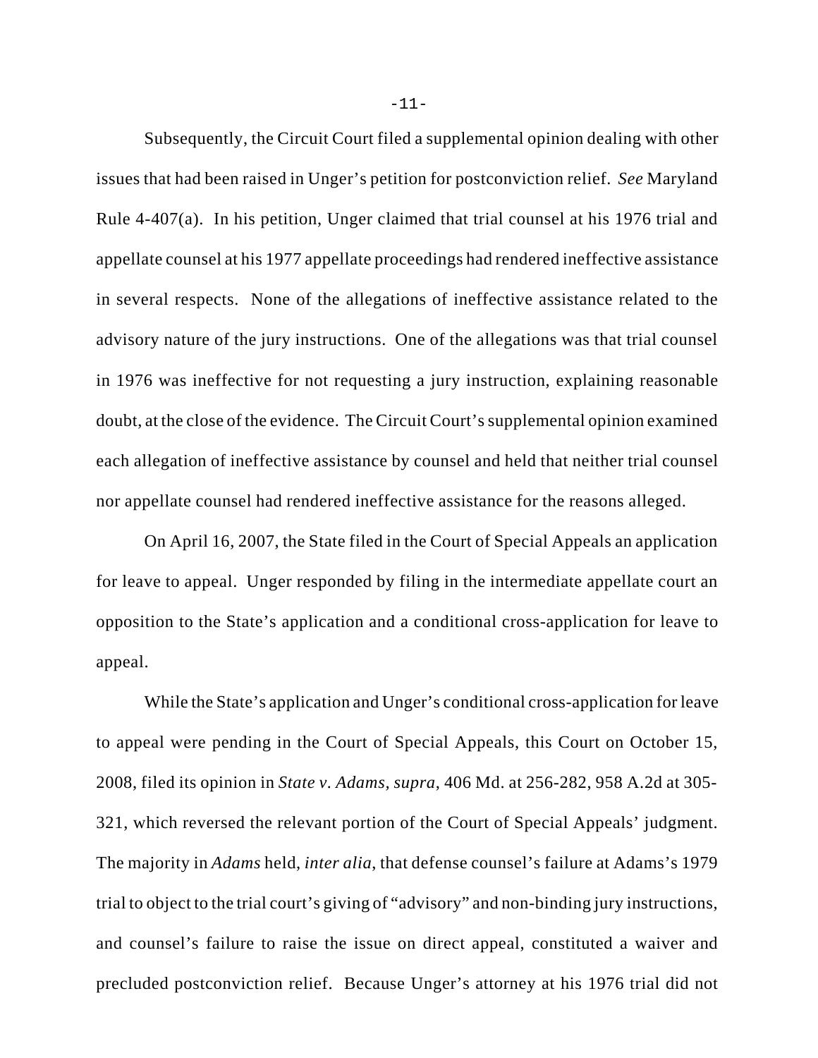Subsequently, the Circuit Court filed a supplemental opinion dealing with other issues that had been raised in Unger's petition for postconviction relief. *See* Maryland Rule 4-407(a). In his petition, Unger claimed that trial counsel at his 1976 trial and appellate counsel at his 1977 appellate proceedings had rendered ineffective assistance in several respects. None of the allegations of ineffective assistance related to the advisory nature of the jury instructions. One of the allegations was that trial counsel in 1976 was ineffective for not requesting a jury instruction, explaining reasonable doubt, at the close of the evidence. The Circuit Court's supplemental opinion examined each allegation of ineffective assistance by counsel and held that neither trial counsel nor appellate counsel had rendered ineffective assistance for the reasons alleged.

On April 16, 2007, the State filed in the Court of Special Appeals an application for leave to appeal. Unger responded by filing in the intermediate appellate court an opposition to the State's application and a conditional cross-application for leave to appeal.

While the State's application and Unger's conditional cross-application for leave to appeal were pending in the Court of Special Appeals, this Court on October 15, 2008, filed its opinion in *State v. Adams*, *supra*, 406 Md. at 256-282, 958 A.2d at 305-321, which reversed the relevant portion of the Court of Special Appeals' judgment. The majority in *Adams* held, *inter alia*, that defense counsel's failure at Adams's 1979 trial to object to the trial court's giving of "advisory" and non-binding jury instructions, and counsel's failure to raise the issue on direct appeal, constituted a waiver and precluded postconviction relief. Because Unger's attorney at his 1976 trial did not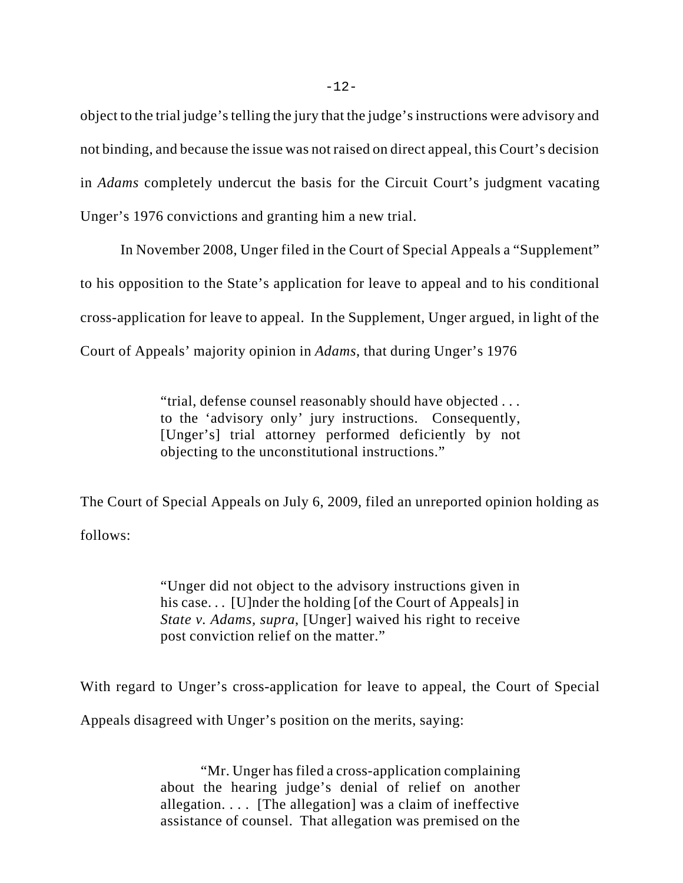object to the trial judge's telling the jury that the judge's instructions were advisory and not binding, and because the issue was not raised on direct appeal, this Court's decision in *Adams* completely undercut the basis for the Circuit Court's judgment vacating Unger's 1976 convictions and granting him a new trial.

In November 2008, Unger filed in the Court of Special Appeals a "Supplement" to his opposition to the State's application for leave to appeal and to his conditional cross-application for leave to appeal. In the Supplement, Unger argued, in light of the Court of Appeals' majority opinion in *Adams*, that during Unger's 1976

> "trial, defense counsel reasonably should have objected . . . to the 'advisory only' jury instructions. Consequently, [Unger's] trial attorney performed deficiently by not objecting to the unconstitutional instructions."

The Court of Special Appeals on July 6, 2009, filed an unreported opinion holding as follows:

> "Unger did not object to the advisory instructions given in his case. . . [U]nder the holding [of the Court of Appeals] in *State v. Adams*, *supra*, [Unger] waived his right to receive post conviction relief on the matter."

With regard to Unger's cross-application for leave to appeal, the Court of Special Appeals disagreed with Unger's position on the merits, saying:

> "Mr. Unger has filed a cross-application complaining about the hearing judge's denial of relief on another allegation. . . . [The allegation] was a claim of ineffective assistance of counsel. That allegation was premised on the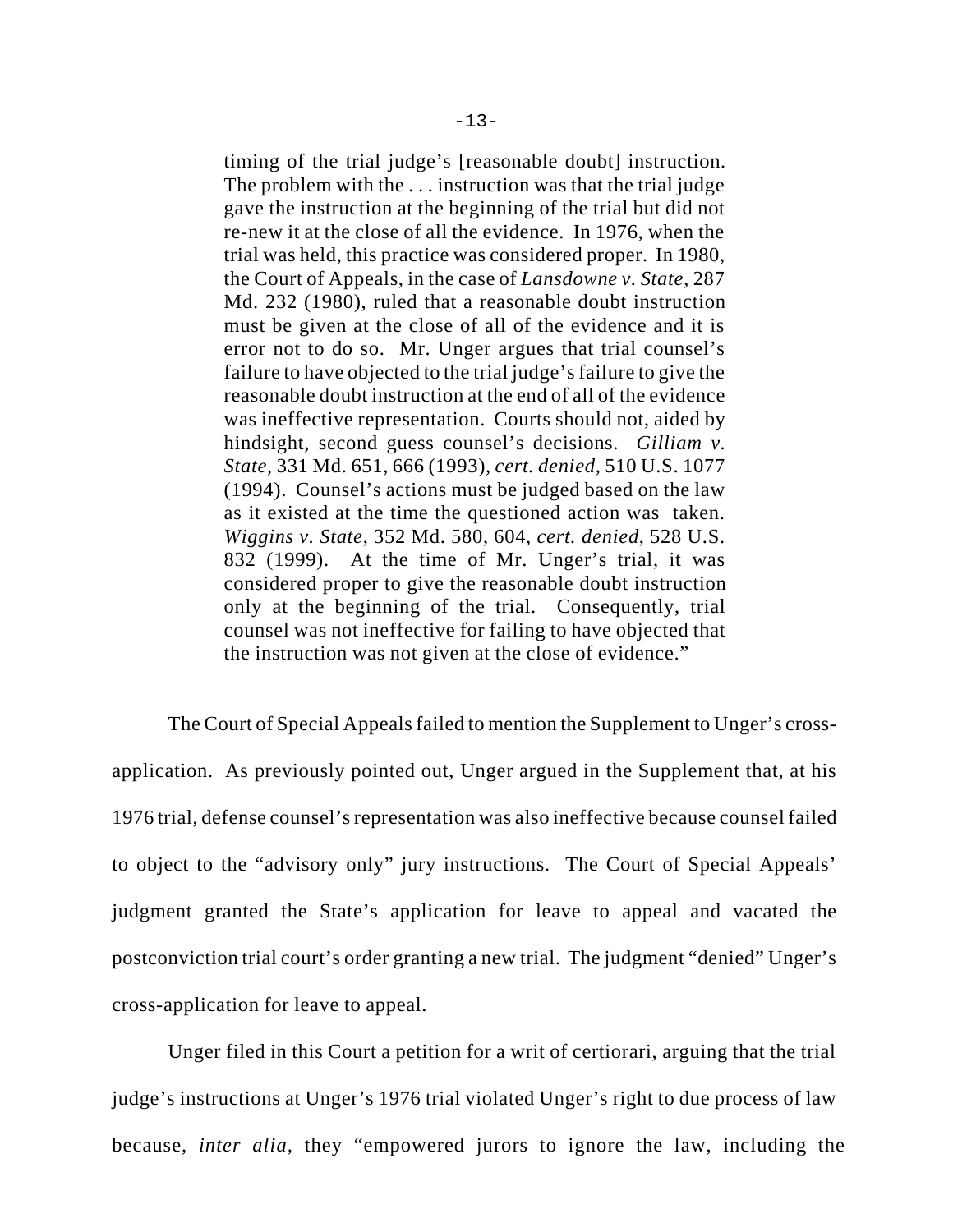> timing of the trial judge's [reasonable doubt] instruction. The problem with the . . . instruction was that the trial judge gave the instruction at the beginning of the trial but did not re-new it at the close of all the evidence. In 1976, when the trial was held, this practice was considered proper. In 1980, the Court of Appeals, in the case of *Lansdowne v. State*, 287 Md. 232 (1980), ruled that a reasonable doubt instruction must be given at the close of all of the evidence and it is error not to do so. Mr. Unger argues that trial counsel's failure to have objected to the trial judge's failure to give the reasonable doubt instruction at the end of all of the evidence was ineffective representation. Courts should not, aided by hindsight, second guess counsel's decisions. *Gilliam v. State*, 331 Md. 651, 666 (1993), *cert. denied*, 510 U.S. 1077 (1994). Counsel's actions must be judged based on the law as it existed at the time the questioned action was taken. *Wiggins v. State*, 352 Md. 580, 604, *cert. denied*, 528 U.S. 832 (1999). At the time of Mr. Unger's trial, it was considered proper to give the reasonable doubt instruction only at the beginning of the trial. Consequently, trial counsel was not ineffective for failing to have objected that the instruction was not given at the close of evidence."

The Court of Special Appeals failed to mention the Supplement to Unger's cross-application. As previously pointed out, Unger argued in the Supplement that, at his 1976 trial, defense counsel's representation was also ineffective because counsel failed to object to the "advisory only" jury instructions. The Court of Special Appeals' judgment granted the State's application for leave to appeal and vacated the postconviction trial court's order granting a new trial. The judgment "denied" Unger's cross-application for leave to appeal.

Unger filed in this Court a petition for a writ of certiorari, arguing that the trial judge's instructions at Unger's 1976 trial violated Unger's right to due process of law because, *inter alia*, they "empowered jurors to ignore the law, including the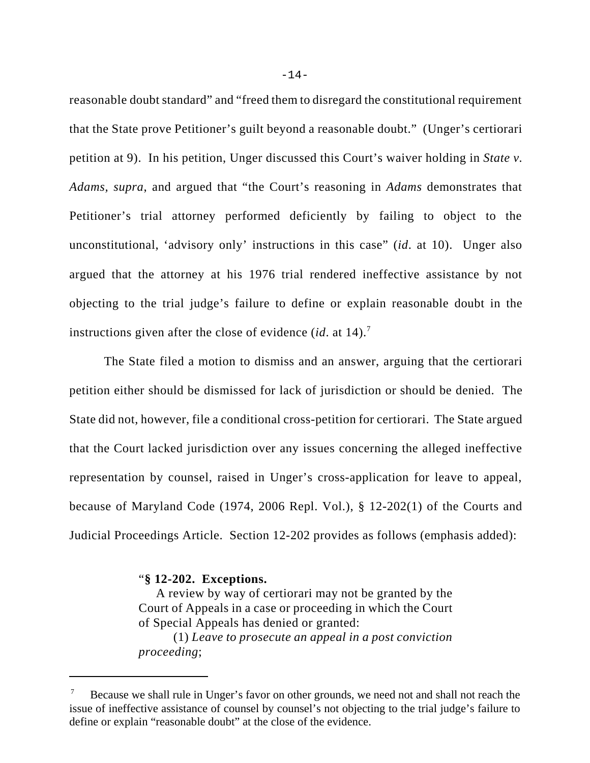reasonable doubt standard" and "freed them to disregard the constitutional requirement that the State prove Petitioner's guilt beyond a reasonable doubt." (Unger's certiorari petition at 9). In his petition, Unger discussed this Court's waiver holding in *State v. Adams, supra*, and argued that "the Court's reasoning in *Adams* demonstrates that Petitioner's trial attorney performed deficiently by failing to object to the unconstitutional, 'advisory only' instructions in this case" (*id*. at 10). Unger also argued that the attorney at his 1976 trial rendered ineffective assistance by not objecting to the trial judge's failure to define or explain reasonable doubt in the instructions given after the close of evidence (*id*. at 14).[7]

The State filed a motion to dismiss and an answer, arguing that the certiorari petition either should be dismissed for lack of jurisdiction or should be denied. The State did not, however, file a conditional cross-petition for certiorari. The State argued that the Court lacked jurisdiction over any issues concerning the alleged ineffective representation by counsel, raised in Unger's cross-application for leave to appeal, because of Maryland Code (1974, 2006 Repl. Vol.), § 12-202(1) of the Courts and Judicial Proceedings Article. Section 12-202 provides as follows (emphasis added):

> "**§ 12-202. Exceptions.**
> A review by way of certiorari may not be granted by the Court of Appeals in a case or proceeding in which the Court of Special Appeals has denied or granted:
> (1) *Leave to prosecute an appeal in a post conviction proceeding*;

---

[7] Because we shall rule in Unger's favor on other grounds, we need not and shall not reach the issue of ineffective assistance of counsel by counsel's not objecting to the trial judge's failure to define or explain "reasonable doubt" at the close of the evidence.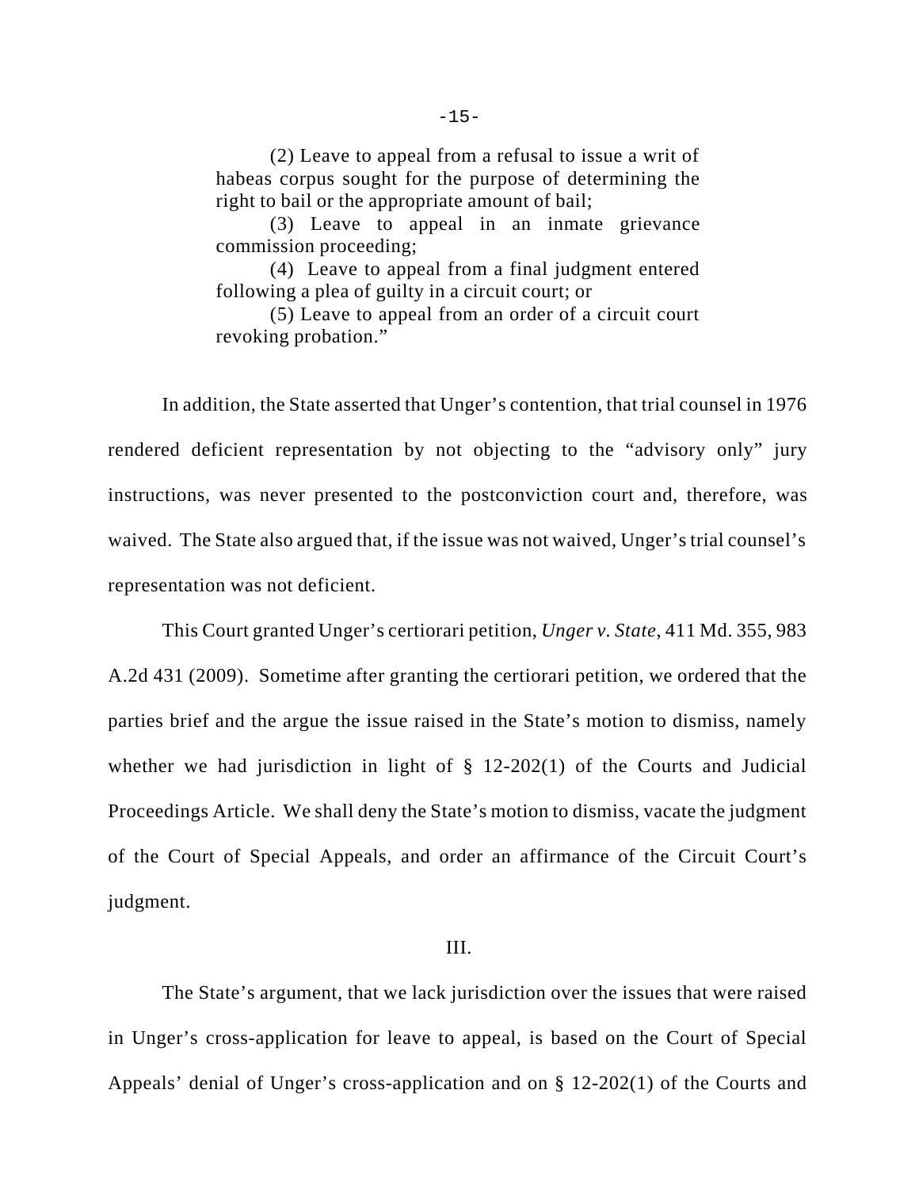> (2) Leave to appeal from a refusal to issue a writ of habeas corpus sought for the purpose of determining the right to bail or the appropriate amount of bail;
>
> (3) Leave to appeal in an inmate grievance commission proceeding;
>
> (4) Leave to appeal from a final judgment entered following a plea of guilty in a circuit court; or
>
> (5) Leave to appeal from an order of a circuit court revoking probation."

In addition, the State asserted that Unger's contention, that trial counsel in 1976 rendered deficient representation by not objecting to the "advisory only" jury instructions, was never presented to the postconviction court and, therefore, was waived. The State also argued that, if the issue was not waived, Unger's trial counsel's representation was not deficient.

This Court granted Unger's certiorari petition, *Unger v. State*, 411 Md. 355, 983 A.2d 431 (2009). Sometime after granting the certiorari petition, we ordered that the parties brief and the argue the issue raised in the State's motion to dismiss, namely whether we had jurisdiction in light of § 12-202(1) of the Courts and Judicial Proceedings Article. We shall deny the State's motion to dismiss, vacate the judgment of the Court of Special Appeals, and order an affirmance of the Circuit Court's judgment.

## III.

The State's argument, that we lack jurisdiction over the issues that were raised in Unger's cross-application for leave to appeal, is based on the Court of Special Appeals' denial of Unger's cross-application and on § 12-202(1) of the Courts and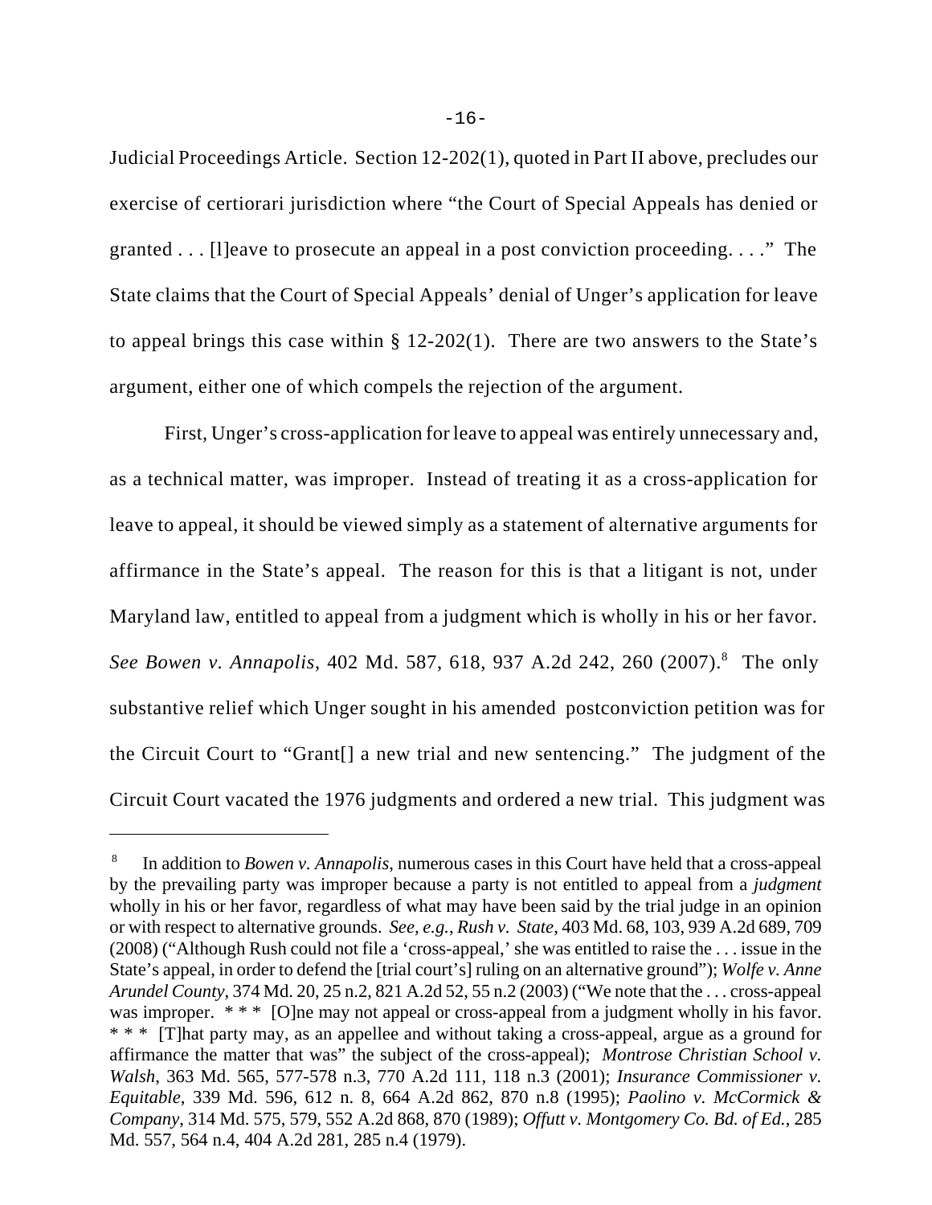Judicial Proceedings Article. Section 12-202(1), quoted in Part II above, precludes our exercise of certiorari jurisdiction where "the Court of Special Appeals has denied or granted . . . [l]eave to prosecute an appeal in a post conviction proceeding. . . ." The State claims that the Court of Special Appeals' denial of Unger's application for leave to appeal brings this case within § 12-202(1). There are two answers to the State's argument, either one of which compels the rejection of the argument.

First, Unger's cross-application for leave to appeal was entirely unnecessary and, as a technical matter, was improper. Instead of treating it as a cross-application for leave to appeal, it should be viewed simply as a statement of alternative arguments for affirmance in the State's appeal. The reason for this is that a litigant is not, under Maryland law, entitled to appeal from a judgment which is wholly in his or her favor. *See Bowen v. Annapolis*, 402 Md. 587, 618, 937 A.2d 242, 260 (2007).[8] The only substantive relief which Unger sought in his amended postconviction petition was for the Circuit Court to "Grant[] a new trial and new sentencing." The judgment of the Circuit Court vacated the 1976 judgments and ordered a new trial. This judgment was

---

[8] In addition to *Bowen v. Annapolis*, numerous cases in this Court have held that a cross-appeal by the prevailing party was improper because a party is not entitled to appeal from a *judgment* wholly in his or her favor, regardless of what may have been said by the trial judge in an opinion or with respect to alternative grounds. *See, e.g., Rush v. State*, 403 Md. 68, 103, 939 A.2d 689, 709 (2008) ("Although Rush could not file a 'cross-appeal,' she was entitled to raise the . . . issue in the State's appeal, in order to defend the [trial court's] ruling on an alternative ground"); *Wolfe v. Anne Arundel County*, 374 Md. 20, 25 n.2, 821 A.2d 52, 55 n.2 (2003) ("We note that the . . . cross-appeal was improper. * * * [O]ne may not appeal or cross-appeal from a judgment wholly in his favor. * * * [T]hat party may, as an appellee and without taking a cross-appeal, argue as a ground for affirmance the matter that was" the subject of the cross-appeal); *Montrose Christian School v. Walsh*, 363 Md. 565, 577-578 n.3, 770 A.2d 111, 118 n.3 (2001); *Insurance Commissioner v. Equitable*, 339 Md. 596, 612 n. 8, 664 A.2d 862, 870 n.8 (1995); *Paolino v. McCormick & Company*, 314 Md. 575, 579, 552 A.2d 868, 870 (1989); *Offutt v. Montgomery Co. Bd. of Ed.*, 285 Md. 557, 564 n.4, 404 A.2d 281, 285 n.4 (1979).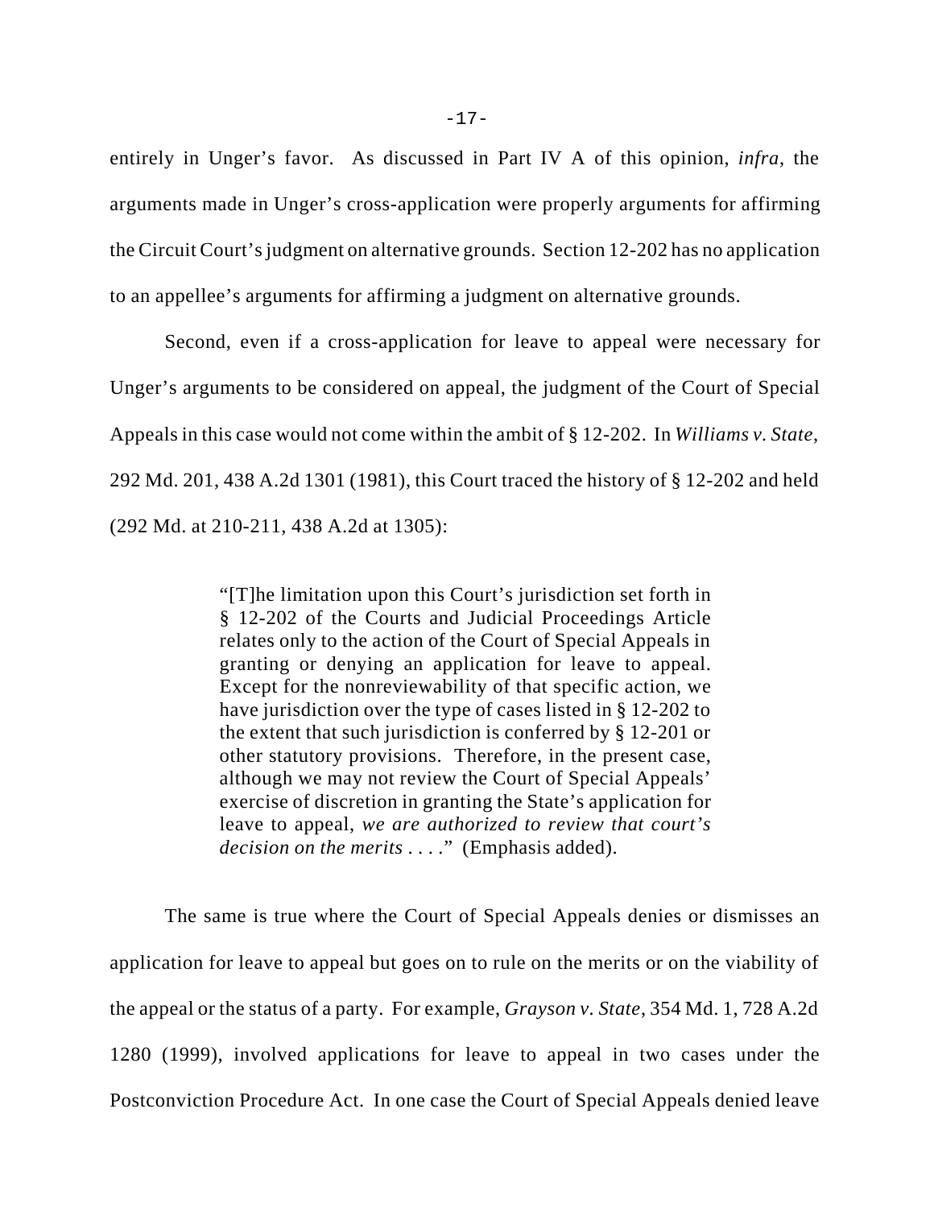entirely in Unger's favor. As discussed in Part IV A of this opinion, *infra*, the arguments made in Unger's cross-application were properly arguments for affirming the Circuit Court's judgment on alternative grounds. Section 12-202 has no application to an appellee's arguments for affirming a judgment on alternative grounds.

Second, even if a cross-application for leave to appeal were necessary for Unger's arguments to be considered on appeal, the judgment of the Court of Special Appeals in this case would not come within the ambit of § 12-202. In *Williams v. State*, 292 Md. 201, 438 A.2d 1301 (1981), this Court traced the history of § 12-202 and held (292 Md. at 210-211, 438 A.2d at 1305):

> "[T]he limitation upon this Court's jurisdiction set forth in § 12-202 of the Courts and Judicial Proceedings Article relates only to the action of the Court of Special Appeals in granting or denying an application for leave to appeal. Except for the nonreviewability of that specific action, we have jurisdiction over the type of cases listed in § 12-202 to the extent that such jurisdiction is conferred by § 12-201 or other statutory provisions. Therefore, in the present case, although we may not review the Court of Special Appeals' exercise of discretion in granting the State's application for leave to appeal, *we are authorized to review that court's decision on the merits* . . . ." (Emphasis added).

The same is true where the Court of Special Appeals denies or dismisses an application for leave to appeal but goes on to rule on the merits or on the viability of the appeal or the status of a party. For example, *Grayson v. State*, 354 Md. 1, 728 A.2d 1280 (1999), involved applications for leave to appeal in two cases under the Postconviction Procedure Act. In one case the Court of Special Appeals denied leave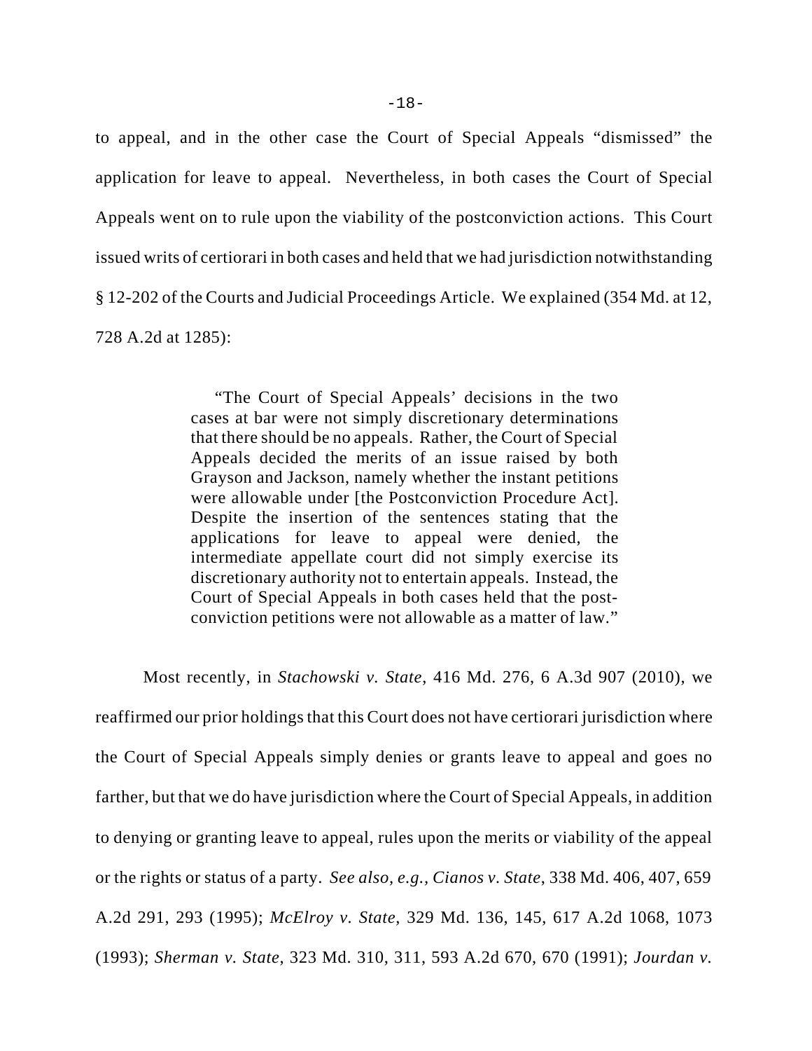to appeal, and in the other case the Court of Special Appeals "dismissed" the application for leave to appeal. Nevertheless, in both cases the Court of Special Appeals went on to rule upon the viability of the postconviction actions. This Court issued writs of certiorari in both cases and held that we had jurisdiction notwithstanding § 12-202 of the Courts and Judicial Proceedings Article. We explained (354 Md. at 12, 728 A.2d at 1285):

> "The Court of Special Appeals' decisions in the two cases at bar were not simply discretionary determinations that there should be no appeals. Rather, the Court of Special Appeals decided the merits of an issue raised by both Grayson and Jackson, namely whether the instant petitions were allowable under [the Postconviction Procedure Act]. Despite the insertion of the sentences stating that the applications for leave to appeal were denied, the intermediate appellate court did not simply exercise its discretionary authority not to entertain appeals. Instead, the Court of Special Appeals in both cases held that the post-conviction petitions were not allowable as a matter of law."

Most recently, in *Stachowski v. State*, 416 Md. 276, 6 A.3d 907 (2010), we reaffirmed our prior holdings that this Court does not have certiorari jurisdiction where the Court of Special Appeals simply denies or grants leave to appeal and goes no farther, but that we do have jurisdiction where the Court of Special Appeals, in addition to denying or granting leave to appeal, rules upon the merits or viability of the appeal or the rights or status of a party. *See also, e.g., Cianos v. State*, 338 Md. 406, 407, 659 A.2d 291, 293 (1995); *McElroy v. State*, 329 Md. 136, 145, 617 A.2d 1068, 1073 (1993); *Sherman v. State*, 323 Md. 310, 311, 593 A.2d 670, 670 (1991); *Jourdan v.*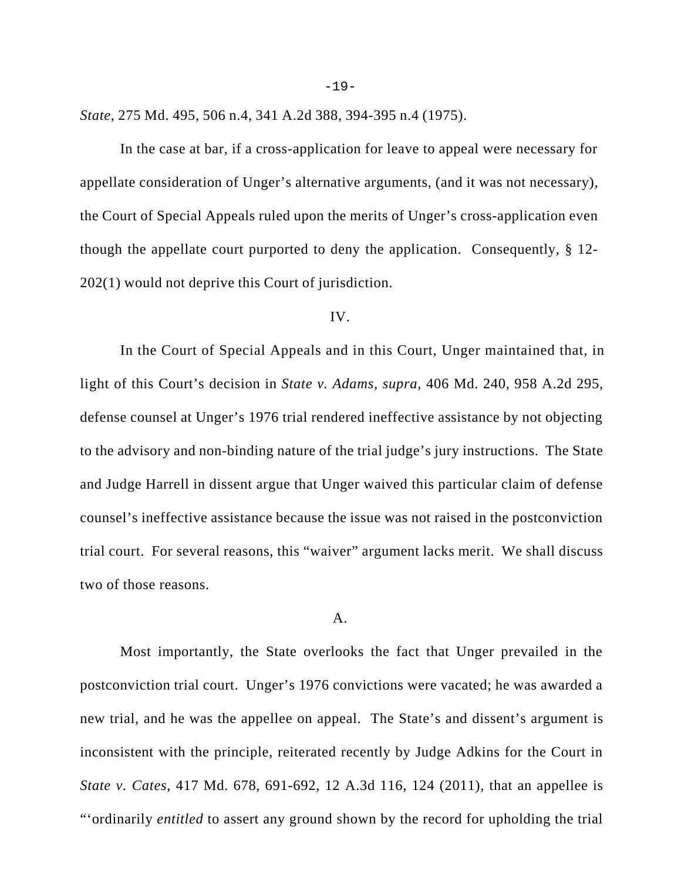*State*, 275 Md. 495, 506 n.4, 341 A.2d 388, 394-395 n.4 (1975).

In the case at bar, if a cross-application for leave to appeal were necessary for appellate consideration of Unger's alternative arguments, (and it was not necessary), the Court of Special Appeals ruled upon the merits of Unger's cross-application even though the appellate court purported to deny the application. Consequently, § 12-202(1) would not deprive this Court of jurisdiction.

IV.

In the Court of Special Appeals and in this Court, Unger maintained that, in light of this Court's decision in *State v. Adams, supra*, 406 Md. 240, 958 A.2d 295, defense counsel at Unger's 1976 trial rendered ineffective assistance by not objecting to the advisory and non-binding nature of the trial judge's jury instructions. The State and Judge Harrell in dissent argue that Unger waived this particular claim of defense counsel's ineffective assistance because the issue was not raised in the postconviction trial court. For several reasons, this "waiver" argument lacks merit. We shall discuss two of those reasons.

A.

Most importantly, the State overlooks the fact that Unger prevailed in the postconviction trial court. Unger's 1976 convictions were vacated; he was awarded a new trial, and he was the appellee on appeal. The State's and dissent's argument is inconsistent with the principle, reiterated recently by Judge Adkins for the Court in *State v. Cates*, 417 Md. 678, 691-692, 12 A.3d 116, 124 (2011), that an appellee is "'ordinarily *entitled* to assert any ground shown by the record for upholding the trial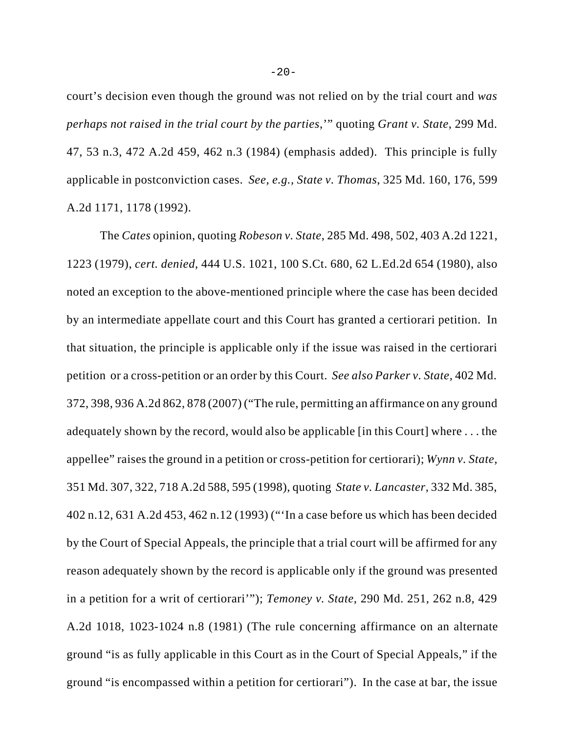court's decision even though the ground was not relied on by the trial court and *was perhaps not raised in the trial court by the parties*,'" quoting *Grant v. State*, 299 Md. 47, 53 n.3, 472 A.2d 459, 462 n.3 (1984) (emphasis added). This principle is fully applicable in postconviction cases. *See, e.g., State v. Thomas*, 325 Md. 160, 176, 599 A.2d 1171, 1178 (1992).

The *Cates* opinion, quoting *Robeson v. State*, 285 Md. 498, 502, 403 A.2d 1221, 1223 (1979), *cert. denied*, 444 U.S. 1021, 100 S.Ct. 680, 62 L.Ed.2d 654 (1980), also noted an exception to the above-mentioned principle where the case has been decided by an intermediate appellate court and this Court has granted a certiorari petition. In that situation, the principle is applicable only if the issue was raised in the certiorari petition or a cross-petition or an order by this Court. *See also Parker v. State*, 402 Md. 372, 398, 936 A.2d 862, 878 (2007) ("The rule, permitting an affirmance on any ground adequately shown by the record, would also be applicable [in this Court] where . . . the appellee" raises the ground in a petition or cross-petition for certiorari); *Wynn v. State*, 351 Md. 307, 322, 718 A.2d 588, 595 (1998), quoting *State v. Lancaster*, 332 Md. 385, 402 n.12, 631 A.2d 453, 462 n.12 (1993) ("'In a case before us which has been decided by the Court of Special Appeals, the principle that a trial court will be affirmed for any reason adequately shown by the record is applicable only if the ground was presented in a petition for a writ of certiorari'"); *Temoney v. State*, 290 Md. 251, 262 n.8, 429 A.2d 1018, 1023-1024 n.8 (1981) (The rule concerning affirmance on an alternate ground "is as fully applicable in this Court as in the Court of Special Appeals," if the ground "is encompassed within a petition for certiorari"). In the case at bar, the issue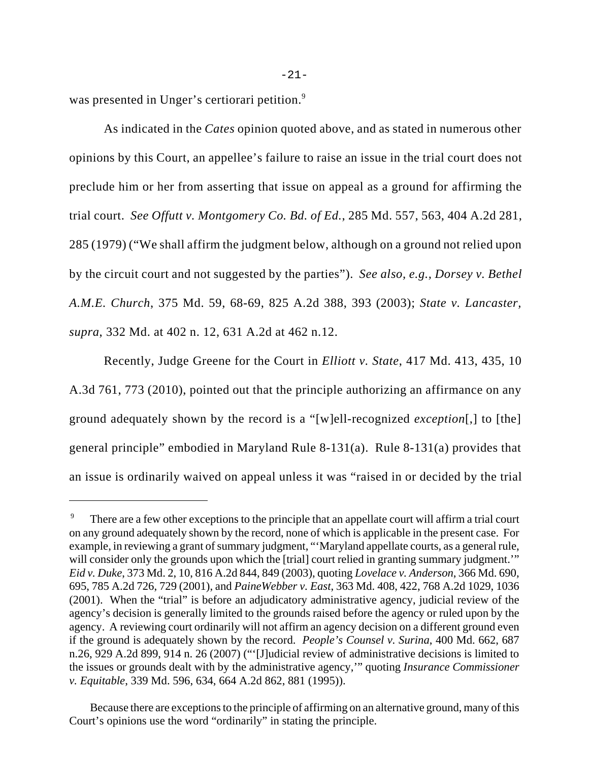was presented in Unger's certiorari petition.[9]

As indicated in the *Cates* opinion quoted above, and as stated in numerous other opinions by this Court, an appellee's failure to raise an issue in the trial court does not preclude him or her from asserting that issue on appeal as a ground for affirming the trial court. *See Offutt v. Montgomery Co. Bd. of Ed.*, 285 Md. 557, 563, 404 A.2d 281, 285 (1979) ("We shall affirm the judgment below, although on a ground not relied upon by the circuit court and not suggested by the parties"). *See also, e.g., Dorsey v. Bethel A.M.E. Church*, 375 Md. 59, 68-69, 825 A.2d 388, 393 (2003); *State v. Lancaster, supra*, 332 Md. at 402 n. 12, 631 A.2d at 462 n.12.

Recently, Judge Greene for the Court in *Elliott v. State*, 417 Md. 413, 435, 10 A.3d 761, 773 (2010), pointed out that the principle authorizing an affirmance on any ground adequately shown by the record is a "[w]ell-recognized *exception*[,] to [the] general principle" embodied in Maryland Rule 8-131(a). Rule 8-131(a) provides that an issue is ordinarily waived on appeal unless it was "raised in or decided by the trial

---

[9] There are a few other exceptions to the principle that an appellate court will affirm a trial court on any ground adequately shown by the record, none of which is applicable in the present case. For example, in reviewing a grant of summary judgment, "'Maryland appellate courts, as a general rule, will consider only the grounds upon which the [trial] court relied in granting summary judgment.'" *Eid v. Duke*, 373 Md. 2, 10, 816 A.2d 844, 849 (2003), quoting *Lovelace v. Anderson*, 366 Md. 690, 695, 785 A.2d 726, 729 (2001), and *PaineWebber v. East*, 363 Md. 408, 422, 768 A.2d 1029, 1036 (2001). When the "trial" is before an adjudicatory administrative agency, judicial review of the agency's decision is generally limited to the grounds raised before the agency or ruled upon by the agency. A reviewing court ordinarily will not affirm an agency decision on a different ground even if the ground is adequately shown by the record. *People's Counsel v. Surina*, 400 Md. 662, 687 n.26, 929 A.2d 899, 914 n. 26 (2007) ("'[J]udicial review of administrative decisions is limited to the issues or grounds dealt with by the administrative agency,'" quoting *Insurance Commissioner v. Equitable*, 339 Md. 596, 634, 664 A.2d 862, 881 (1995)).

Because there are exceptions to the principle of affirming on an alternative ground, many of this Court's opinions use the word "ordinarily" in stating the principle.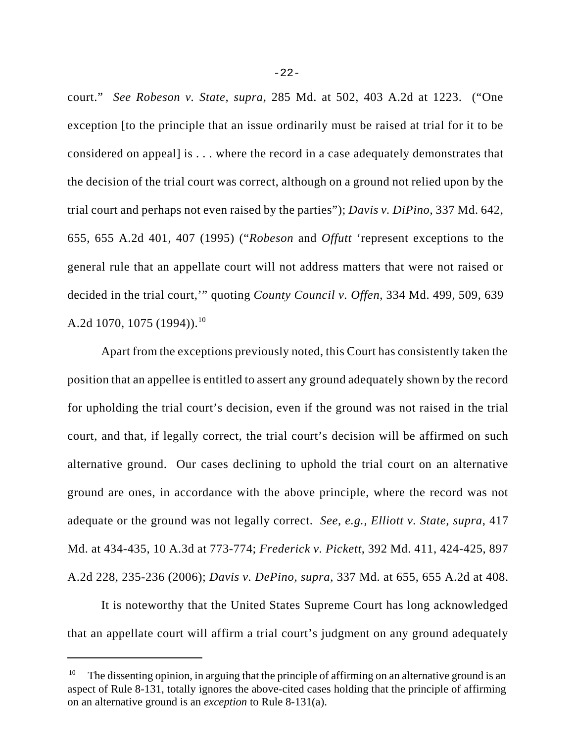court." *See Robeson v. State*, *supra*, 285 Md. at 502, 403 A.2d at 1223. ("One exception [to the principle that an issue ordinarily must be raised at trial for it to be considered on appeal] is . . . where the record in a case adequately demonstrates that the decision of the trial court was correct, although on a ground not relied upon by the trial court and perhaps not even raised by the parties"); *Davis v. DiPino*, 337 Md. 642, 655, 655 A.2d 401, 407 (1995) ("*Robeson* and *Offutt* 'represent exceptions to the general rule that an appellate court will not address matters that were not raised or decided in the trial court,'" quoting *County Council v. Offen*, 334 Md. 499, 509, 639 A.2d 1070, 1075 (1994)).[10]

Apart from the exceptions previously noted, this Court has consistently taken the position that an appellee is entitled to assert any ground adequately shown by the record for upholding the trial court's decision, even if the ground was not raised in the trial court, and that, if legally correct, the trial court's decision will be affirmed on such alternative ground. Our cases declining to uphold the trial court on an alternative ground are ones, in accordance with the above principle, where the record was not adequate or the ground was not legally correct. *See, e.g.*, *Elliott v. State, supra*, 417 Md. at 434-435, 10 A.3d at 773-774; *Frederick v. Pickett*, 392 Md. 411, 424-425, 897 A.2d 228, 235-236 (2006); *Davis v. DePino, supra*, 337 Md. at 655, 655 A.2d at 408.

It is noteworthy that the United States Supreme Court has long acknowledged that an appellate court will affirm a trial court's judgment on any ground adequately

---

[10] The dissenting opinion, in arguing that the principle of affirming on an alternative ground is an aspect of Rule 8-131, totally ignores the above-cited cases holding that the principle of affirming on an alternative ground is an *exception* to Rule 8-131(a).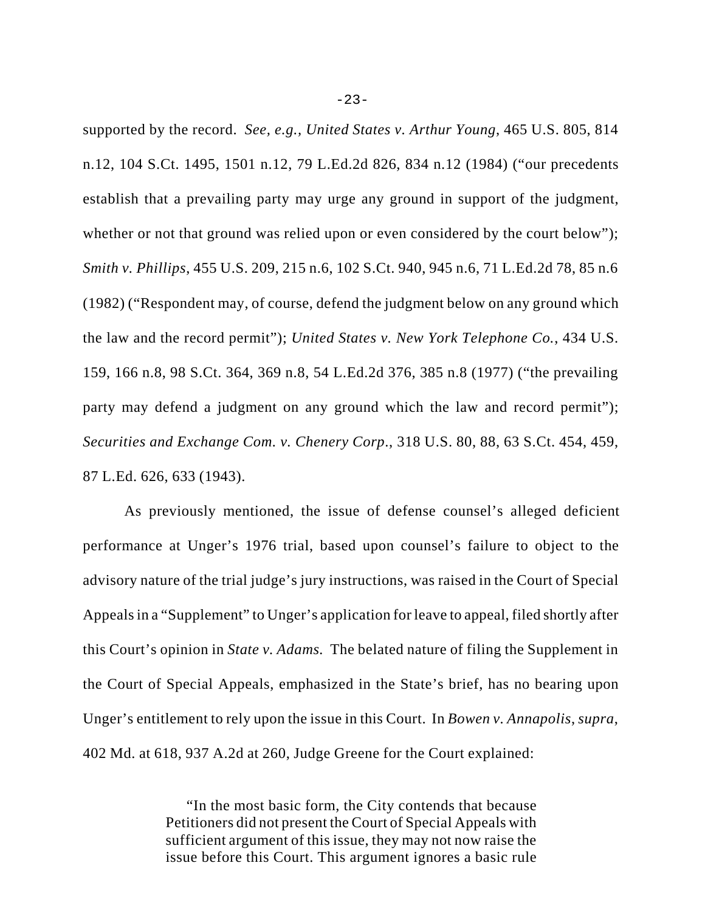supported by the record. *See, e.g.*, *United States v. Arthur Young*, 465 U.S. 805, 814 n.12, 104 S.Ct. 1495, 1501 n.12, 79 L.Ed.2d 826, 834 n.12 (1984) ("our precedents establish that a prevailing party may urge any ground in support of the judgment, whether or not that ground was relied upon or even considered by the court below"); *Smith v. Phillips*, 455 U.S. 209, 215 n.6, 102 S.Ct. 940, 945 n.6, 71 L.Ed.2d 78, 85 n.6 (1982) ("Respondent may, of course, defend the judgment below on any ground which the law and the record permit"); *United States v. New York Telephone Co.*, 434 U.S. 159, 166 n.8, 98 S.Ct. 364, 369 n.8, 54 L.Ed.2d 376, 385 n.8 (1977) ("the prevailing party may defend a judgment on any ground which the law and record permit"); *Securities and Exchange Com. v. Chenery Corp.*, 318 U.S. 80, 88, 63 S.Ct. 454, 459, 87 L.Ed. 626, 633 (1943).

As previously mentioned, the issue of defense counsel's alleged deficient performance at Unger's 1976 trial, based upon counsel's failure to object to the advisory nature of the trial judge's jury instructions, was raised in the Court of Special Appeals in a "Supplement" to Unger's application for leave to appeal, filed shortly after this Court's opinion in *State v. Adams.* The belated nature of filing the Supplement in the Court of Special Appeals, emphasized in the State's brief, has no bearing upon Unger's entitlement to rely upon the issue in this Court. In *Bowen v. Annapolis*, *supra*, 402 Md. at 618, 937 A.2d at 260, Judge Greene for the Court explained:

> "In the most basic form, the City contends that because Petitioners did not present the Court of Special Appeals with sufficient argument of this issue, they may not now raise the issue before this Court. This argument ignores a basic rule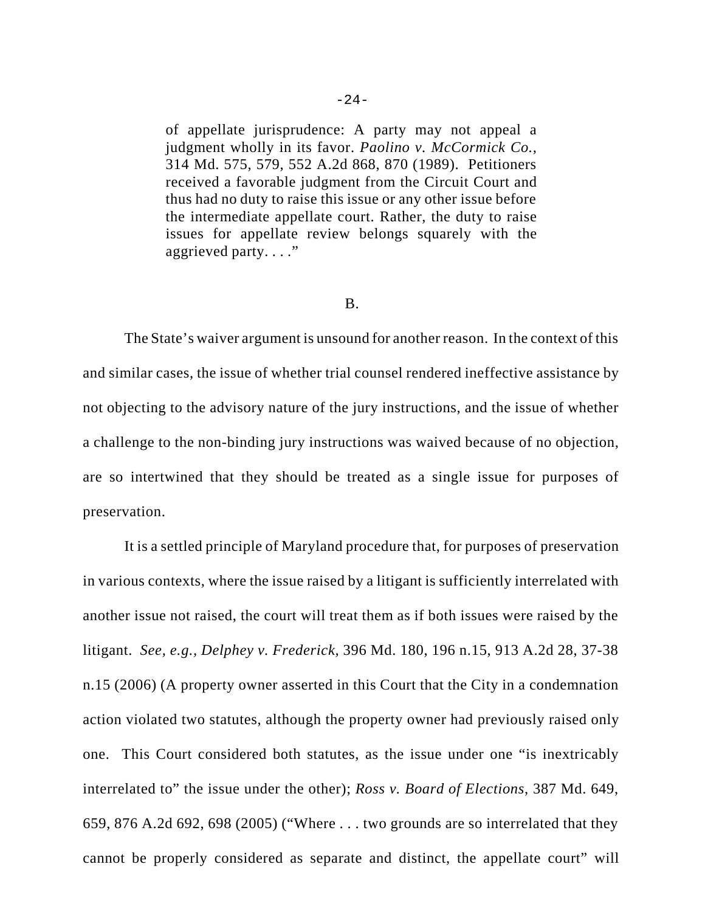of appellate jurisprudence: A party may not appeal a judgment wholly in its favor. *Paolino v. McCormick Co.*, 314 Md. 575, 579, 552 A.2d 868, 870 (1989). Petitioners received a favorable judgment from the Circuit Court and thus had no duty to raise this issue or any other issue before the intermediate appellate court. Rather, the duty to raise issues for appellate review belongs squarely with the aggrieved party. . . ."

B.

The State's waiver argument is unsound for another reason. In the context of this and similar cases, the issue of whether trial counsel rendered ineffective assistance by not objecting to the advisory nature of the jury instructions, and the issue of whether a challenge to the non-binding jury instructions was waived because of no objection, are so intertwined that they should be treated as a single issue for purposes of preservation.

It is a settled principle of Maryland procedure that, for purposes of preservation in various contexts, where the issue raised by a litigant is sufficiently interrelated with another issue not raised, the court will treat them as if both issues were raised by the litigant. *See, e.g., Delphey v. Frederick*, 396 Md. 180, 196 n.15, 913 A.2d 28, 37-38 n.15 (2006) (A property owner asserted in this Court that the City in a condemnation action violated two statutes, although the property owner had previously raised only one. This Court considered both statutes, as the issue under one "is inextricably interrelated to" the issue under the other); *Ross v. Board of Elections*, 387 Md. 649, 659, 876 A.2d 692, 698 (2005) ("Where . . . two grounds are so interrelated that they cannot be properly considered as separate and distinct, the appellate court" will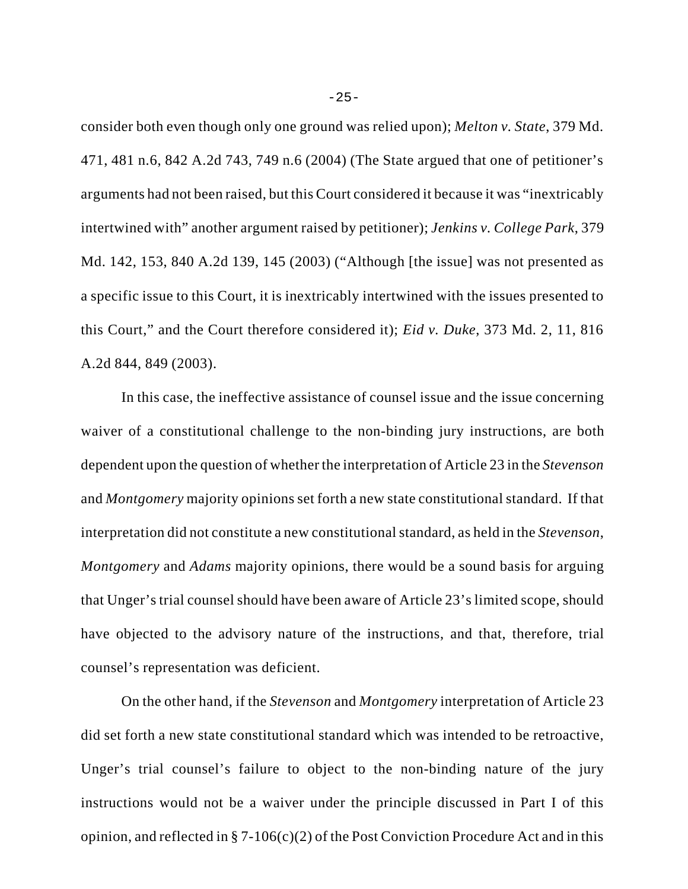consider both even though only one ground was relied upon); *Melton v. State*, 379 Md. 471, 481 n.6, 842 A.2d 743, 749 n.6 (2004) (The State argued that one of petitioner's arguments had not been raised, but this Court considered it because it was "inextricably intertwined with" another argument raised by petitioner); *Jenkins v. College Park*, 379 Md. 142, 153, 840 A.2d 139, 145 (2003) ("Although [the issue] was not presented as a specific issue to this Court, it is inextricably intertwined with the issues presented to this Court," and the Court therefore considered it); *Eid v. Duke*, 373 Md. 2, 11, 816 A.2d 844, 849 (2003).

In this case, the ineffective assistance of counsel issue and the issue concerning waiver of a constitutional challenge to the non-binding jury instructions, are both dependent upon the question of whether the interpretation of Article 23 in the *Stevenson* and *Montgomery* majority opinions set forth a new state constitutional standard. If that interpretation did not constitute a new constitutional standard, as held in the *Stevenson*, *Montgomery* and *Adams* majority opinions, there would be a sound basis for arguing that Unger's trial counsel should have been aware of Article 23's limited scope, should have objected to the advisory nature of the instructions, and that, therefore, trial counsel's representation was deficient.

On the other hand, if the *Stevenson* and *Montgomery* interpretation of Article 23 did set forth a new state constitutional standard which was intended to be retroactive, Unger's trial counsel's failure to object to the non-binding nature of the jury instructions would not be a waiver under the principle discussed in Part I of this opinion, and reflected in § 7-106(c)(2) of the Post Conviction Procedure Act and in this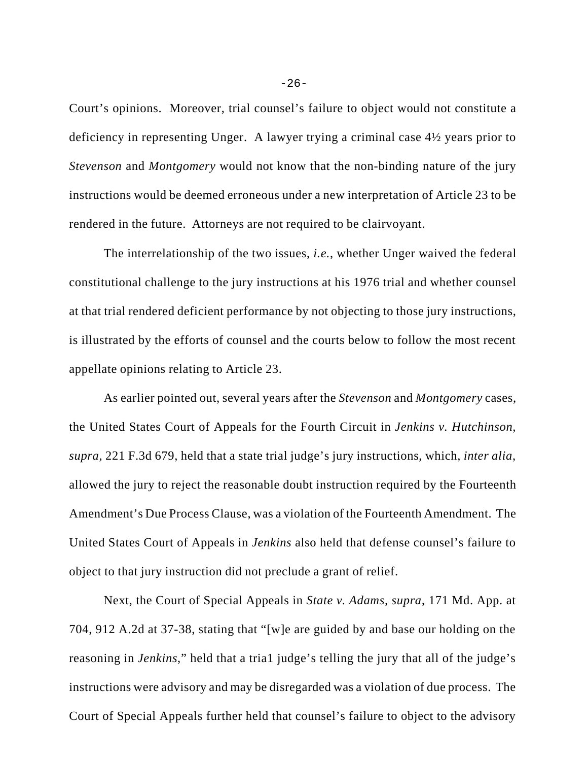Court's opinions. Moreover, trial counsel's failure to object would not constitute a deficiency in representing Unger. A lawyer trying a criminal case 4½ years prior to *Stevenson* and *Montgomery* would not know that the non-binding nature of the jury instructions would be deemed erroneous under a new interpretation of Article 23 to be rendered in the future. Attorneys are not required to be clairvoyant.

The interrelationship of the two issues, *i.e.*, whether Unger waived the federal constitutional challenge to the jury instructions at his 1976 trial and whether counsel at that trial rendered deficient performance by not objecting to those jury instructions, is illustrated by the efforts of counsel and the courts below to follow the most recent appellate opinions relating to Article 23.

As earlier pointed out, several years after the *Stevenson* and *Montgomery* cases, the United States Court of Appeals for the Fourth Circuit in *Jenkins v. Hutchinson, supra*, 221 F.3d 679, held that a state trial judge's jury instructions, which, *inter alia*, allowed the jury to reject the reasonable doubt instruction required by the Fourteenth Amendment's Due Process Clause, was a violation of the Fourteenth Amendment. The United States Court of Appeals in *Jenkins* also held that defense counsel's failure to object to that jury instruction did not preclude a grant of relief.

Next, the Court of Special Appeals in *State v. Adams, supra*, 171 Md. App. at 704, 912 A.2d at 37-38, stating that "[w]e are guided by and base our holding on the reasoning in *Jenkins*," held that a tria1 judge's telling the jury that all of the judge's instructions were advisory and may be disregarded was a violation of due process. The Court of Special Appeals further held that counsel's failure to object to the advisory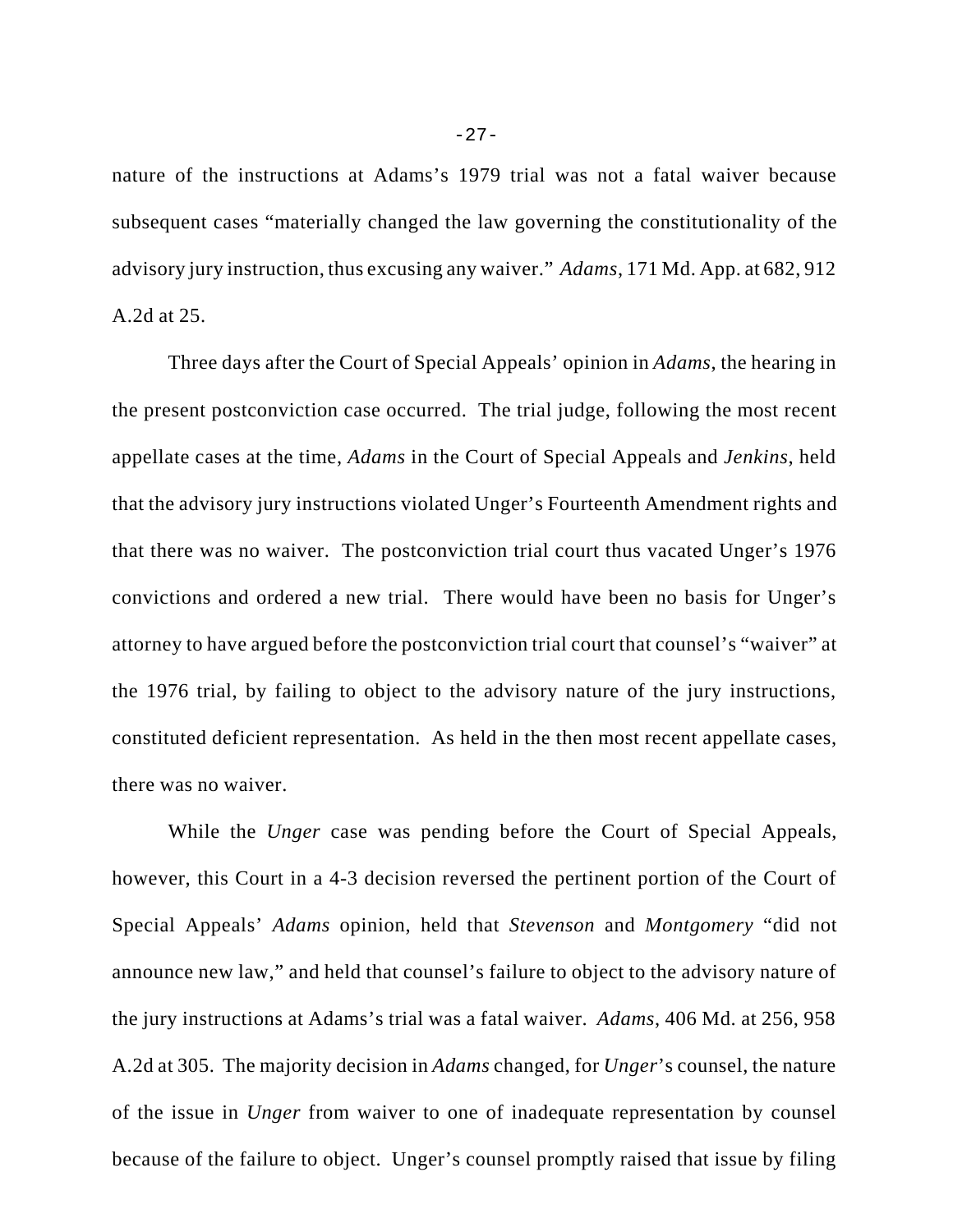nature of the instructions at Adams's 1979 trial was not a fatal waiver because subsequent cases "materially changed the law governing the constitutionality of the advisory jury instruction, thus excusing any waiver." *Adams*, 171 Md. App. at 682, 912 A.2d at 25.

Three days after the Court of Special Appeals' opinion in *Adams*, the hearing in the present postconviction case occurred. The trial judge, following the most recent appellate cases at the time, *Adams* in the Court of Special Appeals and *Jenkins*, held that the advisory jury instructions violated Unger's Fourteenth Amendment rights and that there was no waiver. The postconviction trial court thus vacated Unger's 1976 convictions and ordered a new trial. There would have been no basis for Unger's attorney to have argued before the postconviction trial court that counsel's "waiver" at the 1976 trial, by failing to object to the advisory nature of the jury instructions, constituted deficient representation. As held in the then most recent appellate cases, there was no waiver.

While the *Unger* case was pending before the Court of Special Appeals, however, this Court in a 4-3 decision reversed the pertinent portion of the Court of Special Appeals' *Adams* opinion, held that *Stevenson* and *Montgomery* "did not announce new law," and held that counsel's failure to object to the advisory nature of the jury instructions at Adams's trial was a fatal waiver. *Adams*, 406 Md. at 256, 958 A.2d at 305. The majority decision in *Adams* changed, for *Unger*'s counsel, the nature of the issue in *Unger* from waiver to one of inadequate representation by counsel because of the failure to object. Unger's counsel promptly raised that issue by filing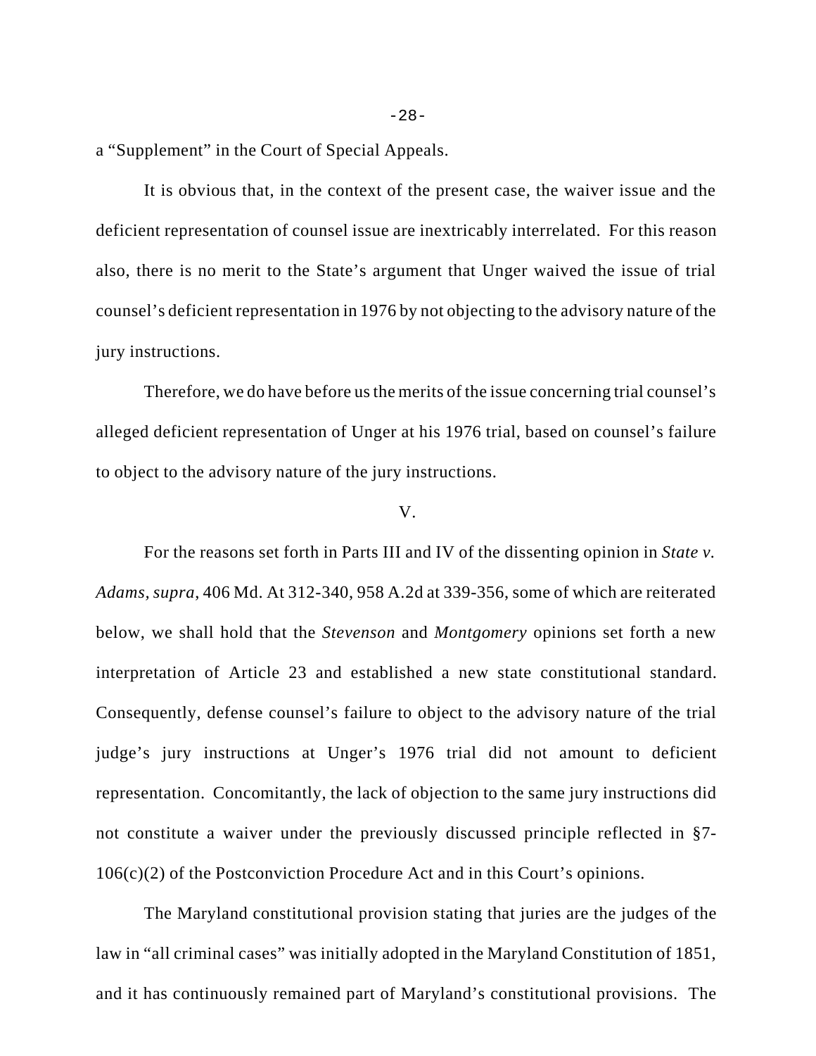a "Supplement" in the Court of Special Appeals.

It is obvious that, in the context of the present case, the waiver issue and the deficient representation of counsel issue are inextricably interrelated. For this reason also, there is no merit to the State's argument that Unger waived the issue of trial counsel's deficient representation in 1976 by not objecting to the advisory nature of the jury instructions.

Therefore, we do have before us the merits of the issue concerning trial counsel's alleged deficient representation of Unger at his 1976 trial, based on counsel's failure to object to the advisory nature of the jury instructions.

V.

For the reasons set forth in Parts III and IV of the dissenting opinion in *State v. Adams, supra*, 406 Md. At 312-340, 958 A.2d at 339-356, some of which are reiterated below, we shall hold that the *Stevenson* and *Montgomery* opinions set forth a new interpretation of Article 23 and established a new state constitutional standard. Consequently, defense counsel's failure to object to the advisory nature of the trial judge's jury instructions at Unger's 1976 trial did not amount to deficient representation. Concomitantly, the lack of objection to the same jury instructions did not constitute a waiver under the previously discussed principle reflected in §7-106(c)(2) of the Postconviction Procedure Act and in this Court's opinions.

The Maryland constitutional provision stating that juries are the judges of the law in "all criminal cases" was initially adopted in the Maryland Constitution of 1851, and it has continuously remained part of Maryland's constitutional provisions. The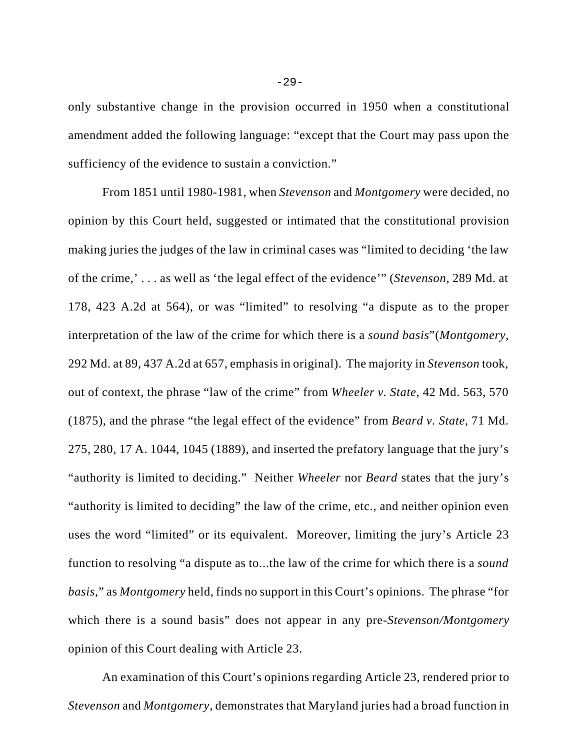only substantive change in the provision occurred in 1950 when a constitutional amendment added the following language: "except that the Court may pass upon the sufficiency of the evidence to sustain a conviction."

From 1851 until 1980-1981, when *Stevenson* and *Montgomery* were decided, no opinion by this Court held, suggested or intimated that the constitutional provision making juries the judges of the law in criminal cases was "limited to deciding 'the law of the crime,' . . . as well as 'the legal effect of the evidence'" (*Stevenson,* 289 Md. at 178, 423 A.2d at 564), or was "limited" to resolving "a dispute as to the proper interpretation of the law of the crime for which there is a *sound basis*"(*Montgomery,* 292 Md. at 89, 437 A.2d at 657, emphasis in original). The majority in *Stevenson* took, out of context, the phrase "law of the crime" from *Wheeler v. State*, 42 Md. 563, 570 (1875), and the phrase "the legal effect of the evidence" from *Beard v. State*, 71 Md. 275, 280, 17 A. 1044, 1045 (1889), and inserted the prefatory language that the jury's "authority is limited to deciding." Neither *Wheeler* nor *Beard* states that the jury's "authority is limited to deciding" the law of the crime, etc., and neither opinion even uses the word "limited" or its equivalent. Moreover, limiting the jury's Article 23 function to resolving "a dispute as to...the law of the crime for which there is a *sound basis*," as *Montgomery* held, finds no support in this Court's opinions. The phrase "for which there is a sound basis" does not appear in any pre-*Stevenson/Montgomery* opinion of this Court dealing with Article 23.

An examination of this Court's opinions regarding Article 23, rendered prior to *Stevenson* and *Montgomery*, demonstrates that Maryland juries had a broad function in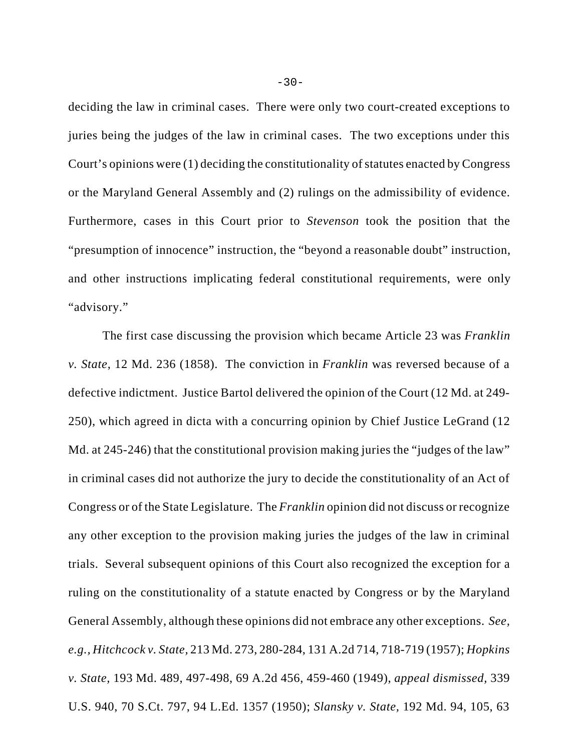deciding the law in criminal cases. There were only two court-created exceptions to juries being the judges of the law in criminal cases. The two exceptions under this Court's opinions were (1) deciding the constitutionality of statutes enacted by Congress or the Maryland General Assembly and (2) rulings on the admissibility of evidence. Furthermore, cases in this Court prior to *Stevenson* took the position that the "presumption of innocence" instruction, the "beyond a reasonable doubt" instruction, and other instructions implicating federal constitutional requirements, were only "advisory."

The first case discussing the provision which became Article 23 was *Franklin v. State*, 12 Md. 236 (1858). The conviction in *Franklin* was reversed because of a defective indictment. Justice Bartol delivered the opinion of the Court (12 Md. at 249-250), which agreed in dicta with a concurring opinion by Chief Justice LeGrand (12 Md. at 245-246) that the constitutional provision making juries the "judges of the law" in criminal cases did not authorize the jury to decide the constitutionality of an Act of Congress or of the State Legislature. The *Franklin* opinion did not discuss or recognize any other exception to the provision making juries the judges of the law in criminal trials. Several subsequent opinions of this Court also recognized the exception for a ruling on the constitutionality of a statute enacted by Congress or by the Maryland General Assembly, although these opinions did not embrace any other exceptions. *See, e.g., Hitchcock v. State,* 213 Md. 273, 280-284, 131 A.2d 714, 718-719 (1957); *Hopkins v. State,* 193 Md. 489, 497-498, 69 A.2d 456, 459-460 (1949), *appeal dismissed*, 339 U.S. 940, 70 S.Ct. 797, 94 L.Ed. 1357 (1950); *Slansky v. State,* 192 Md. 94, 105, 63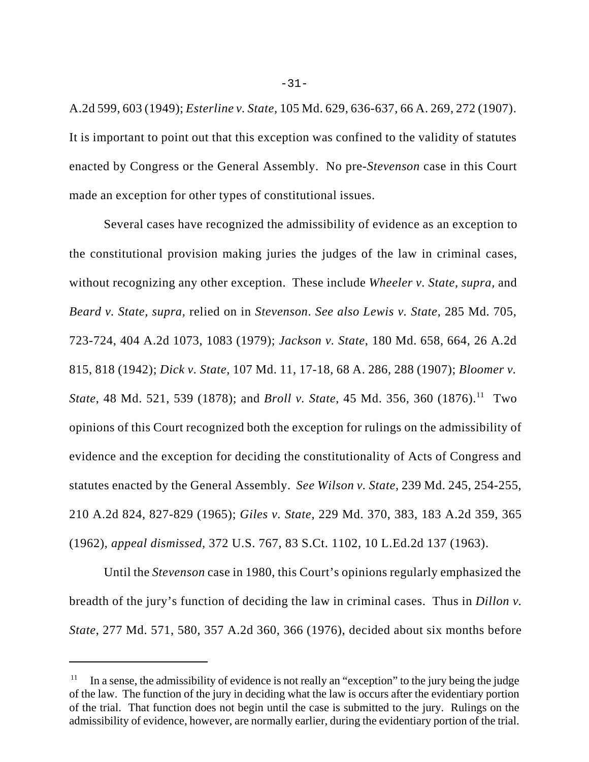A.2d 599, 603 (1949); *Esterline v. State,* 105 Md. 629, 636-637, 66 A. 269, 272 (1907). It is important to point out that this exception was confined to the validity of statutes enacted by Congress or the General Assembly. No pre-*Stevenson* case in this Court made an exception for other types of constitutional issues.

Several cases have recognized the admissibility of evidence as an exception to the constitutional provision making juries the judges of the law in criminal cases, without recognizing any other exception. These include *Wheeler v. State*, *supra*, and *Beard v. State, supra,* relied on in *Stevenson*. *See also Lewis v. State*, 285 Md. 705, 723-724, 404 A.2d 1073, 1083 (1979); *Jackson v. State*, 180 Md. 658, 664, 26 A.2d 815, 818 (1942); *Dick v. State*, 107 Md. 11, 17-18, 68 A. 286, 288 (1907); *Bloomer v. State*, 48 Md. 521, 539 (1878); and *Broll v. State*, 45 Md. 356, 360 (1876).[11] Two opinions of this Court recognized both the exception for rulings on the admissibility of evidence and the exception for deciding the constitutionality of Acts of Congress and statutes enacted by the General Assembly. *See Wilson v. State*, 239 Md. 245, 254-255, 210 A.2d 824, 827-829 (1965); *Giles v. State,* 229 Md. 370, 383, 183 A.2d 359, 365 (1962), *appeal dismissed,* 372 U.S. 767, 83 S.Ct. 1102, 10 L.Ed.2d 137 (1963).

Until the *Stevenson* case in 1980, this Court's opinions regularly emphasized the breadth of the jury's function of deciding the law in criminal cases. Thus in *Dillon v. State*, 277 Md. 571, 580, 357 A.2d 360, 366 (1976), decided about six months before

---

[11] In a sense, the admissibility of evidence is not really an "exception" to the jury being the judge of the law. The function of the jury in deciding what the law is occurs after the evidentiary portion of the trial. That function does not begin until the case is submitted to the jury. Rulings on the admissibility of evidence, however, are normally earlier, during the evidentiary portion of the trial.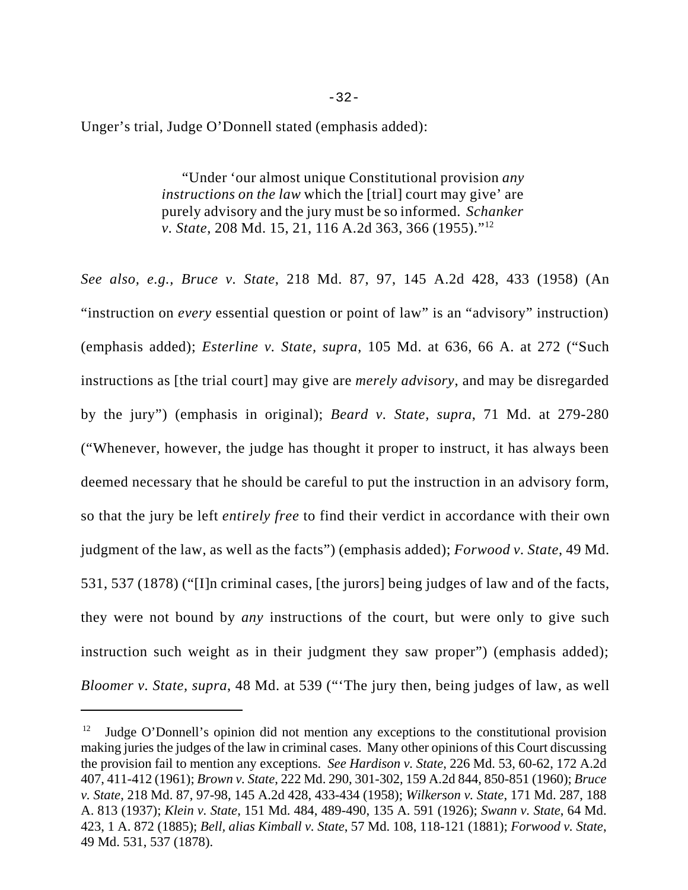Unger's trial, Judge O'Donnell stated (emphasis added):

> "Under 'our almost unique Constitutional provision *any instructions on the law* which the [trial] court may give' are purely advisory and the jury must be so informed. *Schanker v. State*, 208 Md. 15, 21, 116 A.2d 363, 366 (1955)."[12]

*See also, e.g., Bruce v. State*, 218 Md. 87, 97, 145 A.2d 428, 433 (1958) (An "instruction on *every* essential question or point of law" is an "advisory" instruction) (emphasis added); *Esterline v. State, supra*, 105 Md. at 636, 66 A. at 272 ("Such instructions as [the trial court] may give are *merely advisory*, and may be disregarded by the jury") (emphasis in original); *Beard v. State, supra*, 71 Md. at 279-280 ("Whenever, however, the judge has thought it proper to instruct, it has always been deemed necessary that he should be careful to put the instruction in an advisory form, so that the jury be left *entirely free* to find their verdict in accordance with their own judgment of the law, as well as the facts") (emphasis added); *Forwood v. State*, 49 Md. 531, 537 (1878) ("[I]n criminal cases, [the jurors] being judges of law and of the facts, they were not bound by *any* instructions of the court, but were only to give such instruction such weight as in their judgment they saw proper") (emphasis added); *Bloomer v. State, supra*, 48 Md. at 539 ("'The jury then, being judges of law, as well

---

[12] Judge O'Donnell's opinion did not mention any exceptions to the constitutional provision making juries the judges of the law in criminal cases. Many other opinions of this Court discussing the provision fail to mention any exceptions. *See Hardison v. State*, 226 Md. 53, 60-62, 172 A.2d 407, 411-412 (1961); *Brown v. State*, 222 Md. 290, 301-302, 159 A.2d 844, 850-851 (1960); *Bruce v. State*, 218 Md. 87, 97-98, 145 A.2d 428, 433-434 (1958); *Wilkerson v. State*, 171 Md. 287, 188 A. 813 (1937); *Klein v. State*, 151 Md. 484, 489-490, 135 A. 591 (1926); *Swann v. State*, 64 Md. 423, 1 A. 872 (1885); *Bell, alias Kimball v. State*, 57 Md. 108, 118-121 (1881); *Forwood v. State*, 49 Md. 531, 537 (1878).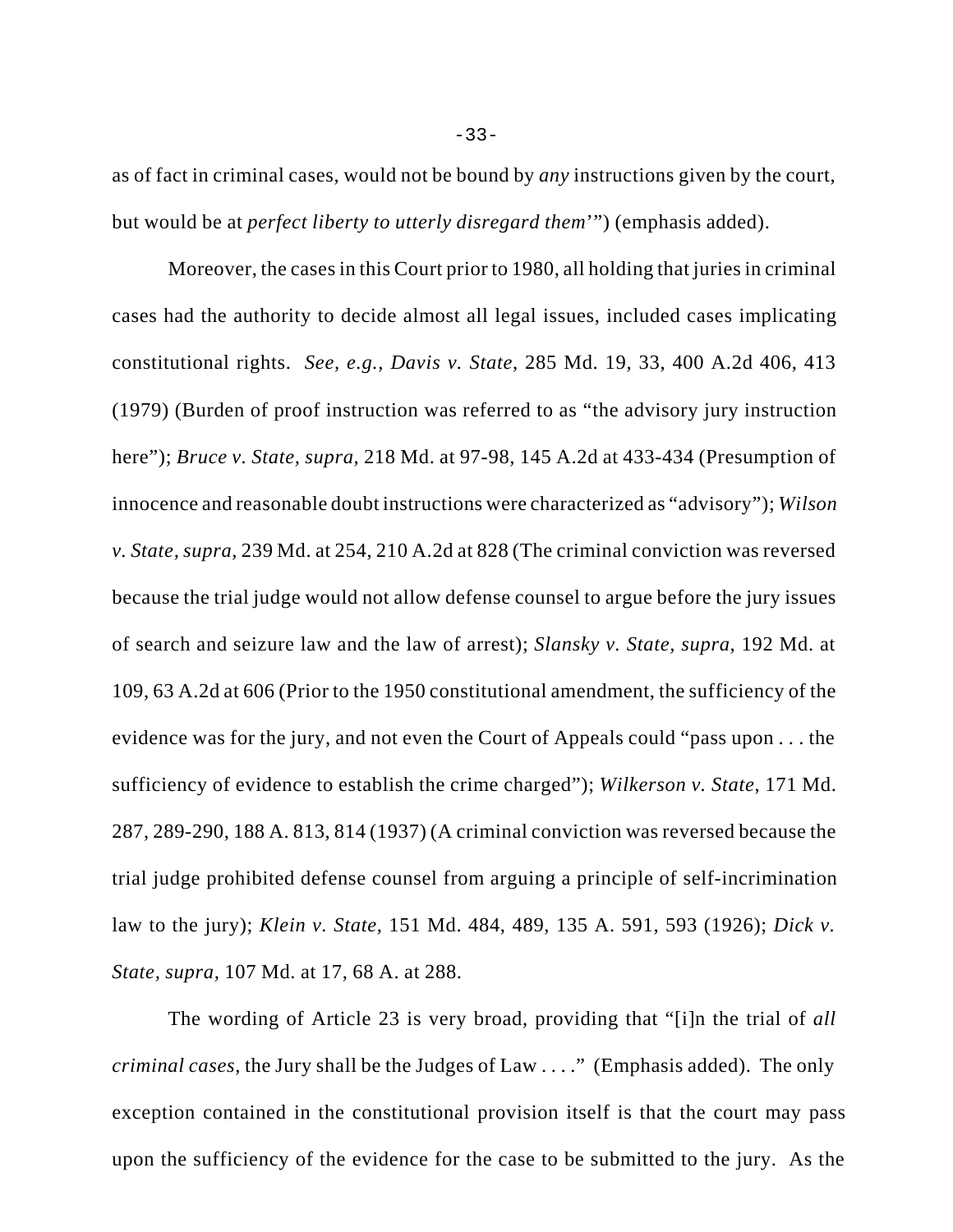as of fact in criminal cases, would not be bound by *any* instructions given by the court, but would be at *perfect liberty to utterly disregard them*'") (emphasis added).

Moreover, the cases in this Court prior to 1980, all holding that juries in criminal cases had the authority to decide almost all legal issues, included cases implicating constitutional rights. *See, e.g., Davis v. State*, 285 Md. 19, 33, 400 A.2d 406, 413 (1979) (Burden of proof instruction was referred to as "the advisory jury instruction here"); *Bruce v. State, supra*, 218 Md. at 97-98, 145 A.2d at 433-434 (Presumption of innocence and reasonable doubt instructions were characterized as "advisory"); *Wilson v. State, supra*, 239 Md. at 254, 210 A.2d at 828 (The criminal conviction was reversed because the trial judge would not allow defense counsel to argue before the jury issues of search and seizure law and the law of arrest); *Slansky v. State, supra*, 192 Md. at 109, 63 A.2d at 606 (Prior to the 1950 constitutional amendment, the sufficiency of the evidence was for the jury, and not even the Court of Appeals could "pass upon . . . the sufficiency of evidence to establish the crime charged"); *Wilkerson v. State*, 171 Md. 287, 289-290, 188 A. 813, 814 (1937) (A criminal conviction was reversed because the trial judge prohibited defense counsel from arguing a principle of self-incrimination law to the jury); *Klein v. State*, 151 Md. 484, 489, 135 A. 591, 593 (1926); *Dick v. State, supra*, 107 Md. at 17, 68 A. at 288.

The wording of Article 23 is very broad, providing that "[i]n the trial of *all criminal cases*, the Jury shall be the Judges of Law . . . ." (Emphasis added). The only exception contained in the constitutional provision itself is that the court may pass upon the sufficiency of the evidence for the case to be submitted to the jury. As the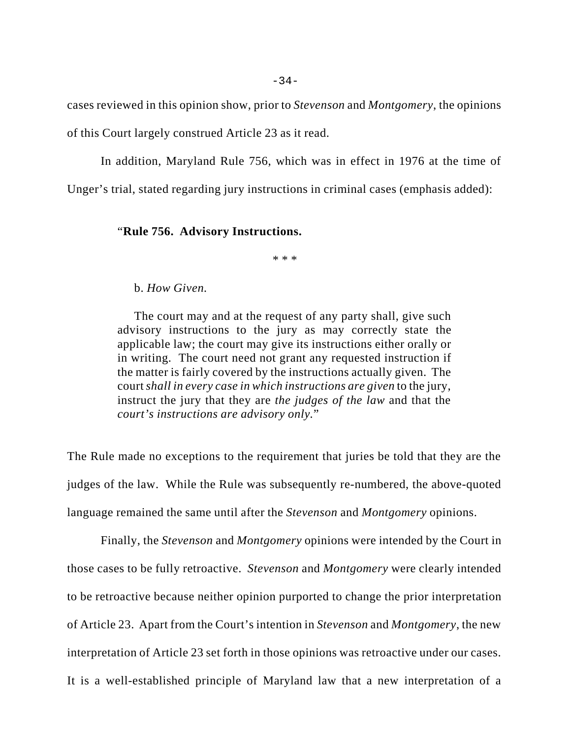cases reviewed in this opinion show, prior to *Stevenson* and *Montgomery*, the opinions of this Court largely construed Article 23 as it read.

In addition, Maryland Rule 756, which was in effect in 1976 at the time of Unger's trial, stated regarding jury instructions in criminal cases (emphasis added):

> "**Rule 756. Advisory Instructions.**
>
> \* \* \*
>
> b. *How Given.*
>
> The court may and at the request of any party shall, give such advisory instructions to the jury as may correctly state the applicable law; the court may give its instructions either orally or in writing. The court need not grant any requested instruction if the matter is fairly covered by the instructions actually given. The court *shall in every case in which instructions are given* to the jury, instruct the jury that they are *the judges of the law* and that the *court's instructions are advisory only*."

The Rule made no exceptions to the requirement that juries be told that they are the judges of the law. While the Rule was subsequently re-numbered, the above-quoted language remained the same until after the *Stevenson* and *Montgomery* opinions.

Finally, the *Stevenson* and *Montgomery* opinions were intended by the Court in those cases to be fully retroactive. *Stevenson* and *Montgomery* were clearly intended to be retroactive because neither opinion purported to change the prior interpretation of Article 23. Apart from the Court's intention in *Stevenson* and *Montgomery*, the new interpretation of Article 23 set forth in those opinions was retroactive under our cases. It is a well-established principle of Maryland law that a new interpretation of a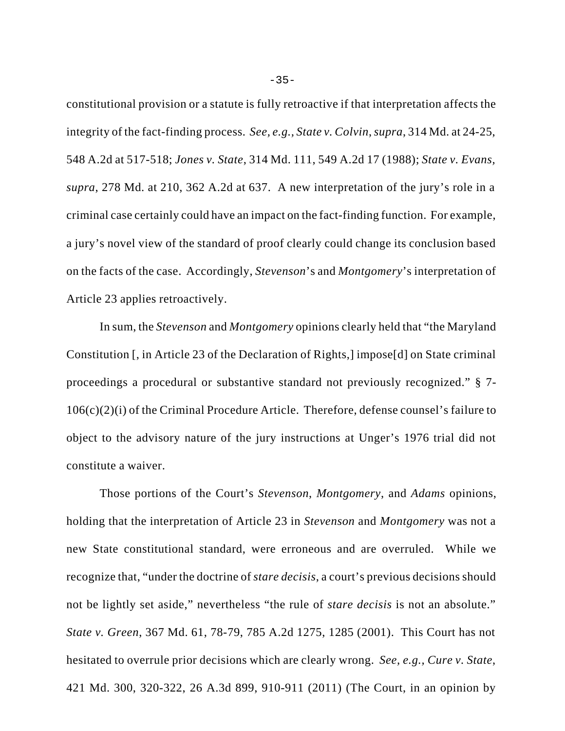constitutional provision or a statute is fully retroactive if that interpretation affects the integrity of the fact-finding process. *See, e.g., State v. Colvin*, *supra*, 314 Md. at 24-25, 548 A.2d at 517-518; *Jones v. State*, 314 Md. 111, 549 A.2d 17 (1988); *State v. Evans*, *supra*, 278 Md. at 210, 362 A.2d at 637. A new interpretation of the jury's role in a criminal case certainly could have an impact on the fact-finding function. For example, a jury's novel view of the standard of proof clearly could change its conclusion based on the facts of the case. Accordingly, *Stevenson*'s and *Montgomery*'s interpretation of Article 23 applies retroactively.

In sum, the *Stevenson* and *Montgomery* opinions clearly held that "the Maryland Constitution [, in Article 23 of the Declaration of Rights,] impose[d] on State criminal proceedings a procedural or substantive standard not previously recognized." § 7-106(c)(2)(i) of the Criminal Procedure Article. Therefore, defense counsel's failure to object to the advisory nature of the jury instructions at Unger's 1976 trial did not constitute a waiver.

Those portions of the Court's *Stevenson*, *Montgomery*, and *Adams* opinions, holding that the interpretation of Article 23 in *Stevenson* and *Montgomery* was not a new State constitutional standard, were erroneous and are overruled. While we recognize that, "under the doctrine of *stare decisis*, a court's previous decisions should not be lightly set aside," nevertheless "the rule of *stare decisis* is not an absolute." *State v. Green*, 367 Md. 61, 78-79, 785 A.2d 1275, 1285 (2001). This Court has not hesitated to overrule prior decisions which are clearly wrong. *See, e.g., Cure v. State*, 421 Md. 300, 320-322, 26 A.3d 899, 910-911 (2011) (The Court, in an opinion by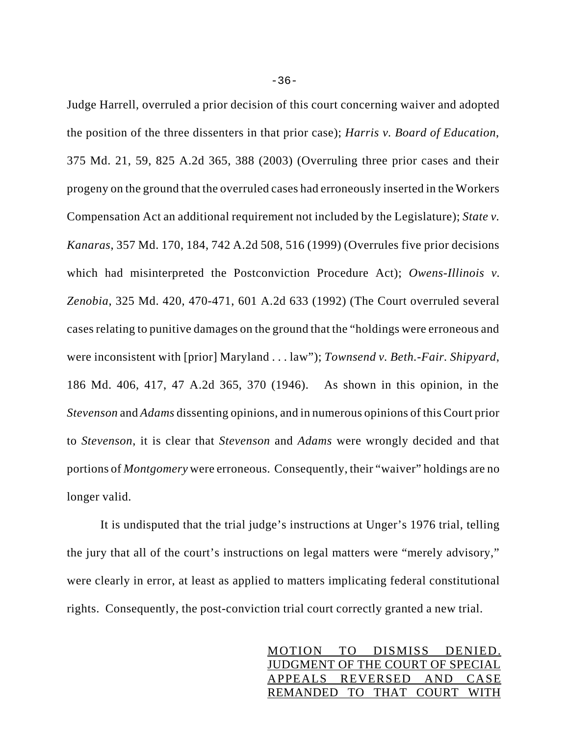Judge Harrell, overruled a prior decision of this court concerning waiver and adopted the position of the three dissenters in that prior case); *Harris v. Board of Education*, 375 Md. 21, 59, 825 A.2d 365, 388 (2003) (Overruling three prior cases and their progeny on the ground that the overruled cases had erroneously inserted in the Workers Compensation Act an additional requirement not included by the Legislature); *State v. Kanaras*, 357 Md. 170, 184, 742 A.2d 508, 516 (1999) (Overrules five prior decisions which had misinterpreted the Postconviction Procedure Act); *Owens-Illinois v. Zenobia*, 325 Md. 420, 470-471, 601 A.2d 633 (1992) (The Court overruled several cases relating to punitive damages on the ground that the "holdings were erroneous and were inconsistent with [prior] Maryland . . . law"); *Townsend v. Beth.-Fair. Shipyard*, 186 Md. 406, 417, 47 A.2d 365, 370 (1946). As shown in this opinion, in the *Stevenson* and *Adams* dissenting opinions, and in numerous opinions of this Court prior to *Stevenson*, it is clear that *Stevenson* and *Adams* were wrongly decided and that portions of *Montgomery* were erroneous. Consequently, their "waiver" holdings are no longer valid.

It is undisputed that the trial judge's instructions at Unger's 1976 trial, telling the jury that all of the court's instructions on legal matters were "merely advisory," were clearly in error, at least as applied to matters implicating federal constitutional rights. Consequently, the post-conviction trial court correctly granted a new trial.

<u>MOTION TO DISMISS DENIED. JUDGMENT OF THE COURT OF SPECIAL APPEALS REVERSED AND CASE REMANDED TO THAT COURT WITH</u>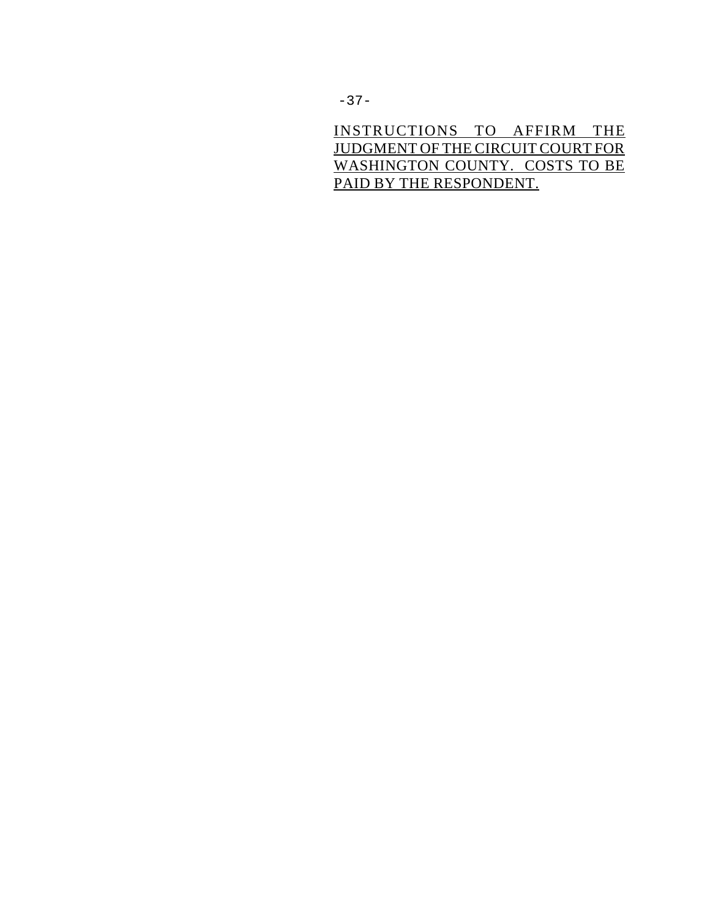INSTRUCTIONS TO AFFIRM THE JUDGMENT OF THE CIRCUIT COURT FOR WASHINGTON COUNTY. COSTS TO BE PAID BY THE RESPONDENT.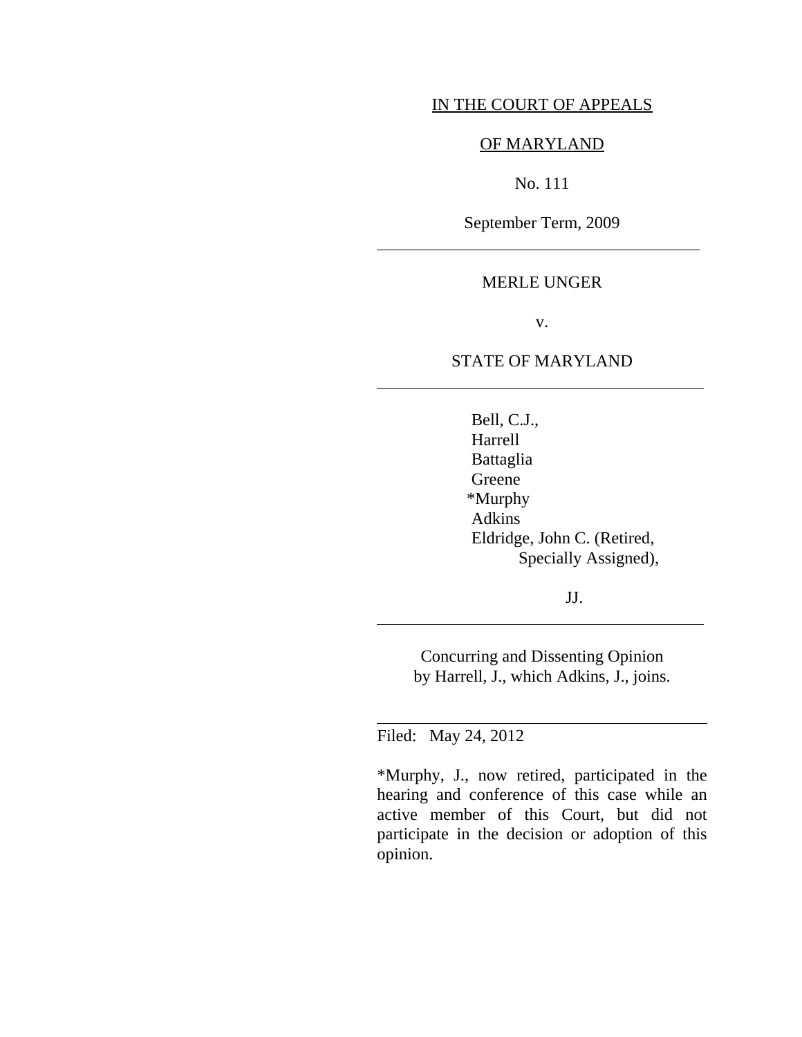IN THE COURT OF APPEALS

OF MARYLAND

No. 111

September Term, 2009

---

MERLE UNGER

v.

STATE OF MARYLAND

---

Bell, C.J.,
Harrell
Battaglia
Greene
*Murphy
Adkins
Eldridge, John C. (Retired, Specially Assigned),

JJ.

---

Concurring and Dissenting Opinion by Harrell, J., which Adkins, J., joins.

---

Filed: May 24, 2012

*Murphy, J., now retired, participated in the hearing and conference of this case while an active member of this Court, but did not participate in the decision or adoption of this opinion.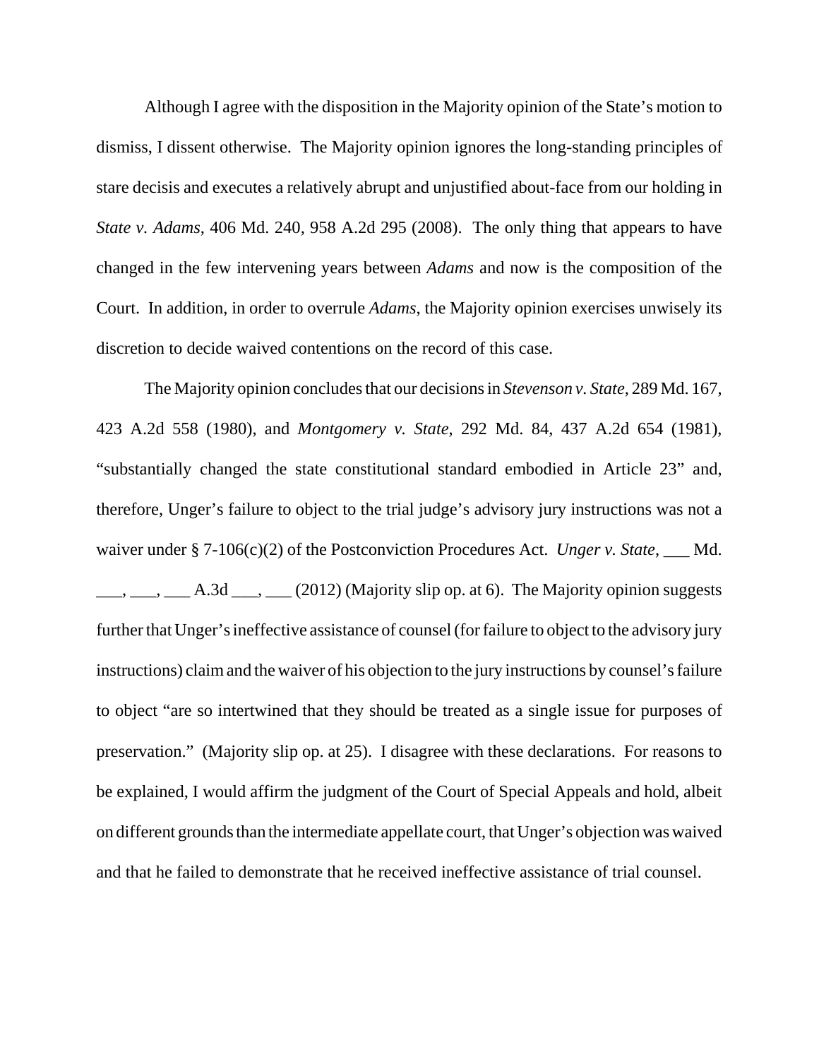Although I agree with the disposition in the Majority opinion of the State's motion to dismiss, I dissent otherwise. The Majority opinion ignores the long-standing principles of stare decisis and executes a relatively abrupt and unjustified about-face from our holding in *State v. Adams*, 406 Md. 240, 958 A.2d 295 (2008). The only thing that appears to have changed in the few intervening years between *Adams* and now is the composition of the Court. In addition, in order to overrule *Adams*, the Majority opinion exercises unwisely its discretion to decide waived contentions on the record of this case.

The Majority opinion concludes that our decisions in *Stevenson v. State*, 289 Md. 167, 423 A.2d 558 (1980), and *Montgomery v. State*, 292 Md. 84, 437 A.2d 654 (1981), "substantially changed the state constitutional standard embodied in Article 23" and, therefore, Unger's failure to object to the trial judge's advisory jury instructions was not a waiver under § 7-106(c)(2) of the Postconviction Procedures Act. *Unger v. State*, ___ Md. ___, ___, ___ A.3d ___, ___ (2012) (Majority slip op. at 6). The Majority opinion suggests further that Unger's ineffective assistance of counsel (for failure to object to the advisory jury instructions) claim and the waiver of his objection to the jury instructions by counsel's failure to object "are so intertwined that they should be treated as a single issue for purposes of preservation." (Majority slip op. at 25). I disagree with these declarations. For reasons to be explained, I would affirm the judgment of the Court of Special Appeals and hold, albeit on different grounds than the intermediate appellate court, that Unger's objection was waived and that he failed to demonstrate that he received ineffective assistance of trial counsel.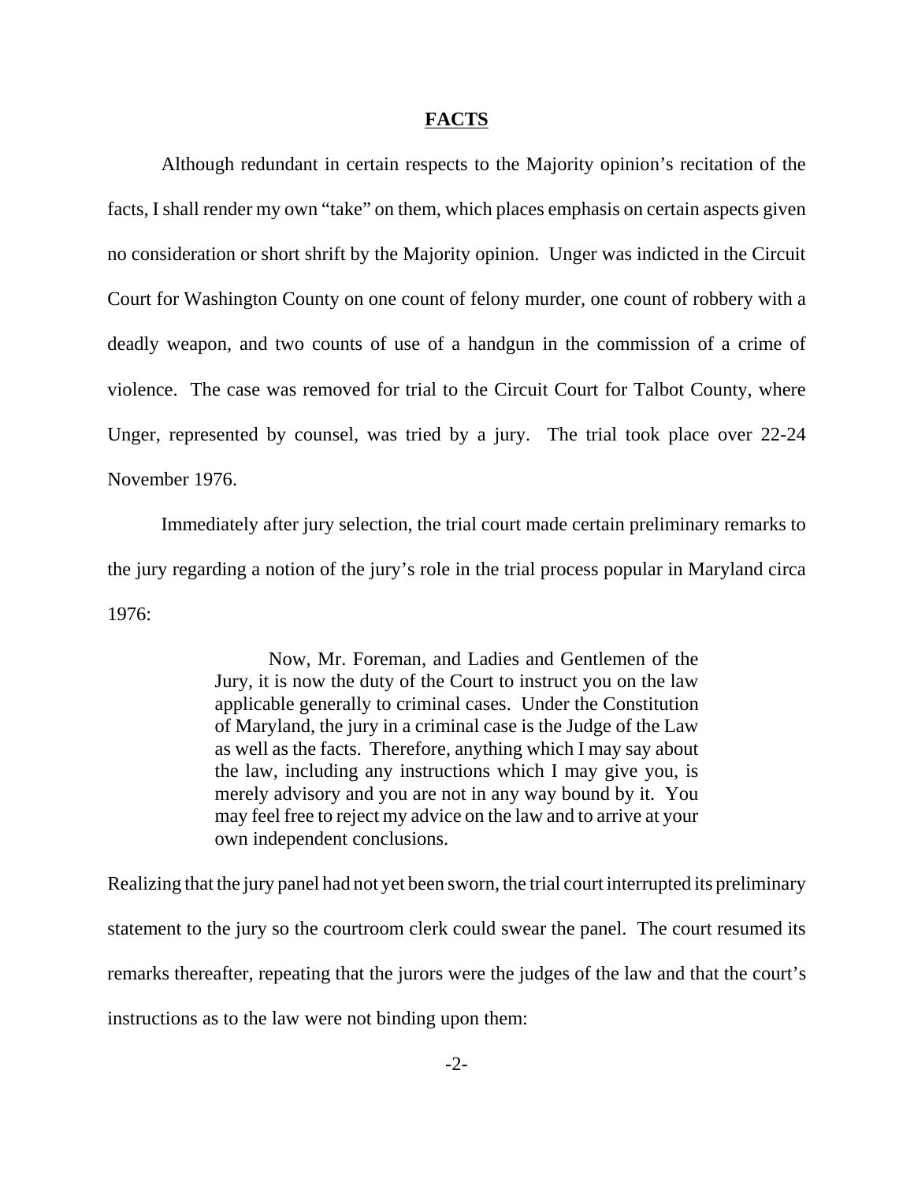## FACTS

Although redundant in certain respects to the Majority opinion's recitation of the facts, I shall render my own "take" on them, which places emphasis on certain aspects given no consideration or short shrift by the Majority opinion. Unger was indicted in the Circuit Court for Washington County on one count of felony murder, one count of robbery with a deadly weapon, and two counts of use of a handgun in the commission of a crime of violence. The case was removed for trial to the Circuit Court for Talbot County, where Unger, represented by counsel, was tried by a jury. The trial took place over 22-24 November 1976.

Immediately after jury selection, the trial court made certain preliminary remarks to the jury regarding a notion of the jury's role in the trial process popular in Maryland circa 1976:

> Now, Mr. Foreman, and Ladies and Gentlemen of the Jury, it is now the duty of the Court to instruct you on the law applicable generally to criminal cases. Under the Constitution of Maryland, the jury in a criminal case is the Judge of the Law as well as the facts. Therefore, anything which I may say about the law, including any instructions which I may give you, is merely advisory and you are not in any way bound by it. You may feel free to reject my advice on the law and to arrive at your own independent conclusions.

Realizing that the jury panel had not yet been sworn, the trial court interrupted its preliminary statement to the jury so the courtroom clerk could swear the panel. The court resumed its remarks thereafter, repeating that the jurors were the judges of the law and that the court's instructions as to the law were not binding upon them: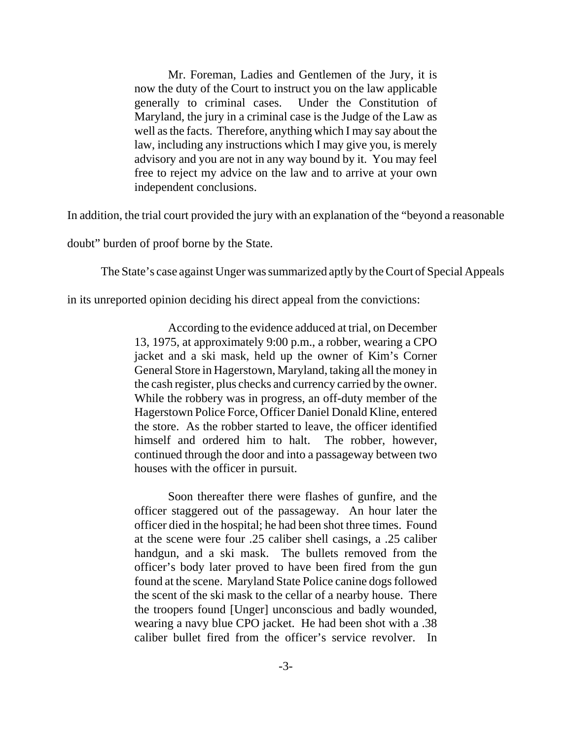> Mr. Foreman, Ladies and Gentlemen of the Jury, it is now the duty of the Court to instruct you on the law applicable generally to criminal cases. Under the Constitution of Maryland, the jury in a criminal case is the Judge of the Law as well as the facts. Therefore, anything which I may say about the law, including any instructions which I may give you, is merely advisory and you are not in any way bound by it. You may feel free to reject my advice on the law and to arrive at your own independent conclusions.

In addition, the trial court provided the jury with an explanation of the "beyond a reasonable doubt" burden of proof borne by the State.

The State's case against Unger was summarized aptly by the Court of Special Appeals in its unreported opinion deciding his direct appeal from the convictions:

> According to the evidence adduced at trial, on December 13, 1975, at approximately 9:00 p.m., a robber, wearing a CPO jacket and a ski mask, held up the owner of Kim's Corner General Store in Hagerstown, Maryland, taking all the money in the cash register, plus checks and currency carried by the owner. While the robbery was in progress, an off-duty member of the Hagerstown Police Force, Officer Daniel Donald Kline, entered the store. As the robber started to leave, the officer identified himself and ordered him to halt. The robber, however, continued through the door and into a passageway between two houses with the officer in pursuit.
>
> Soon thereafter there were flashes of gunfire, and the officer staggered out of the passageway. An hour later the officer died in the hospital; he had been shot three times. Found at the scene were four .25 caliber shell casings, a .25 caliber handgun, and a ski mask. The bullets removed from the officer's body later proved to have been fired from the gun found at the scene. Maryland State Police canine dogs followed the scent of the ski mask to the cellar of a nearby house. There the troopers found [Unger] unconscious and badly wounded, wearing a navy blue CPO jacket. He had been shot with a .38 caliber bullet fired from the officer's service revolver. In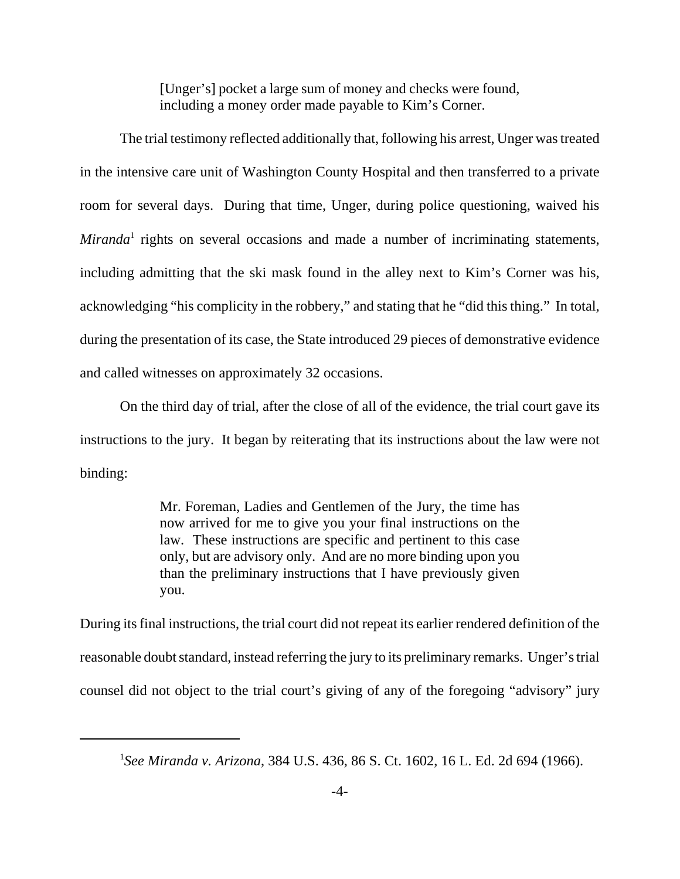> [Unger's] pocket a large sum of money and checks were found, including a money order made payable to Kim's Corner.

The trial testimony reflected additionally that, following his arrest, Unger was treated in the intensive care unit of Washington County Hospital and then transferred to a private room for several days. During that time, Unger, during police questioning, waived his *Miranda*[1] rights on several occasions and made a number of incriminating statements, including admitting that the ski mask found in the alley next to Kim's Corner was his, acknowledging "his complicity in the robbery," and stating that he "did this thing." In total, during the presentation of its case, the State introduced 29 pieces of demonstrative evidence and called witnesses on approximately 32 occasions.

On the third day of trial, after the close of all of the evidence, the trial court gave its instructions to the jury. It began by reiterating that its instructions about the law were not binding:

> Mr. Foreman, Ladies and Gentlemen of the Jury, the time has now arrived for me to give you your final instructions on the law. These instructions are specific and pertinent to this case only, but are advisory only. And are no more binding upon you than the preliminary instructions that I have previously given you.

During its final instructions, the trial court did not repeat its earlier rendered definition of the reasonable doubt standard, instead referring the jury to its preliminary remarks. Unger's trial counsel did not object to the trial court's giving of any of the foregoing "advisory" jury

---

[1] *See Miranda v. Arizona*, 384 U.S. 436, 86 S. Ct. 1602, 16 L. Ed. 2d 694 (1966).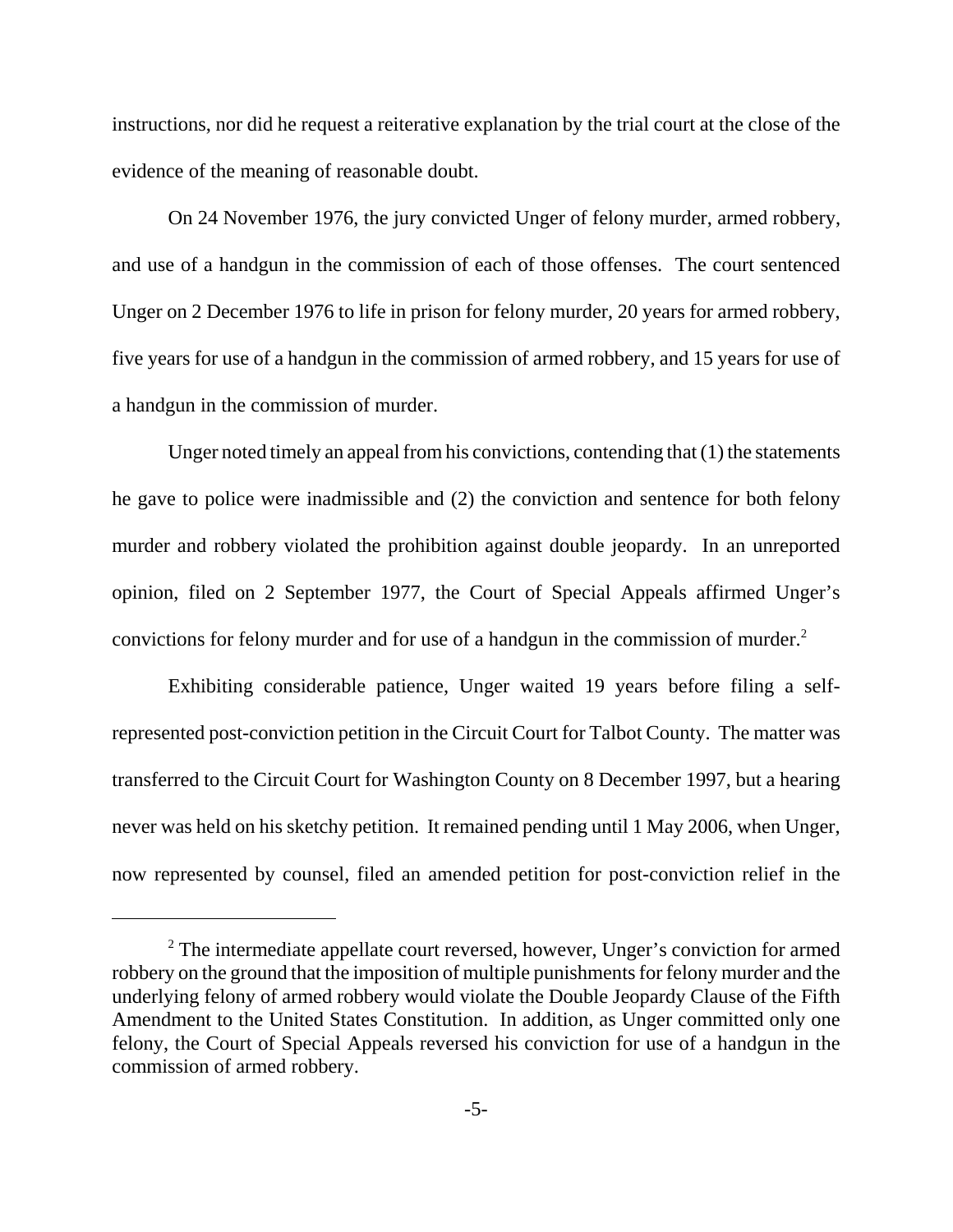instructions, nor did he request a reiterative explanation by the trial court at the close of the evidence of the meaning of reasonable doubt.

On 24 November 1976, the jury convicted Unger of felony murder, armed robbery, and use of a handgun in the commission of each of those offenses. The court sentenced Unger on 2 December 1976 to life in prison for felony murder, 20 years for armed robbery, five years for use of a handgun in the commission of armed robbery, and 15 years for use of a handgun in the commission of murder.

Unger noted timely an appeal from his convictions, contending that (1) the statements he gave to police were inadmissible and (2) the conviction and sentence for both felony murder and robbery violated the prohibition against double jeopardy. In an unreported opinion, filed on 2 September 1977, the Court of Special Appeals affirmed Unger's convictions for felony murder and for use of a handgun in the commission of murder.[2]

Exhibiting considerable patience, Unger waited 19 years before filing a self-represented post-conviction petition in the Circuit Court for Talbot County. The matter was transferred to the Circuit Court for Washington County on 8 December 1997, but a hearing never was held on his sketchy petition. It remained pending until 1 May 2006, when Unger, now represented by counsel, filed an amended petition for post-conviction relief in the

---

[2] The intermediate appellate court reversed, however, Unger's conviction for armed robbery on the ground that the imposition of multiple punishments for felony murder and the underlying felony of armed robbery would violate the Double Jeopardy Clause of the Fifth Amendment to the United States Constitution. In addition, as Unger committed only one felony, the Court of Special Appeals reversed his conviction for use of a handgun in the commission of armed robbery.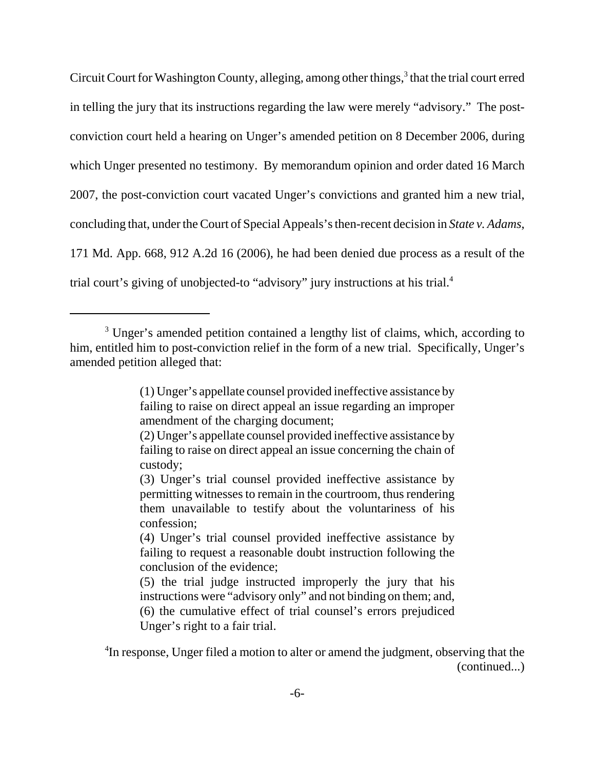Circuit Court for Washington County, alleging, among other things,[3] that the trial court erred in telling the jury that its instructions regarding the law were merely "advisory." The post-conviction court held a hearing on Unger's amended petition on 8 December 2006, during which Unger presented no testimony. By memorandum opinion and order dated 16 March 2007, the post-conviction court vacated Unger's convictions and granted him a new trial, concluding that, under the Court of Special Appeals's then-recent decision in *State v. Adams*, 171 Md. App. 668, 912 A.2d 16 (2006), he had been denied due process as a result of the trial court's giving of unobjected-to "advisory" jury instructions at his trial.[4]

---

[3] Unger's amended petition contained a lengthy list of claims, which, according to him, entitled him to post-conviction relief in the form of a new trial. Specifically, Unger's amended petition alleged that:

> (1) Unger's appellate counsel provided ineffective assistance by failing to raise on direct appeal an issue regarding an improper amendment of the charging document;
> (2) Unger's appellate counsel provided ineffective assistance by failing to raise on direct appeal an issue concerning the chain of custody;
> (3) Unger's trial counsel provided ineffective assistance by permitting witnesses to remain in the courtroom, thus rendering them unavailable to testify about the voluntariness of his confession;
> (4) Unger's trial counsel provided ineffective assistance by failing to request a reasonable doubt instruction following the conclusion of the evidence;
> (5) the trial judge instructed improperly the jury that his instructions were "advisory only" and not binding on them; and,
> (6) the cumulative effect of trial counsel's errors prejudiced Unger's right to a fair trial.

[4] In response, Unger filed a motion to alter or amend the judgment, observing that the (continued...)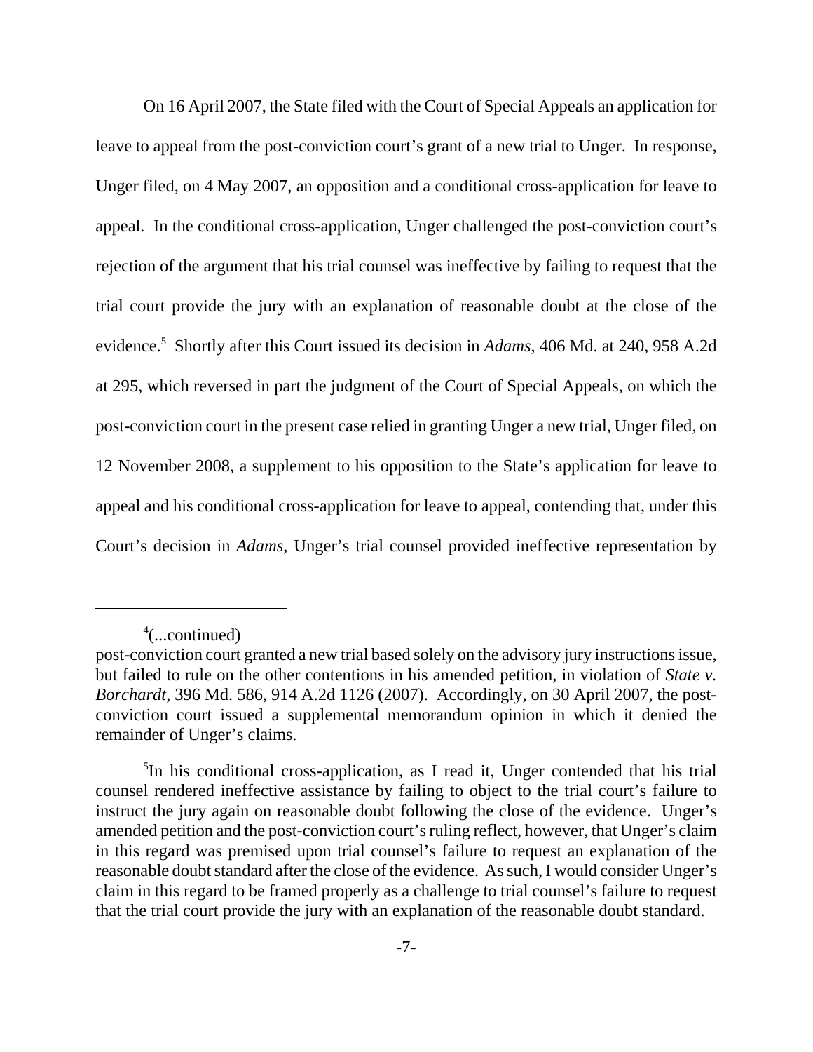On 16 April 2007, the State filed with the Court of Special Appeals an application for leave to appeal from the post-conviction court's grant of a new trial to Unger. In response, Unger filed, on 4 May 2007, an opposition and a conditional cross-application for leave to appeal. In the conditional cross-application, Unger challenged the post-conviction court's rejection of the argument that his trial counsel was ineffective by failing to request that the trial court provide the jury with an explanation of reasonable doubt at the close of the evidence.[5] Shortly after this Court issued its decision in *Adams*, 406 Md. at 240, 958 A.2d at 295, which reversed in part the judgment of the Court of Special Appeals, on which the post-conviction court in the present case relied in granting Unger a new trial, Unger filed, on 12 November 2008, a supplement to his opposition to the State's application for leave to appeal and his conditional cross-application for leave to appeal, contending that, under this Court's decision in *Adams*, Unger's trial counsel provided ineffective representation by

---

[4](...continued)
post-conviction court granted a new trial based solely on the advisory jury instructions issue, but failed to rule on the other contentions in his amended petition, in violation of *State v. Borchardt*, 396 Md. 586, 914 A.2d 1126 (2007). Accordingly, on 30 April 2007, the post-conviction court issued a supplemental memorandum opinion in which it denied the remainder of Unger's claims.

[5]In his conditional cross-application, as I read it, Unger contended that his trial counsel rendered ineffective assistance by failing to object to the trial court's failure to instruct the jury again on reasonable doubt following the close of the evidence. Unger's amended petition and the post-conviction court's ruling reflect, however, that Unger's claim in this regard was premised upon trial counsel's failure to request an explanation of the reasonable doubt standard after the close of the evidence. As such, I would consider Unger's claim in this regard to be framed properly as a challenge to trial counsel's failure to request that the trial court provide the jury with an explanation of the reasonable doubt standard.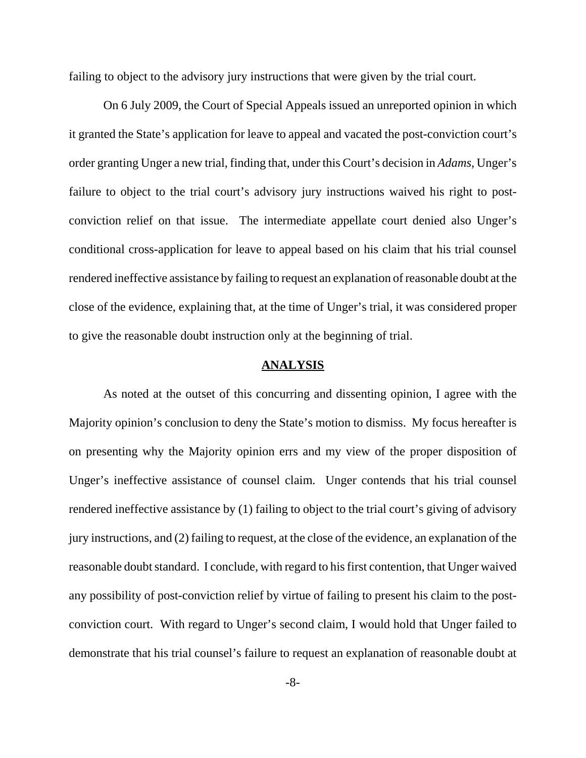failing to object to the advisory jury instructions that were given by the trial court.

On 6 July 2009, the Court of Special Appeals issued an unreported opinion in which it granted the State's application for leave to appeal and vacated the post-conviction court's order granting Unger a new trial, finding that, under this Court's decision in *Adams*, Unger's failure to object to the trial court's advisory jury instructions waived his right to post-conviction relief on that issue. The intermediate appellate court denied also Unger's conditional cross-application for leave to appeal based on his claim that his trial counsel rendered ineffective assistance by failing to request an explanation of reasonable doubt at the close of the evidence, explaining that, at the time of Unger's trial, it was considered proper to give the reasonable doubt instruction only at the beginning of trial.

## ANALYSIS

As noted at the outset of this concurring and dissenting opinion, I agree with the Majority opinion's conclusion to deny the State's motion to dismiss. My focus hereafter is on presenting why the Majority opinion errs and my view of the proper disposition of Unger's ineffective assistance of counsel claim. Unger contends that his trial counsel rendered ineffective assistance by (1) failing to object to the trial court's giving of advisory jury instructions, and (2) failing to request, at the close of the evidence, an explanation of the reasonable doubt standard. I conclude, with regard to his first contention, that Unger waived any possibility of post-conviction relief by virtue of failing to present his claim to the post-conviction court. With regard to Unger's second claim, I would hold that Unger failed to demonstrate that his trial counsel's failure to request an explanation of reasonable doubt at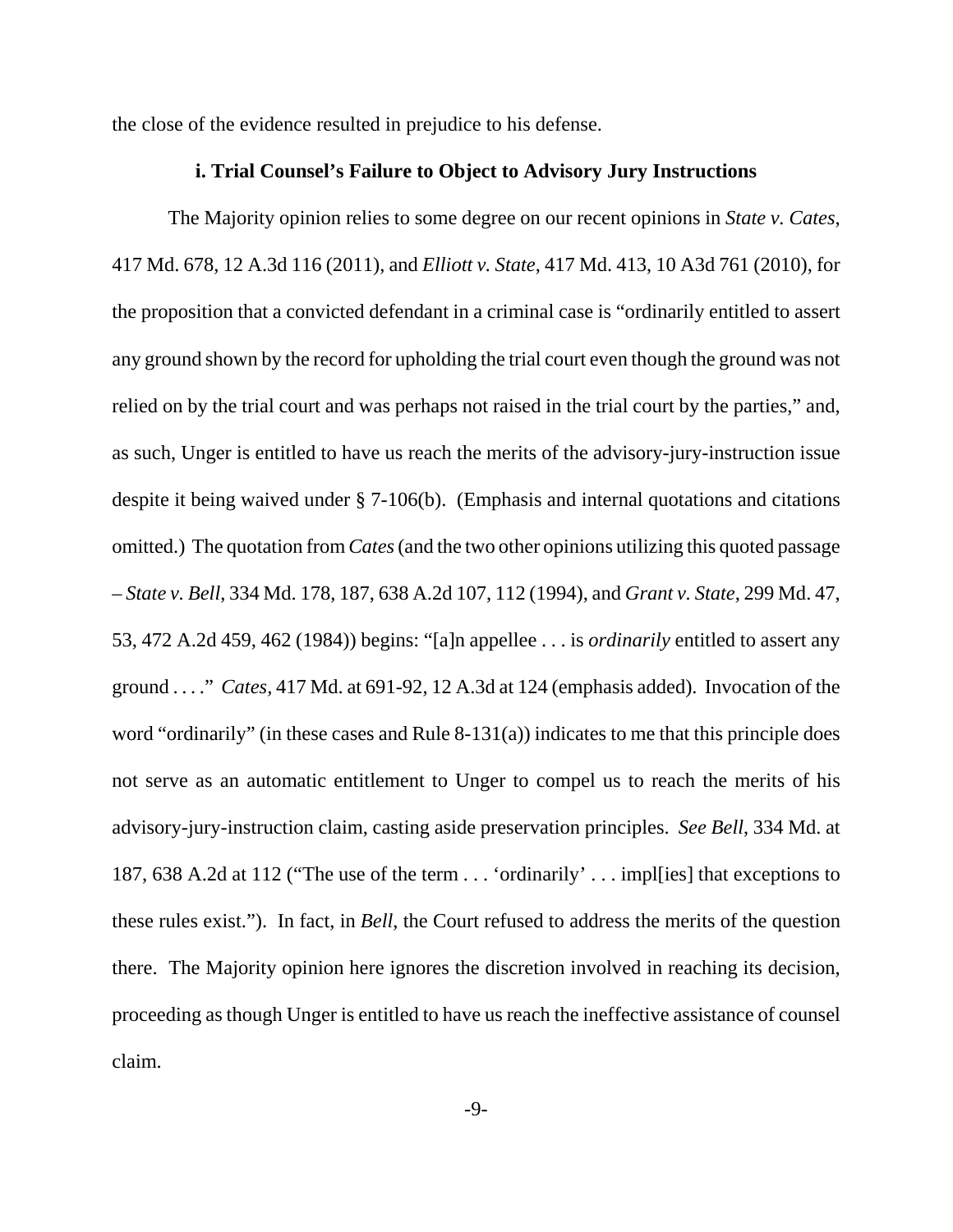the close of the evidence resulted in prejudice to his defense.

**i. Trial Counsel's Failure to Object to Advisory Jury Instructions**

The Majority opinion relies to some degree on our recent opinions in *State v. Cates*, 417 Md. 678, 12 A.3d 116 (2011), and *Elliott v. State*, 417 Md. 413, 10 A3d 761 (2010), for the proposition that a convicted defendant in a criminal case is "ordinarily entitled to assert any ground shown by the record for upholding the trial court even though the ground was not relied on by the trial court and was perhaps not raised in the trial court by the parties," and, as such, Unger is entitled to have us reach the merits of the advisory-jury-instruction issue despite it being waived under § 7-106(b). (Emphasis and internal quotations and citations omitted.) The quotation from *Cates* (and the two other opinions utilizing this quoted passage – *State v. Bell*, 334 Md. 178, 187, 638 A.2d 107, 112 (1994), and *Grant v. State*, 299 Md. 47, 53, 472 A.2d 459, 462 (1984)) begins: "[a]n appellee . . . is *ordinarily* entitled to assert any ground . . . ." *Cates*, 417 Md. at 691-92, 12 A.3d at 124 (emphasis added). Invocation of the word "ordinarily" (in these cases and Rule 8-131(a)) indicates to me that this principle does not serve as an automatic entitlement to Unger to compel us to reach the merits of his advisory-jury-instruction claim, casting aside preservation principles. *See Bell*, 334 Md. at 187, 638 A.2d at 112 ("The use of the term . . . 'ordinarily' . . . impl[ies] that exceptions to these rules exist."). In fact, in *Bell*, the Court refused to address the merits of the question there. The Majority opinion here ignores the discretion involved in reaching its decision, proceeding as though Unger is entitled to have us reach the ineffective assistance of counsel claim.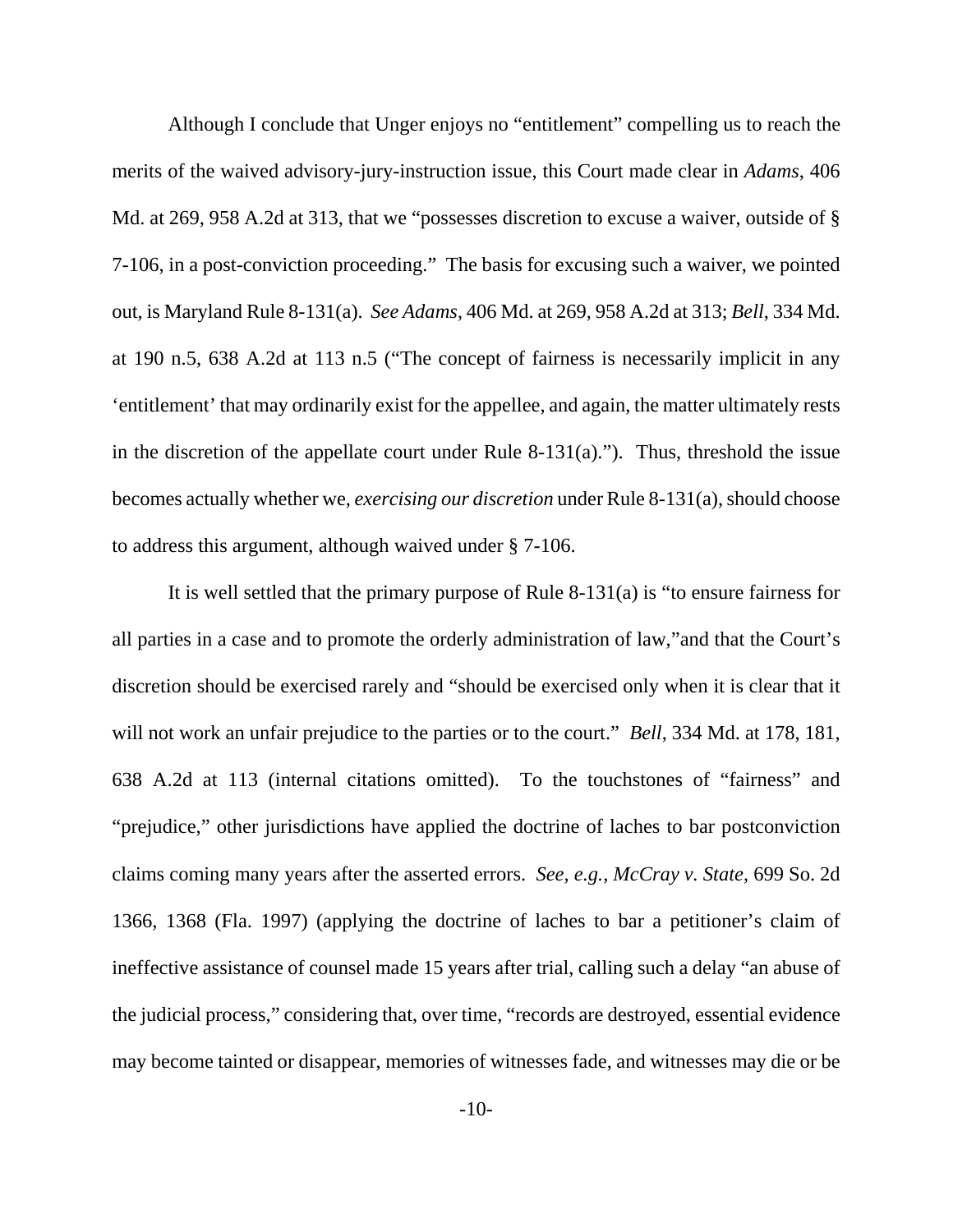Although I conclude that Unger enjoys no "entitlement" compelling us to reach the merits of the waived advisory-jury-instruction issue, this Court made clear in *Adams*, 406 Md. at 269, 958 A.2d at 313, that we "possesses discretion to excuse a waiver, outside of § 7-106, in a post-conviction proceeding." The basis for excusing such a waiver, we pointed out, is Maryland Rule 8-131(a). *See Adams*, 406 Md. at 269, 958 A.2d at 313; *Bell*, 334 Md. at 190 n.5, 638 A.2d at 113 n.5 ("The concept of fairness is necessarily implicit in any 'entitlement' that may ordinarily exist for the appellee, and again, the matter ultimately rests in the discretion of the appellate court under Rule 8-131(a)."). Thus, threshold the issue becomes actually whether we, *exercising our discretion* under Rule 8-131(a), should choose to address this argument, although waived under § 7-106.

It is well settled that the primary purpose of Rule 8-131(a) is "to ensure fairness for all parties in a case and to promote the orderly administration of law,"and that the Court's discretion should be exercised rarely and "should be exercised only when it is clear that it will not work an unfair prejudice to the parties or to the court." *Bell*, 334 Md. at 178, 181, 638 A.2d at 113 (internal citations omitted). To the touchstones of "fairness" and "prejudice," other jurisdictions have applied the doctrine of laches to bar postconviction claims coming many years after the asserted errors. *See, e.g.*, *McCray v. State*, 699 So. 2d 1366, 1368 (Fla. 1997) (applying the doctrine of laches to bar a petitioner's claim of ineffective assistance of counsel made 15 years after trial, calling such a delay "an abuse of the judicial process," considering that, over time, "records are destroyed, essential evidence may become tainted or disappear, memories of witnesses fade, and witnesses may die or be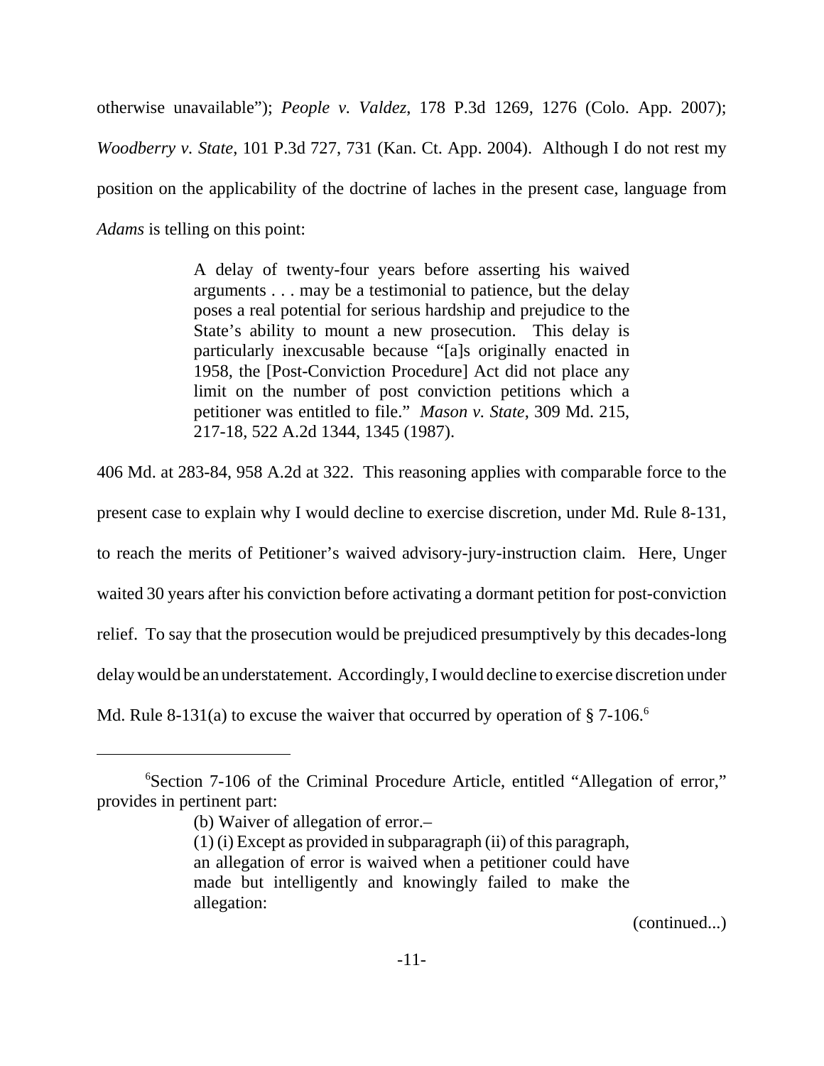otherwise unavailable"); *People v. Valdez*, 178 P.3d 1269, 1276 (Colo. App. 2007); *Woodberry v. State*, 101 P.3d 727, 731 (Kan. Ct. App. 2004). Although I do not rest my position on the applicability of the doctrine of laches in the present case, language from *Adams* is telling on this point:

> A delay of twenty-four years before asserting his waived arguments . . . may be a testimonial to patience, but the delay poses a real potential for serious hardship and prejudice to the State's ability to mount a new prosecution. This delay is particularly inexcusable because "[a]s originally enacted in 1958, the [Post-Conviction Procedure] Act did not place any limit on the number of post conviction petitions which a petitioner was entitled to file." *Mason v. State*, 309 Md. 215, 217-18, 522 A.2d 1344, 1345 (1987).

406 Md. at 283-84, 958 A.2d at 322. This reasoning applies with comparable force to the present case to explain why I would decline to exercise discretion, under Md. Rule 8-131, to reach the merits of Petitioner's waived advisory-jury-instruction claim. Here, Unger waited 30 years after his conviction before activating a dormant petition for post-conviction relief. To say that the prosecution would be prejudiced presumptively by this decades-long delay would be an understatement. Accordingly, I would decline to exercise discretion under Md. Rule 8-131(a) to excuse the waiver that occurred by operation of § 7-106.[6]

---

[6]Section 7-106 of the Criminal Procedure Article, entitled "Allegation of error," provides in pertinent part:

> (b) Waiver of allegation of error.–
>
> (1) (i) Except as provided in subparagraph (ii) of this paragraph, an allegation of error is waived when a petitioner could have made but intelligently and knowingly failed to make the allegation:

(continued...)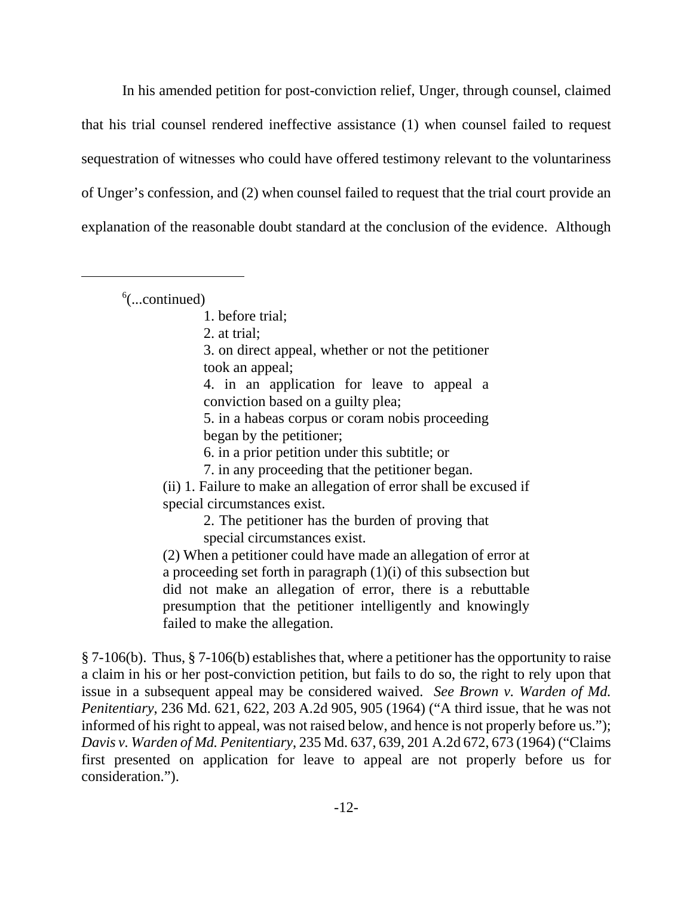In his amended petition for post-conviction relief, Unger, through counsel, claimed that his trial counsel rendered ineffective assistance (1) when counsel failed to request sequestration of witnesses who could have offered testimony relevant to the voluntariness of Unger's confession, and (2) when counsel failed to request that the trial court provide an explanation of the reasonable doubt standard at the conclusion of the evidence. Although

---

[6](...continued)

> 1. before trial;
> 2. at trial;
> 3. on direct appeal, whether or not the petitioner took an appeal;
> 4. in an application for leave to appeal a conviction based on a guilty plea;
> 5. in a habeas corpus or coram nobis proceeding began by the petitioner;
> 6. in a prior petition under this subtitle; or
> 7. in any proceeding that the petitioner began.
>
> (ii) 1. Failure to make an allegation of error shall be excused if special circumstances exist.
>
> 2. The petitioner has the burden of proving that special circumstances exist.
>
> (2) When a petitioner could have made an allegation of error at a proceeding set forth in paragraph (1)(i) of this subsection but did not make an allegation of error, there is a rebuttable presumption that the petitioner intelligently and knowingly failed to make the allegation.

§ 7-106(b). Thus, § 7-106(b) establishes that, where a petitioner has the opportunity to raise a claim in his or her post-conviction petition, but fails to do so, the right to rely upon that issue in a subsequent appeal may be considered waived. *See Brown v. Warden of Md. Penitentiary*, 236 Md. 621, 622, 203 A.2d 905, 905 (1964) ("A third issue, that he was not informed of his right to appeal, was not raised below, and hence is not properly before us."); *Davis v. Warden of Md. Penitentiary*, 235 Md. 637, 639, 201 A.2d 672, 673 (1964) ("Claims first presented on application for leave to appeal are not properly before us for consideration.").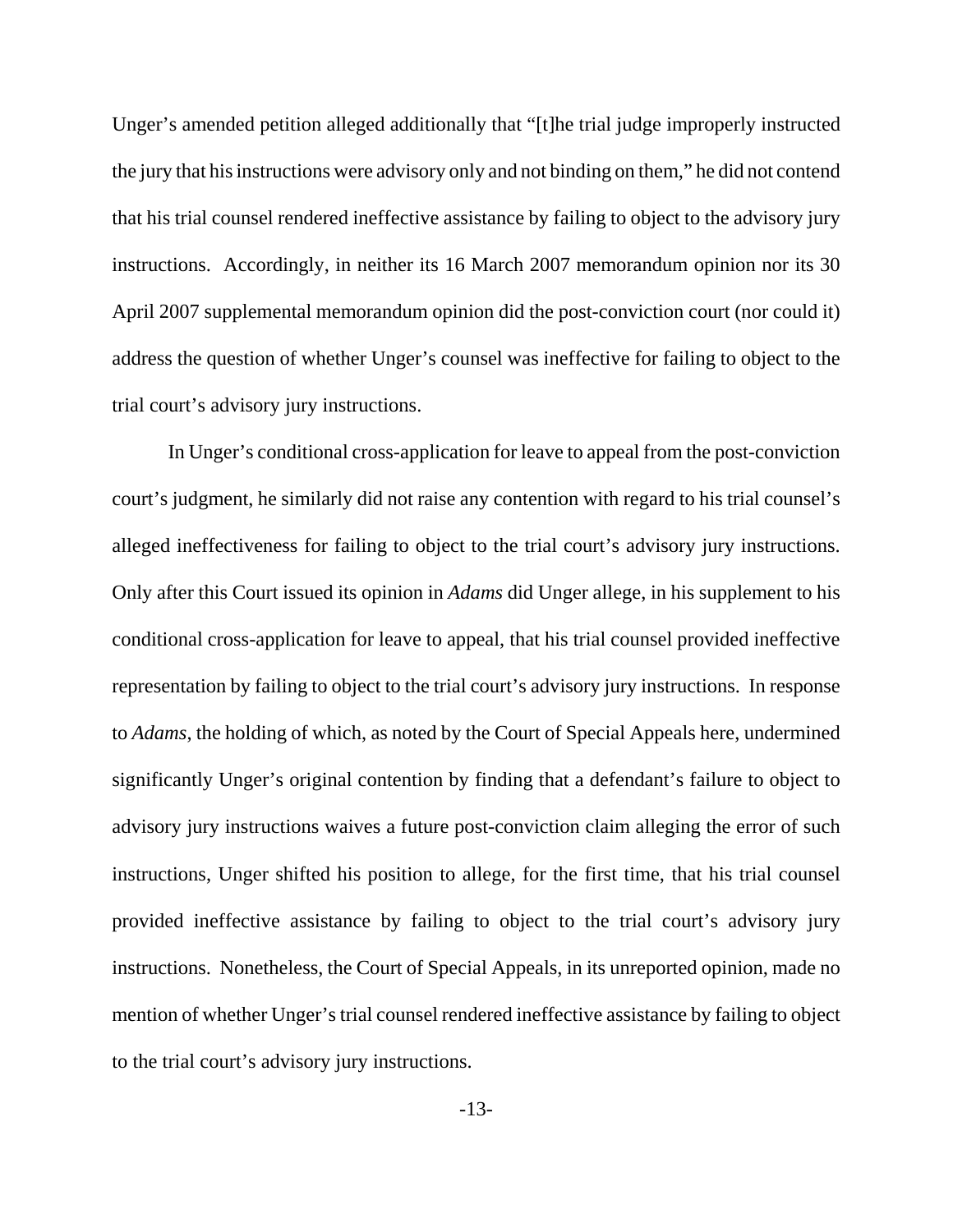Unger's amended petition alleged additionally that "[t]he trial judge improperly instructed the jury that his instructions were advisory only and not binding on them," he did not contend that his trial counsel rendered ineffective assistance by failing to object to the advisory jury instructions. Accordingly, in neither its 16 March 2007 memorandum opinion nor its 30 April 2007 supplemental memorandum opinion did the post-conviction court (nor could it) address the question of whether Unger's counsel was ineffective for failing to object to the trial court's advisory jury instructions.

In Unger's conditional cross-application for leave to appeal from the post-conviction court's judgment, he similarly did not raise any contention with regard to his trial counsel's alleged ineffectiveness for failing to object to the trial court's advisory jury instructions. Only after this Court issued its opinion in *Adams* did Unger allege, in his supplement to his conditional cross-application for leave to appeal, that his trial counsel provided ineffective representation by failing to object to the trial court's advisory jury instructions. In response to *Adams*, the holding of which, as noted by the Court of Special Appeals here, undermined significantly Unger's original contention by finding that a defendant's failure to object to advisory jury instructions waives a future post-conviction claim alleging the error of such instructions, Unger shifted his position to allege, for the first time, that his trial counsel provided ineffective assistance by failing to object to the trial court's advisory jury instructions. Nonetheless, the Court of Special Appeals, in its unreported opinion, made no mention of whether Unger's trial counsel rendered ineffective assistance by failing to object to the trial court's advisory jury instructions.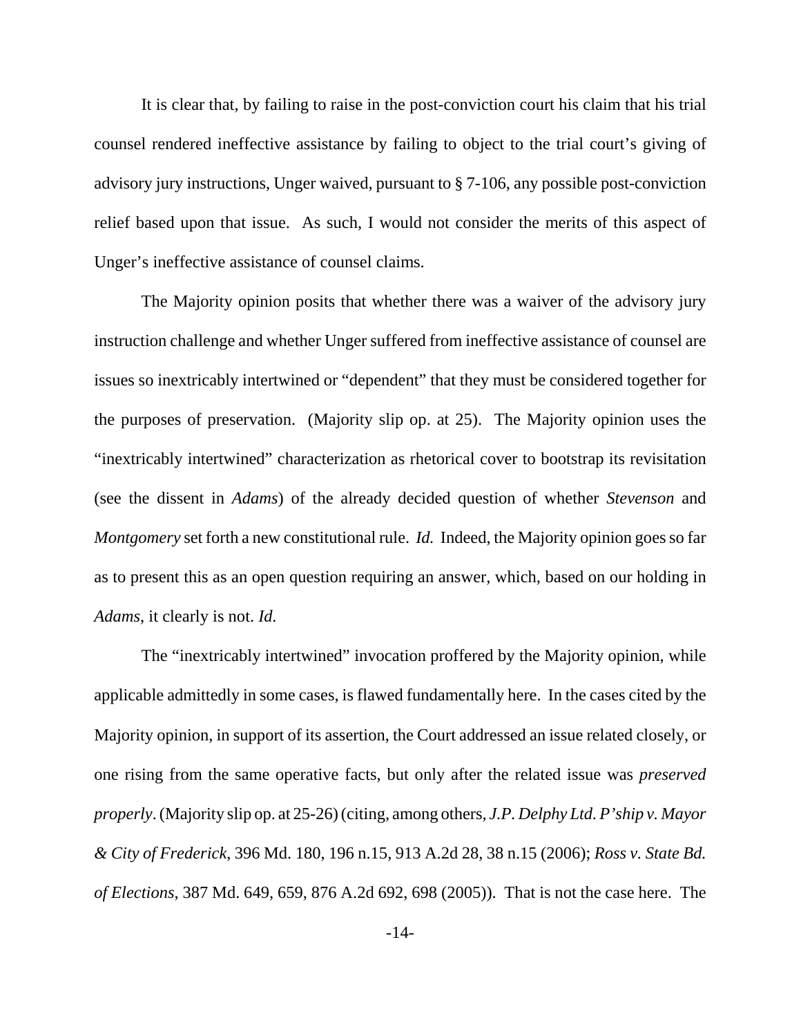It is clear that, by failing to raise in the post-conviction court his claim that his trial counsel rendered ineffective assistance by failing to object to the trial court's giving of advisory jury instructions, Unger waived, pursuant to § 7-106, any possible post-conviction relief based upon that issue. As such, I would not consider the merits of this aspect of Unger's ineffective assistance of counsel claims.

The Majority opinion posits that whether there was a waiver of the advisory jury instruction challenge and whether Unger suffered from ineffective assistance of counsel are issues so inextricably intertwined or "dependent" that they must be considered together for the purposes of preservation. (Majority slip op. at 25). The Majority opinion uses the "inextricably intertwined" characterization as rhetorical cover to bootstrap its revisitation (see the dissent in *Adams*) of the already decided question of whether *Stevenson* and *Montgomery* set forth a new constitutional rule. *Id.* Indeed, the Majority opinion goes so far as to present this as an open question requiring an answer, which, based on our holding in *Adams*, it clearly is not. *Id.*

The "inextricably intertwined" invocation proffered by the Majority opinion, while applicable admittedly in some cases, is flawed fundamentally here. In the cases cited by the Majority opinion, in support of its assertion, the Court addressed an issue related closely, or one rising from the same operative facts, but only after the related issue was *preserved properly*. (Majority slip op. at 25-26) (citing, among others, *J.P. Delphy Ltd. P'ship v. Mayor & City of Frederick*, 396 Md. 180, 196 n.15, 913 A.2d 28, 38 n.15 (2006); *Ross v. State Bd. of Elections*, 387 Md. 649, 659, 876 A.2d 692, 698 (2005)). That is not the case here. The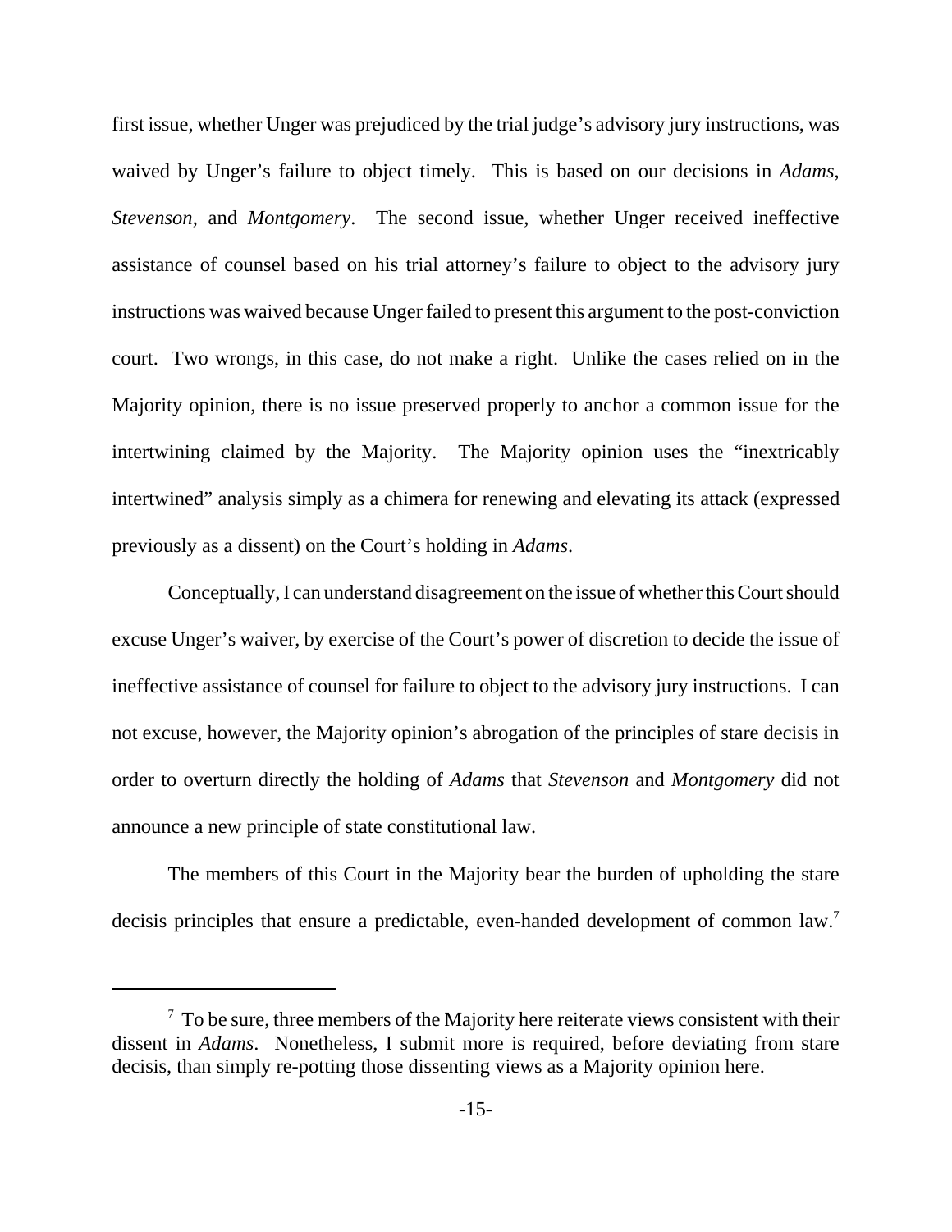first issue, whether Unger was prejudiced by the trial judge's advisory jury instructions, was waived by Unger's failure to object timely. This is based on our decisions in *Adams*, *Stevenson*, and *Montgomery*. The second issue, whether Unger received ineffective assistance of counsel based on his trial attorney's failure to object to the advisory jury instructions was waived because Unger failed to present this argument to the post-conviction court. Two wrongs, in this case, do not make a right. Unlike the cases relied on in the Majority opinion, there is no issue preserved properly to anchor a common issue for the intertwining claimed by the Majority. The Majority opinion uses the "inextricably intertwined" analysis simply as a chimera for renewing and elevating its attack (expressed previously as a dissent) on the Court's holding in *Adams*.

Conceptually, I can understand disagreement on the issue of whether this Court should excuse Unger's waiver, by exercise of the Court's power of discretion to decide the issue of ineffective assistance of counsel for failure to object to the advisory jury instructions. I can not excuse, however, the Majority opinion's abrogation of the principles of stare decisis in order to overturn directly the holding of *Adams* that *Stevenson* and *Montgomery* did not announce a new principle of state constitutional law.

The members of this Court in the Majority bear the burden of upholding the stare decisis principles that ensure a predictable, even-handed development of common law.[7]

[7] To be sure, three members of the Majority here reiterate views consistent with their dissent in *Adams*. Nonetheless, I submit more is required, before deviating from stare decisis, than simply re-potting those dissenting views as a Majority opinion here.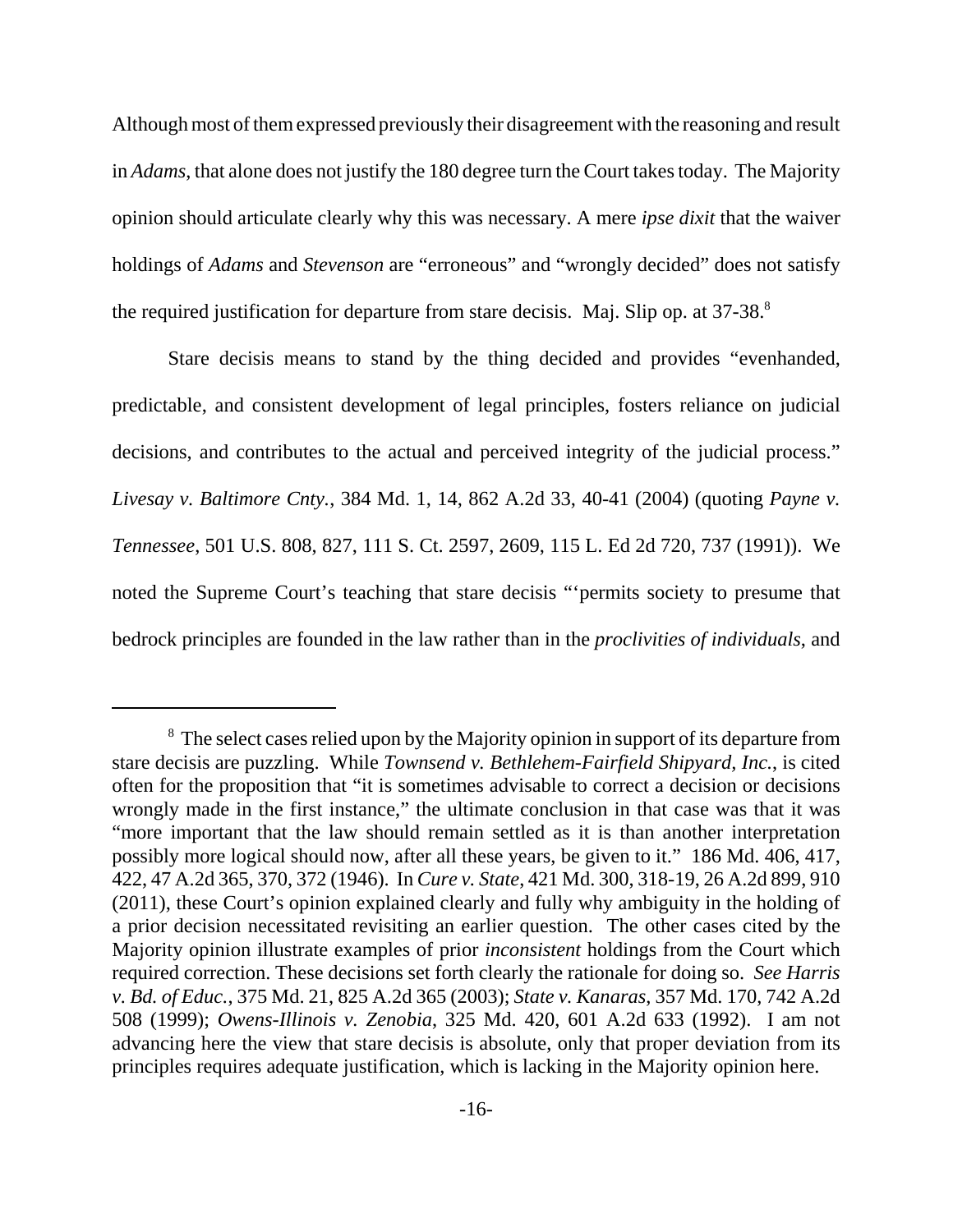Although most of them expressed previously their disagreement with the reasoning and result in *Adams*, that alone does not justify the 180 degree turn the Court takes today. The Majority opinion should articulate clearly why this was necessary. A mere *ipse dixit* that the waiver holdings of *Adams* and *Stevenson* are "erroneous" and "wrongly decided" does not satisfy the required justification for departure from stare decisis. Maj. Slip op. at 37-38.[8]

Stare decisis means to stand by the thing decided and provides "evenhanded, predictable, and consistent development of legal principles, fosters reliance on judicial decisions, and contributes to the actual and perceived integrity of the judicial process." *Livesay v. Baltimore Cnty.*, 384 Md. 1, 14, 862 A.2d 33, 40-41 (2004) (quoting *Payne v. Tennessee*, 501 U.S. 808, 827, 111 S. Ct. 2597, 2609, 115 L. Ed 2d 720, 737 (1991)). We noted the Supreme Court's teaching that stare decisis "'permits society to presume that bedrock principles are founded in the law rather than in the *proclivities of individuals*, and

[8] The select cases relied upon by the Majority opinion in support of its departure from stare decisis are puzzling. While *Townsend v. Bethlehem-Fairfield Shipyard, Inc.*, is cited often for the proposition that "it is sometimes advisable to correct a decision or decisions wrongly made in the first instance," the ultimate conclusion in that case was that it was "more important that the law should remain settled as it is than another interpretation possibly more logical should now, after all these years, be given to it." 186 Md. 406, 417, 422, 47 A.2d 365, 370, 372 (1946). In *Cure v. State*, 421 Md. 300, 318-19, 26 A.2d 899, 910 (2011), these Court's opinion explained clearly and fully why ambiguity in the holding of a prior decision necessitated revisiting an earlier question. The other cases cited by the Majority opinion illustrate examples of prior *inconsistent* holdings from the Court which required correction. These decisions set forth clearly the rationale for doing so. *See Harris v. Bd. of Educ.*, 375 Md. 21, 825 A.2d 365 (2003); *State v. Kanaras*, 357 Md. 170, 742 A.2d 508 (1999); *Owens-Illinois v. Zenobia*, 325 Md. 420, 601 A.2d 633 (1992). I am not advancing here the view that stare decisis is absolute, only that proper deviation from its principles requires adequate justification, which is lacking in the Majority opinion here.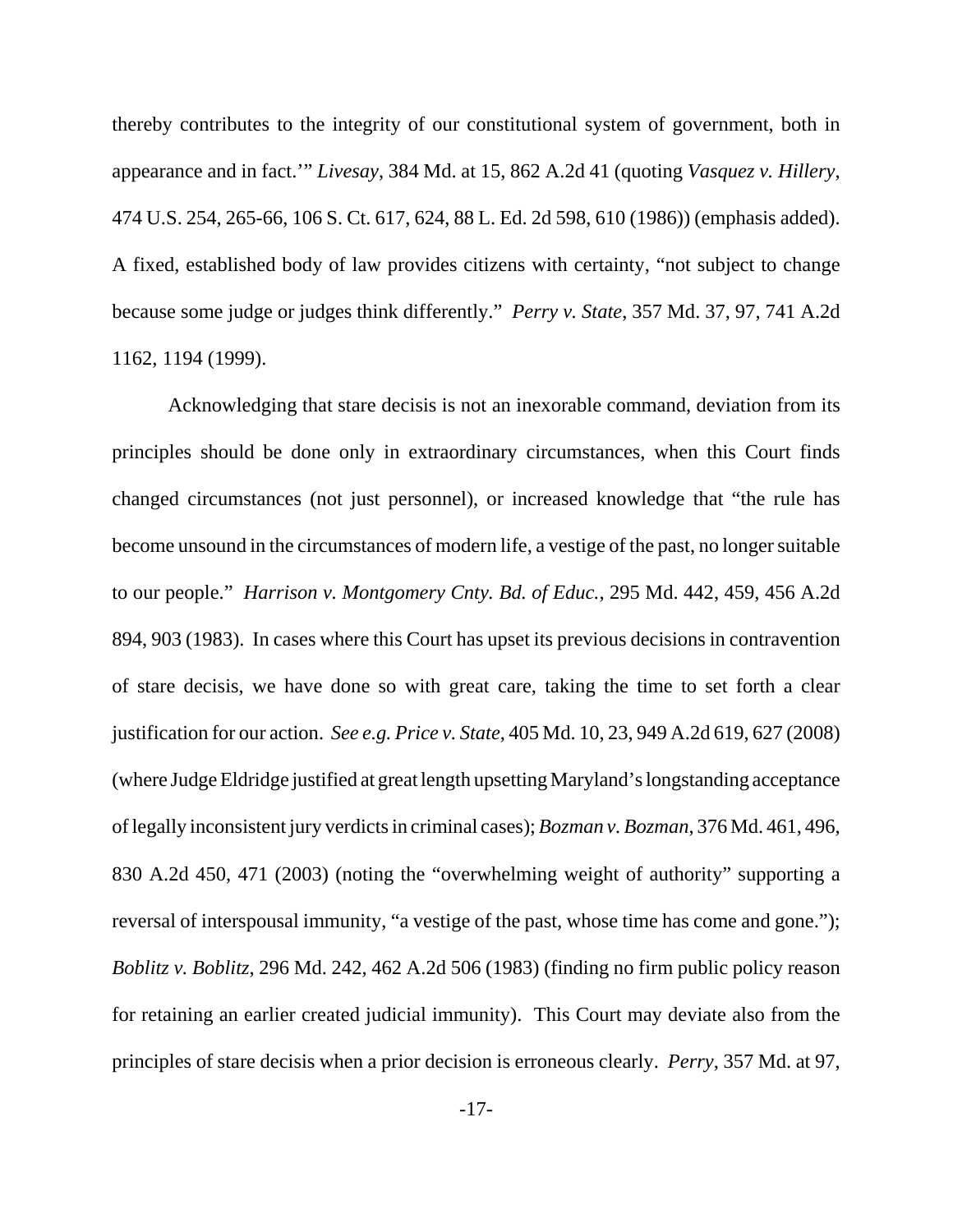thereby contributes to the integrity of our constitutional system of government, both in appearance and in fact.'" *Livesay*, 384 Md. at 15, 862 A.2d 41 (quoting *Vasquez v. Hillery*, 474 U.S. 254, 265-66, 106 S. Ct. 617, 624, 88 L. Ed. 2d 598, 610 (1986)) (emphasis added). A fixed, established body of law provides citizens with certainty, "not subject to change because some judge or judges think differently." *Perry v. State*, 357 Md. 37, 97, 741 A.2d 1162, 1194 (1999).

Acknowledging that stare decisis is not an inexorable command, deviation from its principles should be done only in extraordinary circumstances, when this Court finds changed circumstances (not just personnel), or increased knowledge that "the rule has become unsound in the circumstances of modern life, a vestige of the past, no longer suitable to our people." *Harrison v. Montgomery Cnty. Bd. of Educ.*, 295 Md. 442, 459, 456 A.2d 894, 903 (1983). In cases where this Court has upset its previous decisions in contravention of stare decisis, we have done so with great care, taking the time to set forth a clear justification for our action. *See e.g. Price v. State*, 405 Md. 10, 23, 949 A.2d 619, 627 (2008) (where Judge Eldridge justified at great length upsetting Maryland's longstanding acceptance of legally inconsistent jury verdicts in criminal cases); *Bozman v. Bozman*, 376 Md. 461, 496, 830 A.2d 450, 471 (2003) (noting the "overwhelming weight of authority" supporting a reversal of interspousal immunity, "a vestige of the past, whose time has come and gone."); *Boblitz v. Boblitz*, 296 Md. 242, 462 A.2d 506 (1983) (finding no firm public policy reason for retaining an earlier created judicial immunity). This Court may deviate also from the principles of stare decisis when a prior decision is erroneous clearly. *Perry*, 357 Md. at 97,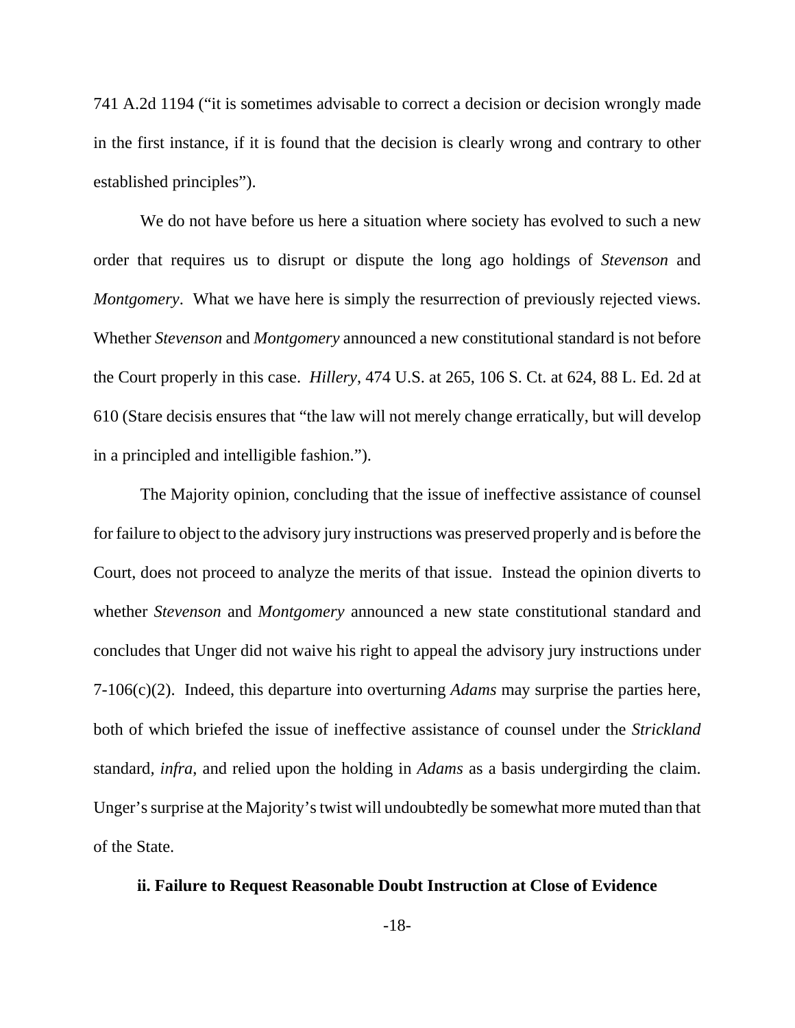741 A.2d 1194 ("it is sometimes advisable to correct a decision or decision wrongly made in the first instance, if it is found that the decision is clearly wrong and contrary to other established principles").

We do not have before us here a situation where society has evolved to such a new order that requires us to disrupt or dispute the long ago holdings of *Stevenson* and *Montgomery*. What we have here is simply the resurrection of previously rejected views. Whether *Stevenson* and *Montgomery* announced a new constitutional standard is not before the Court properly in this case. *Hillery*, 474 U.S. at 265, 106 S. Ct. at 624, 88 L. Ed. 2d at 610 (Stare decisis ensures that "the law will not merely change erratically, but will develop in a principled and intelligible fashion.").

The Majority opinion, concluding that the issue of ineffective assistance of counsel for failure to object to the advisory jury instructions was preserved properly and is before the Court, does not proceed to analyze the merits of that issue. Instead the opinion diverts to whether *Stevenson* and *Montgomery* announced a new state constitutional standard and concludes that Unger did not waive his right to appeal the advisory jury instructions under 7-106(c)(2). Indeed, this departure into overturning *Adams* may surprise the parties here, both of which briefed the issue of ineffective assistance of counsel under the *Strickland* standard, *infra*, and relied upon the holding in *Adams* as a basis undergirding the claim. Unger's surprise at the Majority's twist will undoubtedly be somewhat more muted than that of the State.

**ii. Failure to Request Reasonable Doubt Instruction at Close of Evidence**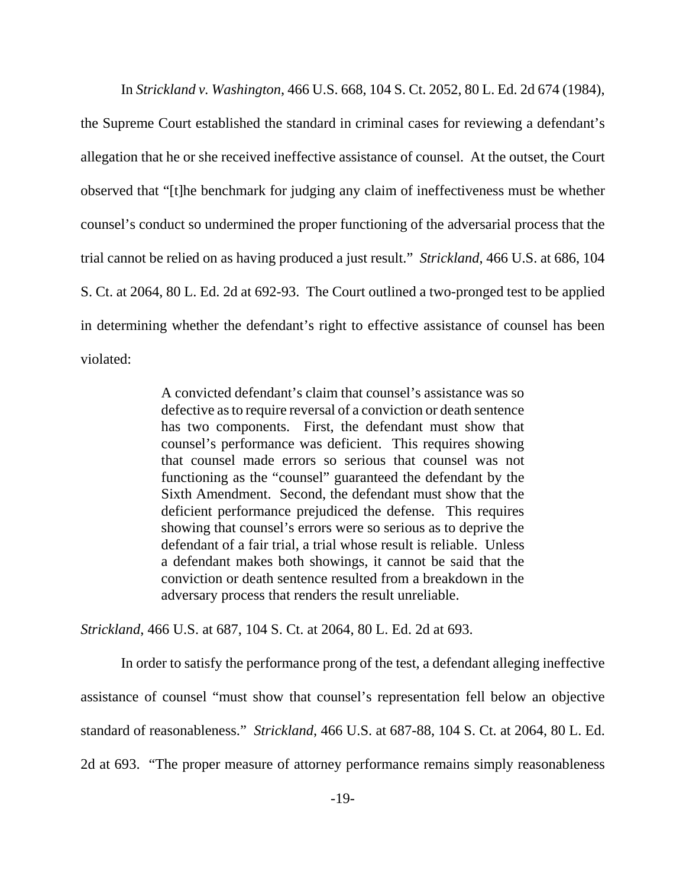In *Strickland v. Washington*, 466 U.S. 668, 104 S. Ct. 2052, 80 L. Ed. 2d 674 (1984), the Supreme Court established the standard in criminal cases for reviewing a defendant's allegation that he or she received ineffective assistance of counsel. At the outset, the Court observed that "[t]he benchmark for judging any claim of ineffectiveness must be whether counsel's conduct so undermined the proper functioning of the adversarial process that the trial cannot be relied on as having produced a just result." *Strickland*, 466 U.S. at 686, 104 S. Ct. at 2064, 80 L. Ed. 2d at 692-93. The Court outlined a two-pronged test to be applied in determining whether the defendant's right to effective assistance of counsel has been violated:

> A convicted defendant's claim that counsel's assistance was so defective as to require reversal of a conviction or death sentence has two components. First, the defendant must show that counsel's performance was deficient. This requires showing that counsel made errors so serious that counsel was not functioning as the "counsel" guaranteed the defendant by the Sixth Amendment. Second, the defendant must show that the deficient performance prejudiced the defense. This requires showing that counsel's errors were so serious as to deprive the defendant of a fair trial, a trial whose result is reliable. Unless a defendant makes both showings, it cannot be said that the conviction or death sentence resulted from a breakdown in the adversary process that renders the result unreliable.

*Strickland*, 466 U.S. at 687, 104 S. Ct. at 2064, 80 L. Ed. 2d at 693.

In order to satisfy the performance prong of the test, a defendant alleging ineffective assistance of counsel "must show that counsel's representation fell below an objective standard of reasonableness." *Strickland*, 466 U.S. at 687-88, 104 S. Ct. at 2064, 80 L. Ed. 2d at 693. "The proper measure of attorney performance remains simply reasonableness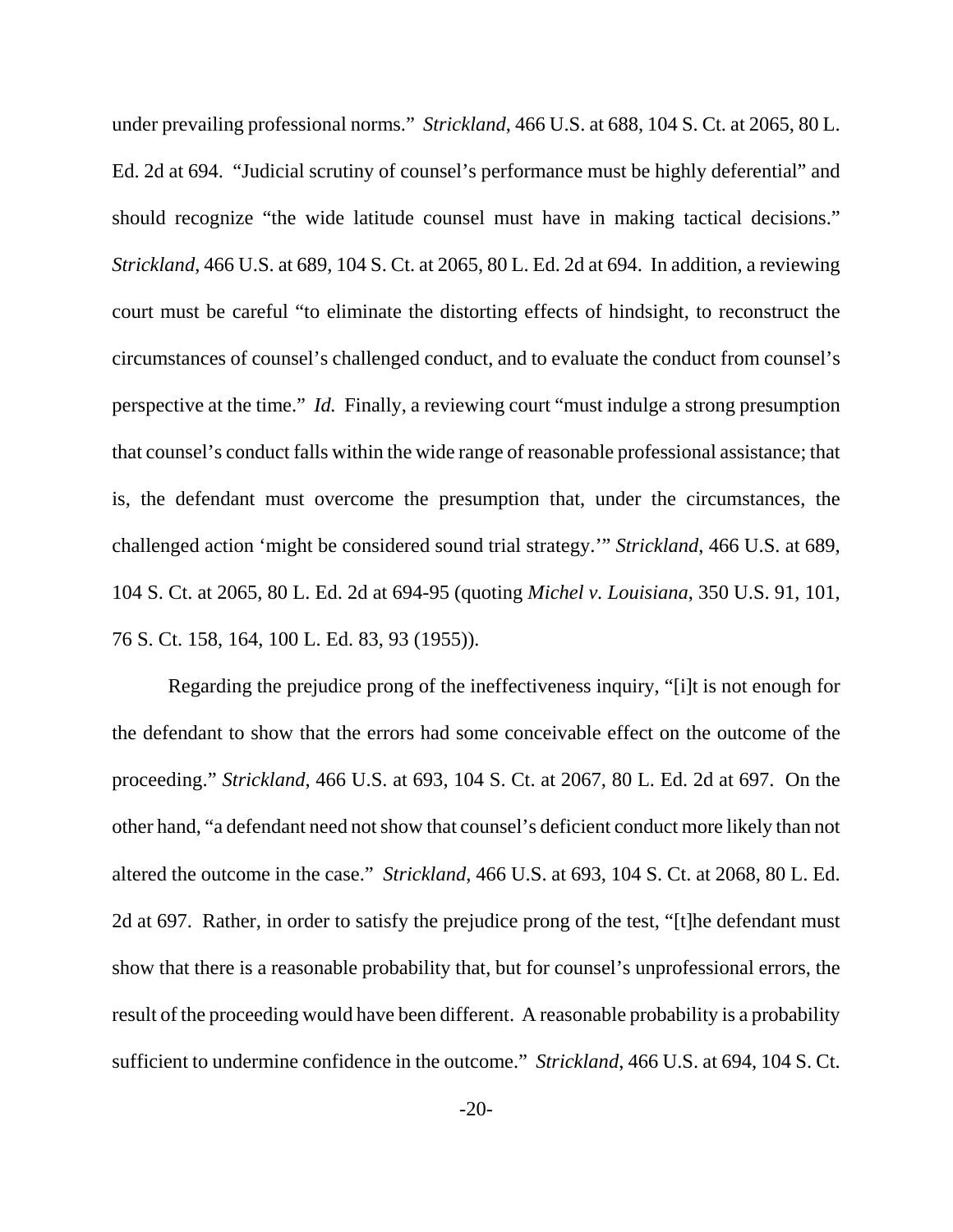under prevailing professional norms." *Strickland*, 466 U.S. at 688, 104 S. Ct. at 2065, 80 L. Ed. 2d at 694. "Judicial scrutiny of counsel's performance must be highly deferential" and should recognize "the wide latitude counsel must have in making tactical decisions." *Strickland*, 466 U.S. at 689, 104 S. Ct. at 2065, 80 L. Ed. 2d at 694. In addition, a reviewing court must be careful "to eliminate the distorting effects of hindsight, to reconstruct the circumstances of counsel's challenged conduct, and to evaluate the conduct from counsel's perspective at the time." *Id.* Finally, a reviewing court "must indulge a strong presumption that counsel's conduct falls within the wide range of reasonable professional assistance; that is, the defendant must overcome the presumption that, under the circumstances, the challenged action 'might be considered sound trial strategy.'" *Strickland*, 466 U.S. at 689, 104 S. Ct. at 2065, 80 L. Ed. 2d at 694-95 (quoting *Michel v. Louisiana*, 350 U.S. 91, 101, 76 S. Ct. 158, 164, 100 L. Ed. 83, 93 (1955)).

Regarding the prejudice prong of the ineffectiveness inquiry, "[i]t is not enough for the defendant to show that the errors had some conceivable effect on the outcome of the proceeding." *Strickland*, 466 U.S. at 693, 104 S. Ct. at 2067, 80 L. Ed. 2d at 697. On the other hand, "a defendant need not show that counsel's deficient conduct more likely than not altered the outcome in the case." *Strickland*, 466 U.S. at 693, 104 S. Ct. at 2068, 80 L. Ed. 2d at 697. Rather, in order to satisfy the prejudice prong of the test, "[t]he defendant must show that there is a reasonable probability that, but for counsel's unprofessional errors, the result of the proceeding would have been different. A reasonable probability is a probability sufficient to undermine confidence in the outcome." *Strickland*, 466 U.S. at 694, 104 S. Ct.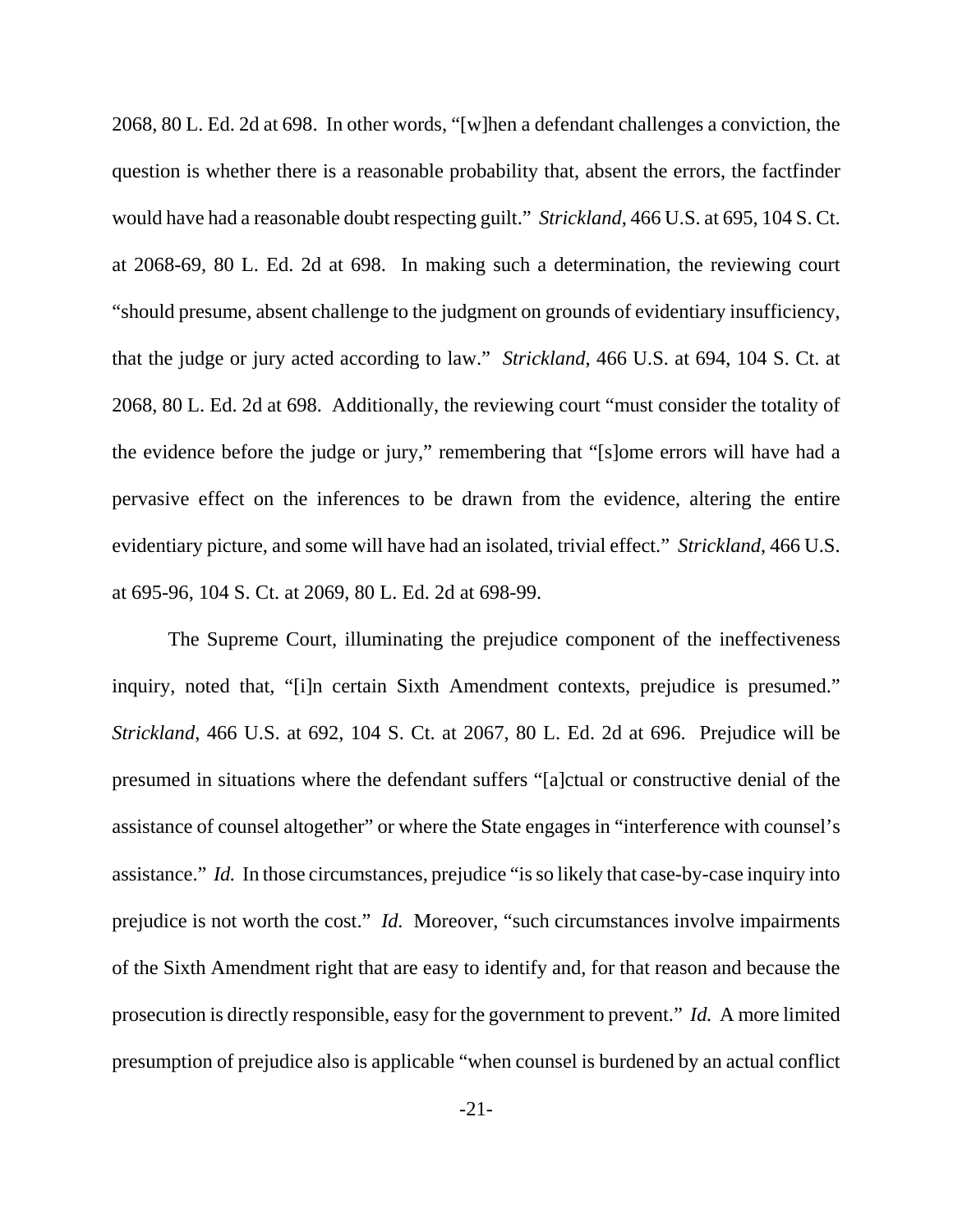2068, 80 L. Ed. 2d at 698. In other words, "[w]hen a defendant challenges a conviction, the question is whether there is a reasonable probability that, absent the errors, the factfinder would have had a reasonable doubt respecting guilt." *Strickland*, 466 U.S. at 695, 104 S. Ct. at 2068-69, 80 L. Ed. 2d at 698. In making such a determination, the reviewing court "should presume, absent challenge to the judgment on grounds of evidentiary insufficiency, that the judge or jury acted according to law." *Strickland*, 466 U.S. at 694, 104 S. Ct. at 2068, 80 L. Ed. 2d at 698. Additionally, the reviewing court "must consider the totality of the evidence before the judge or jury," remembering that "[s]ome errors will have had a pervasive effect on the inferences to be drawn from the evidence, altering the entire evidentiary picture, and some will have had an isolated, trivial effect." *Strickland*, 466 U.S. at 695-96, 104 S. Ct. at 2069, 80 L. Ed. 2d at 698-99.

The Supreme Court, illuminating the prejudice component of the ineffectiveness inquiry, noted that, "[i]n certain Sixth Amendment contexts, prejudice is presumed." *Strickland*, 466 U.S. at 692, 104 S. Ct. at 2067, 80 L. Ed. 2d at 696. Prejudice will be presumed in situations where the defendant suffers "[a]ctual or constructive denial of the assistance of counsel altogether" or where the State engages in "interference with counsel's assistance." *Id.* In those circumstances, prejudice "is so likely that case-by-case inquiry into prejudice is not worth the cost." *Id.* Moreover, "such circumstances involve impairments of the Sixth Amendment right that are easy to identify and, for that reason and because the prosecution is directly responsible, easy for the government to prevent." *Id.* A more limited presumption of prejudice also is applicable "when counsel is burdened by an actual conflict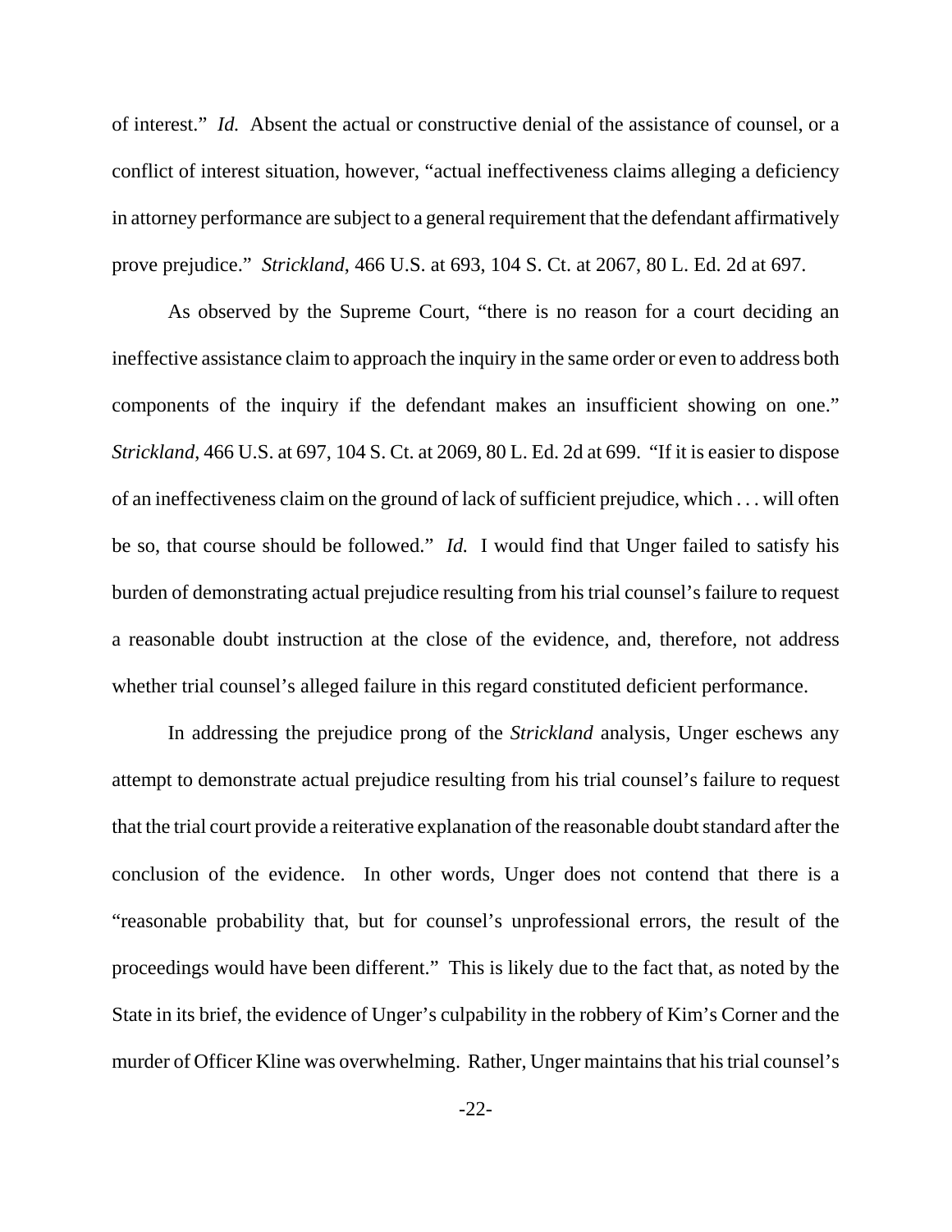of interest." *Id.* Absent the actual or constructive denial of the assistance of counsel, or a conflict of interest situation, however, "actual ineffectiveness claims alleging a deficiency in attorney performance are subject to a general requirement that the defendant affirmatively prove prejudice." *Strickland*, 466 U.S. at 693, 104 S. Ct. at 2067, 80 L. Ed. 2d at 697.

As observed by the Supreme Court, "there is no reason for a court deciding an ineffective assistance claim to approach the inquiry in the same order or even to address both components of the inquiry if the defendant makes an insufficient showing on one." *Strickland*, 466 U.S. at 697, 104 S. Ct. at 2069, 80 L. Ed. 2d at 699. "If it is easier to dispose of an ineffectiveness claim on the ground of lack of sufficient prejudice, which . . . will often be so, that course should be followed." *Id.* I would find that Unger failed to satisfy his burden of demonstrating actual prejudice resulting from his trial counsel's failure to request a reasonable doubt instruction at the close of the evidence, and, therefore, not address whether trial counsel's alleged failure in this regard constituted deficient performance.

In addressing the prejudice prong of the *Strickland* analysis, Unger eschews any attempt to demonstrate actual prejudice resulting from his trial counsel's failure to request that the trial court provide a reiterative explanation of the reasonable doubt standard after the conclusion of the evidence. In other words, Unger does not contend that there is a "reasonable probability that, but for counsel's unprofessional errors, the result of the proceedings would have been different." This is likely due to the fact that, as noted by the State in its brief, the evidence of Unger's culpability in the robbery of Kim's Corner and the murder of Officer Kline was overwhelming. Rather, Unger maintains that his trial counsel's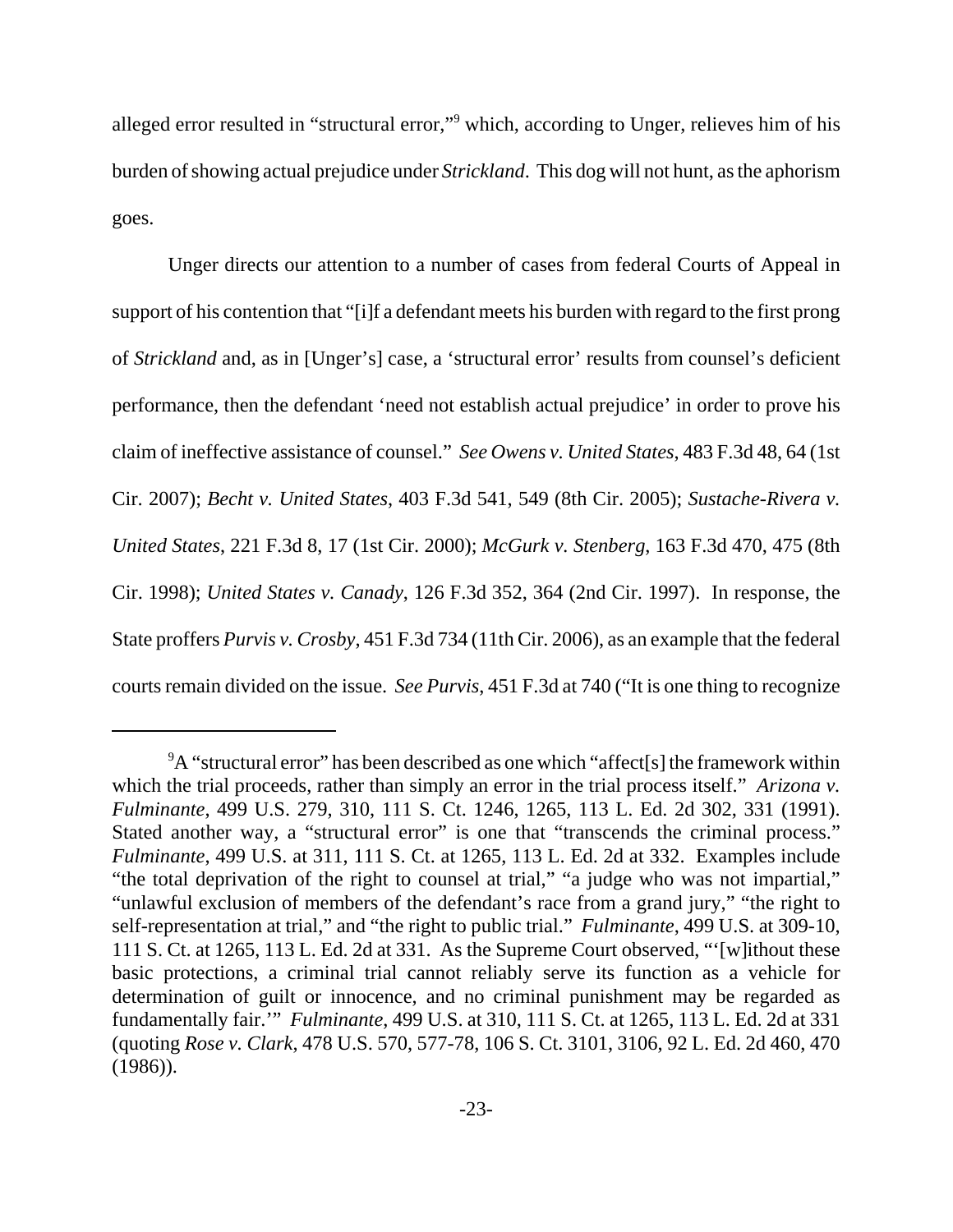alleged error resulted in "structural error,"[9] which, according to Unger, relieves him of his burden of showing actual prejudice under *Strickland*. This dog will not hunt, as the aphorism goes.

Unger directs our attention to a number of cases from federal Courts of Appeal in support of his contention that "[i]f a defendant meets his burden with regard to the first prong of *Strickland* and, as in [Unger's] case, a 'structural error' results from counsel's deficient performance, then the defendant 'need not establish actual prejudice' in order to prove his claim of ineffective assistance of counsel." *See Owens v. United States*, 483 F.3d 48, 64 (1st Cir. 2007); *Becht v. United States*, 403 F.3d 541, 549 (8th Cir. 2005); *Sustache-Rivera v. United States*, 221 F.3d 8, 17 (1st Cir. 2000); *McGurk v. Stenberg*, 163 F.3d 470, 475 (8th Cir. 1998); *United States v. Canady*, 126 F.3d 352, 364 (2nd Cir. 1997). In response, the State proffers *Purvis v. Crosby*, 451 F.3d 734 (11th Cir. 2006), as an example that the federal courts remain divided on the issue. *See Purvis*, 451 F.3d at 740 ("It is one thing to recognize

---

[9] A "structural error" has been described as one which "affect[s] the framework within which the trial proceeds, rather than simply an error in the trial process itself." *Arizona v. Fulminante*, 499 U.S. 279, 310, 111 S. Ct. 1246, 1265, 113 L. Ed. 2d 302, 331 (1991). Stated another way, a "structural error" is one that "transcends the criminal process." *Fulminante*, 499 U.S. at 311, 111 S. Ct. at 1265, 113 L. Ed. 2d at 332. Examples include "the total deprivation of the right to counsel at trial," "a judge who was not impartial," "unlawful exclusion of members of the defendant's race from a grand jury," "the right to self-representation at trial," and "the right to public trial." *Fulminante*, 499 U.S. at 309-10, 111 S. Ct. at 1265, 113 L. Ed. 2d at 331. As the Supreme Court observed, "'[w]ithout these basic protections, a criminal trial cannot reliably serve its function as a vehicle for determination of guilt or innocence, and no criminal punishment may be regarded as fundamentally fair.'" *Fulminante*, 499 U.S. at 310, 111 S. Ct. at 1265, 113 L. Ed. 2d at 331 (quoting *Rose v. Clark*, 478 U.S. 570, 577-78, 106 S. Ct. 3101, 3106, 92 L. Ed. 2d 460, 470 (1986)).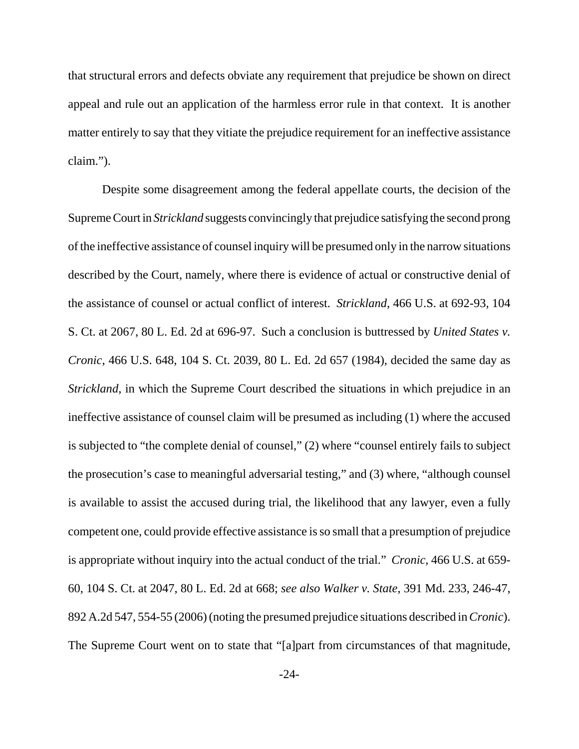that structural errors and defects obviate any requirement that prejudice be shown on direct appeal and rule out an application of the harmless error rule in that context. It is another matter entirely to say that they vitiate the prejudice requirement for an ineffective assistance claim.").

Despite some disagreement among the federal appellate courts, the decision of the Supreme Court in *Strickland* suggests convincingly that prejudice satisfying the second prong of the ineffective assistance of counsel inquiry will be presumed only in the narrow situations described by the Court, namely, where there is evidence of actual or constructive denial of the assistance of counsel or actual conflict of interest. *Strickland*, 466 U.S. at 692-93, 104 S. Ct. at 2067, 80 L. Ed. 2d at 696-97. Such a conclusion is buttressed by *United States v. Cronic*, 466 U.S. 648, 104 S. Ct. 2039, 80 L. Ed. 2d 657 (1984), decided the same day as *Strickland*, in which the Supreme Court described the situations in which prejudice in an ineffective assistance of counsel claim will be presumed as including (1) where the accused is subjected to "the complete denial of counsel," (2) where "counsel entirely fails to subject the prosecution's case to meaningful adversarial testing," and (3) where, "although counsel is available to assist the accused during trial, the likelihood that any lawyer, even a fully competent one, could provide effective assistance is so small that a presumption of prejudice is appropriate without inquiry into the actual conduct of the trial." *Cronic*, 466 U.S. at 659-60, 104 S. Ct. at 2047, 80 L. Ed. 2d at 668; *see also Walker v. State*, 391 Md. 233, 246-47, 892 A.2d 547, 554-55 (2006) (noting the presumed prejudice situations described in *Cronic*). The Supreme Court went on to state that "[a]part from circumstances of that magnitude,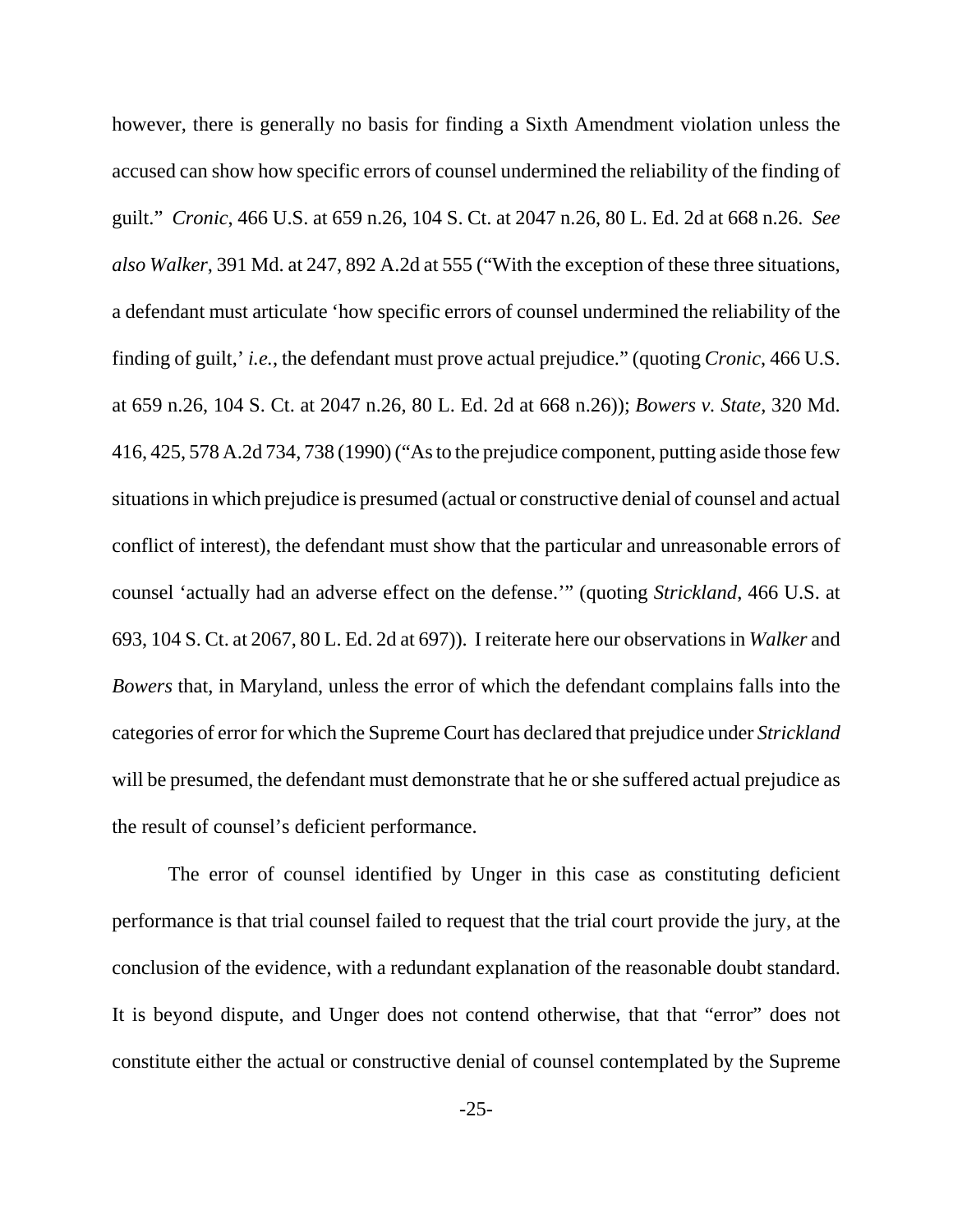however, there is generally no basis for finding a Sixth Amendment violation unless the accused can show how specific errors of counsel undermined the reliability of the finding of guilt." *Cronic*, 466 U.S. at 659 n.26, 104 S. Ct. at 2047 n.26, 80 L. Ed. 2d at 668 n.26. *See also Walker*, 391 Md. at 247, 892 A.2d at 555 ("With the exception of these three situations, a defendant must articulate 'how specific errors of counsel undermined the reliability of the finding of guilt,' *i.e.*, the defendant must prove actual prejudice." (quoting *Cronic*, 466 U.S. at 659 n.26, 104 S. Ct. at 2047 n.26, 80 L. Ed. 2d at 668 n.26)); *Bowers v. State*, 320 Md. 416, 425, 578 A.2d 734, 738 (1990) ("As to the prejudice component, putting aside those few situations in which prejudice is presumed (actual or constructive denial of counsel and actual conflict of interest), the defendant must show that the particular and unreasonable errors of counsel 'actually had an adverse effect on the defense.'" (quoting *Strickland*, 466 U.S. at 693, 104 S. Ct. at 2067, 80 L. Ed. 2d at 697)). I reiterate here our observations in *Walker* and *Bowers* that, in Maryland, unless the error of which the defendant complains falls into the categories of error for which the Supreme Court has declared that prejudice under *Strickland* will be presumed, the defendant must demonstrate that he or she suffered actual prejudice as the result of counsel's deficient performance.

The error of counsel identified by Unger in this case as constituting deficient performance is that trial counsel failed to request that the trial court provide the jury, at the conclusion of the evidence, with a redundant explanation of the reasonable doubt standard. It is beyond dispute, and Unger does not contend otherwise, that that "error" does not constitute either the actual or constructive denial of counsel contemplated by the Supreme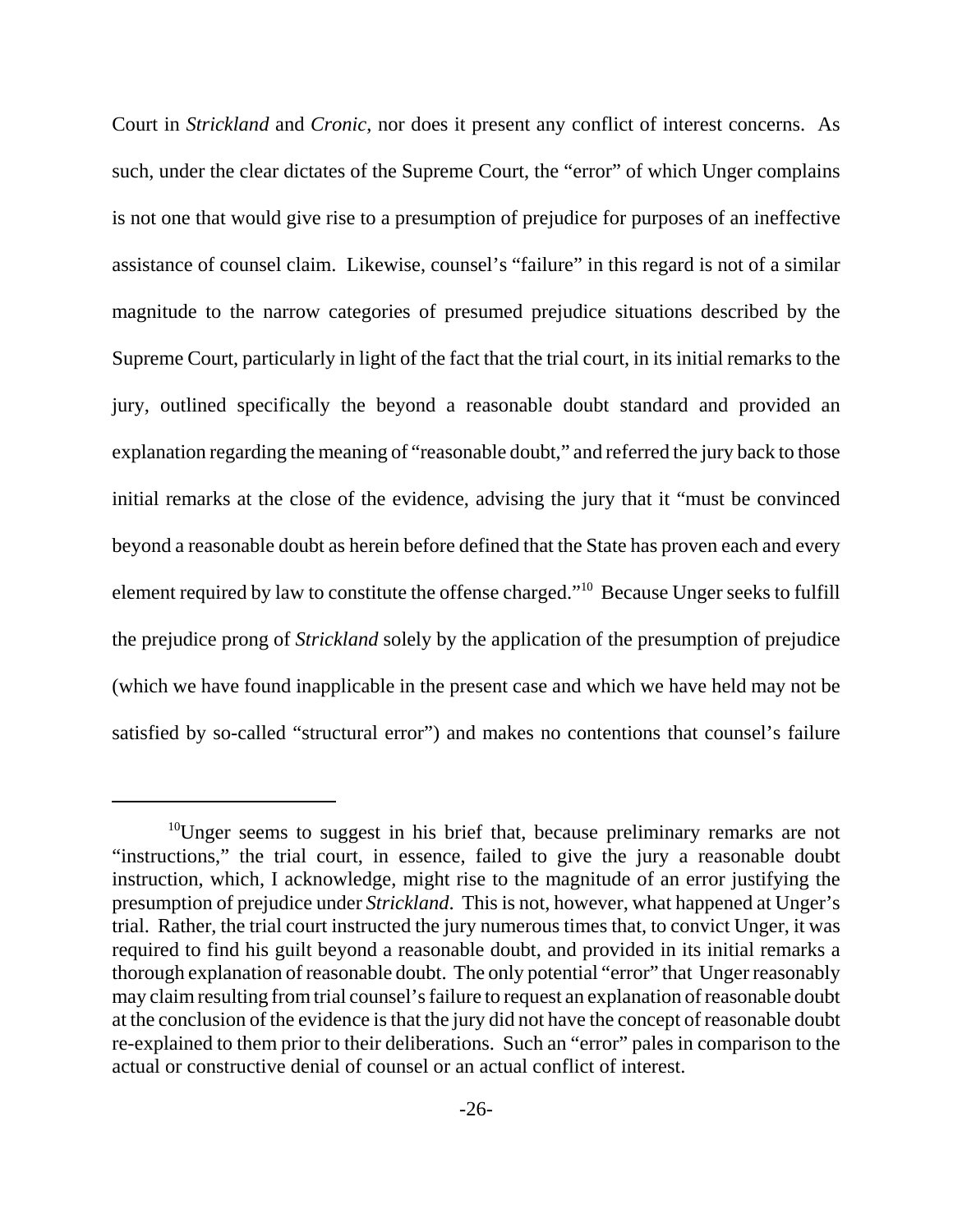Court in *Strickland* and *Cronic*, nor does it present any conflict of interest concerns. As such, under the clear dictates of the Supreme Court, the "error" of which Unger complains is not one that would give rise to a presumption of prejudice for purposes of an ineffective assistance of counsel claim. Likewise, counsel's "failure" in this regard is not of a similar magnitude to the narrow categories of presumed prejudice situations described by the Supreme Court, particularly in light of the fact that the trial court, in its initial remarks to the jury, outlined specifically the beyond a reasonable doubt standard and provided an explanation regarding the meaning of "reasonable doubt," and referred the jury back to those initial remarks at the close of the evidence, advising the jury that it "must be convinced beyond a reasonable doubt as herein before defined that the State has proven each and every element required by law to constitute the offense charged."[10] Because Unger seeks to fulfill the prejudice prong of *Strickland* solely by the application of the presumption of prejudice (which we have found inapplicable in the present case and which we have held may not be satisfied by so-called "structural error") and makes no contentions that counsel's failure

---

[10]Unger seems to suggest in his brief that, because preliminary remarks are not "instructions," the trial court, in essence, failed to give the jury a reasonable doubt instruction, which, I acknowledge, might rise to the magnitude of an error justifying the presumption of prejudice under *Strickland*. This is not, however, what happened at Unger's trial. Rather, the trial court instructed the jury numerous times that, to convict Unger, it was required to find his guilt beyond a reasonable doubt, and provided in its initial remarks a thorough explanation of reasonable doubt. The only potential "error" that Unger reasonably may claim resulting from trial counsel's failure to request an explanation of reasonable doubt at the conclusion of the evidence is that the jury did not have the concept of reasonable doubt re-explained to them prior to their deliberations. Such an "error" pales in comparison to the actual or constructive denial of counsel or an actual conflict of interest.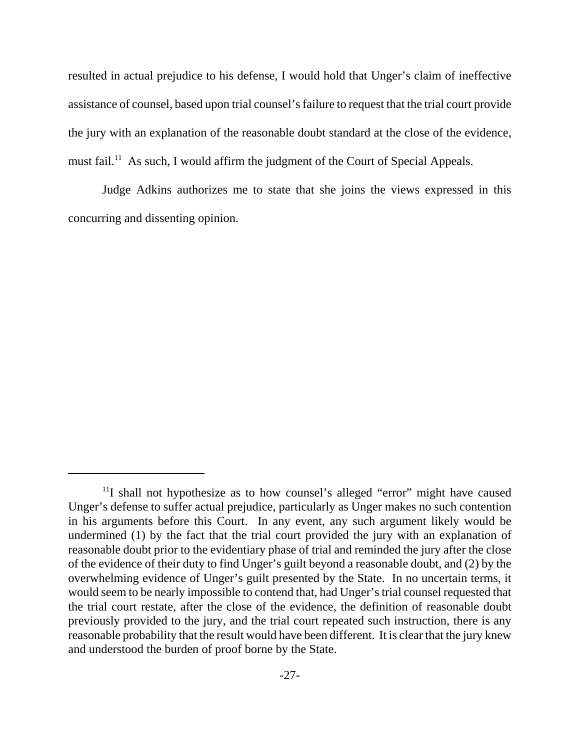resulted in actual prejudice to his defense, I would hold that Unger's claim of ineffective assistance of counsel, based upon trial counsel's failure to request that the trial court provide the jury with an explanation of the reasonable doubt standard at the close of the evidence, must fail.[11] As such, I would affirm the judgment of the Court of Special Appeals.

Judge Adkins authorizes me to state that she joins the views expressed in this concurring and dissenting opinion.

---

[11] I shall not hypothesize as to how counsel's alleged "error" might have caused Unger's defense to suffer actual prejudice, particularly as Unger makes no such contention in his arguments before this Court. In any event, any such argument likely would be undermined (1) by the fact that the trial court provided the jury with an explanation of reasonable doubt prior to the evidentiary phase of trial and reminded the jury after the close of the evidence of their duty to find Unger's guilt beyond a reasonable doubt, and (2) by the overwhelming evidence of Unger's guilt presented by the State. In no uncertain terms, it would seem to be nearly impossible to contend that, had Unger's trial counsel requested that the trial court restate, after the close of the evidence, the definition of reasonable doubt previously provided to the jury, and the trial court repeated such instruction, there is any reasonable probability that the result would have been different. It is clear that the jury knew and understood the burden of proof borne by the State.